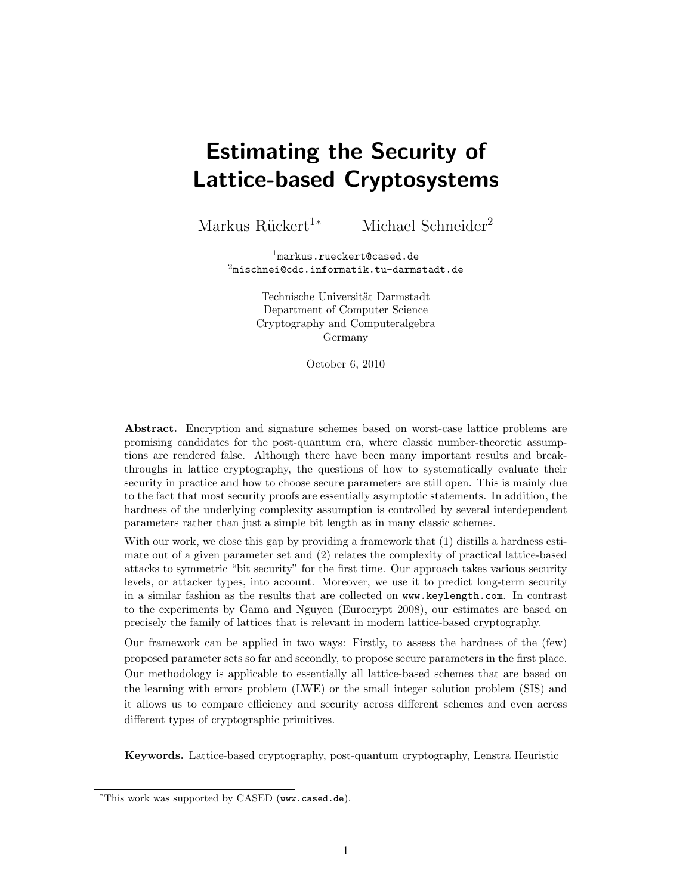# Estimating the Security of Lattice-based Cryptosystems

Markus Rückert[1*] Michael Schneider[2]

[1]markus.rueckert@cased.de
[2]mischnei@cdc.informatik.tu-darmstadt.de

Technische Universität Darmstadt
Department of Computer Science
Cryptography and Computeralgebra
Germany

October 6, 2010

**Abstract.** Encryption and signature schemes based on worst-case lattice problems are promising candidates for the post-quantum era, where classic number-theoretic assumptions are rendered false. Although there have been many important results and breakthroughs in lattice cryptography, the questions of how to systematically evaluate their security in practice and how to choose secure parameters are still open. This is mainly due to the fact that most security proofs are essentially asymptotic statements. In addition, the hardness of the underlying complexity assumption is controlled by several interdependent parameters rather than just a simple bit length as in many classic schemes.

With our work, we close this gap by providing a framework that (1) distills a hardness estimate out of a given parameter set and (2) relates the complexity of practical lattice-based attacks to symmetric "bit security" for the first time. Our approach takes various security levels, or attacker types, into account. Moreover, we use it to predict long-term security in a similar fashion as the results that are collected on www.keylength.com. In contrast to the experiments by Gama and Nguyen (Eurocrypt 2008), our estimates are based on precisely the family of lattices that is relevant in modern lattice-based cryptography.

Our framework can be applied in two ways: Firstly, to assess the hardness of the (few) proposed parameter sets so far and secondly, to propose secure parameters in the first place. Our methodology is applicable to essentially all lattice-based schemes that are based on the learning with errors problem (LWE) or the small integer solution problem (SIS) and it allows us to compare efficiency and security across different schemes and even across different types of cryptographic primitives.

**Keywords.** Lattice-based cryptography, post-quantum cryptography, Lenstra Heuristic

---

*This work was supported by CASED (www.cased.de).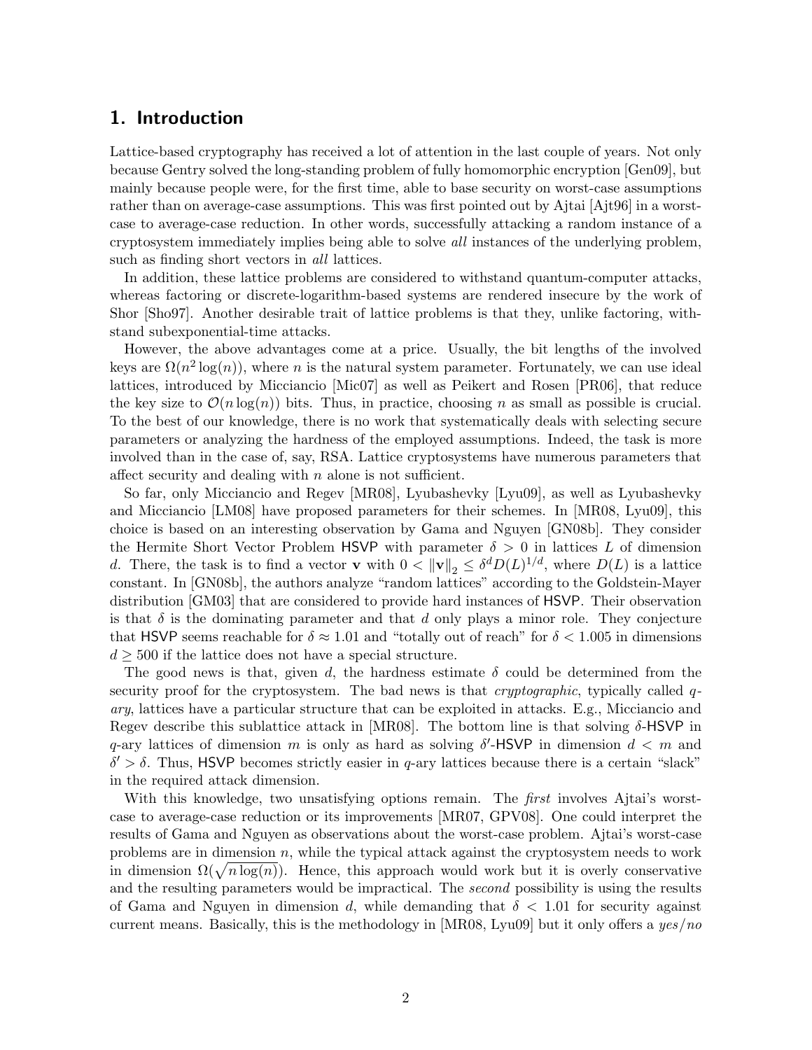## 1. Introduction

Lattice-based cryptography has received a lot of attention in the last couple of years. Not only because Gentry solved the long-standing problem of fully homomorphic encryption [Gen09], but mainly because people were, for the first time, able to base security on worst-case assumptions rather than on average-case assumptions. This was first pointed out by Ajtai [Ajt96] in a worst-case to average-case reduction. In other words, successfully attacking a random instance of a cryptosystem immediately implies being able to solve *all* instances of the underlying problem, such as finding short vectors in *all* lattices.

In addition, these lattice problems are considered to withstand quantum-computer attacks, whereas factoring or discrete-logarithm-based systems are rendered insecure by the work of Shor [Sho97]. Another desirable trait of lattice problems is that they, unlike factoring, withstand subexponential-time attacks.

However, the above advantages come at a price. Usually, the bit lengths of the involved keys are $\Omega(n^2 \log(n))$, where $n$ is the natural system parameter. Fortunately, we can use ideal lattices, introduced by Micciancio [Mic07] as well as Peikert and Rosen [PR06], that reduce the key size to $\mathcal{O}(n \log(n))$ bits. Thus, in practice, choosing $n$ as small as possible is crucial. To the best of our knowledge, there is no work that systematically deals with selecting secure parameters or analyzing the hardness of the employed assumptions. Indeed, the task is more involved than in the case of, say, RSA. Lattice cryptosystems have numerous parameters that affect security and dealing with $n$ alone is not sufficient.

So far, only Micciancio and Regev [MR08], Lyubashevky [Lyu09], as well as Lyubashevky and Micciancio [LM08] have proposed parameters for their schemes. In [MR08, Lyu09], this choice is based on an interesting observation by Gama and Nguyen [GN08b]. They consider the Hermite Short Vector Problem HSVP with parameter $\delta > 0$ in lattices $L$ of dimension $d$. There, the task is to find a vector $\mathbf{v}$ with $0 < \|\mathbf{v}\|_2 \leq \delta^d D(L)^{1/d}$, where $D(L)$ is a lattice constant. In [GN08b], the authors analyze "random lattices" according to the Goldstein-Mayer distribution [GM03] that are considered to provide hard instances of HSVP. Their observation is that $\delta$ is the dominating parameter and that $d$ only plays a minor role. They conjecture that HSVP seems reachable for $\delta \approx 1.01$ and "totally out of reach" for $\delta < 1.005$ in dimensions $d \geq 500$ if the lattice does not have a special structure.

The good news is that, given $d$, the hardness estimate $\delta$ could be determined from the security proof for the cryptosystem. The bad news is that *cryptographic*, typically called *q-ary*, lattices have a particular structure that can be exploited in attacks. E.g., Micciancio and Regev describe this sublattice attack in [MR08]. The bottom line is that solving $\delta$-HSVP in $q$-ary lattices of dimension $m$ is only as hard as solving $\delta'$-HSVP in dimension $d < m$ and $\delta' > \delta$. Thus, HSVP becomes strictly easier in $q$-ary lattices because there is a certain "slack" in the required attack dimension.

With this knowledge, two unsatisfying options remain. The *first* involves Ajtai's worst-case to average-case reduction or its improvements [MR07, GPV08]. One could interpret the results of Gama and Nguyen as observations about the worst-case problem. Ajtai's worst-case problems are in dimension $n$, while the typical attack against the cryptosystem needs to work in dimension $\Omega(\sqrt{n \log(n)})$. Hence, this approach would work but it is overly conservative and the resulting parameters would be impractical. The *second* possibility is using the results of Gama and Nguyen in dimension $d$, while demanding that $\delta < 1.01$ for security against current means. Basically, this is the methodology in [MR08, Lyu09] but it only offers a *yes*/*no*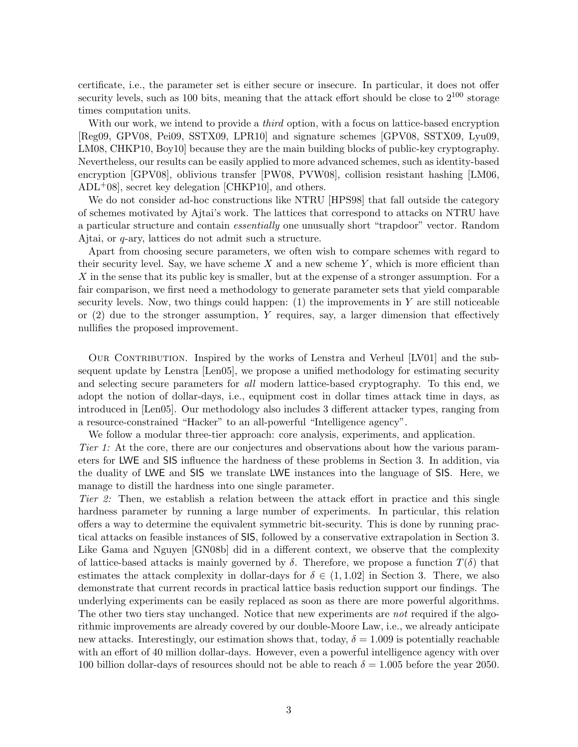certificate, i.e., the parameter set is either secure or insecure. In particular, it does not offer security levels, such as 100 bits, meaning that the attack effort should be close to $2^{100}$ storage times computation units.

With our work, we intend to provide a *third* option, with a focus on lattice-based encryption [Reg09, GPV08, Pei09, SSTX09, LPR10] and signature schemes [GPV08, SSTX09, Lyu09, LM08, CHKP10, Boy10] because they are the main building blocks of public-key cryptography. Nevertheless, our results can be easily applied to more advanced schemes, such as identity-based encryption [GPV08], oblivious transfer [PW08, PVW08], collision resistant hashing [LM06, ADL+08], secret key delegation [CHKP10], and others.

We do not consider ad-hoc constructions like NTRU [HPS98] that fall outside the category of schemes motivated by Ajtai's work. The lattices that correspond to attacks on NTRU have a particular structure and contain *essentially* one unusually short "trapdoor" vector. Random Ajtai, or $q$-ary, lattices do not admit such a structure.

Apart from choosing secure parameters, we often wish to compare schemes with regard to their security level. Say, we have scheme $X$ and a new scheme $Y$, which is more efficient than $X$ in the sense that its public key is smaller, but at the expense of a stronger assumption. For a fair comparison, we first need a methodology to generate parameter sets that yield comparable security levels. Now, two things could happen: (1) the improvements in $Y$ are still noticeable or (2) due to the stronger assumption, $Y$ requires, say, a larger dimension that effectively nullifies the proposed improvement.

Our Contribution. Inspired by the works of Lenstra and Verheul [LV01] and the subsequent update by Lenstra [Len05], we propose a unified methodology for estimating security and selecting secure parameters for *all* modern lattice-based cryptography. To this end, we adopt the notion of dollar-days, i.e., equipment cost in dollar times attack time in days, as introduced in [Len05]. Our methodology also includes 3 different attacker types, ranging from a resource-constrained "Hacker" to an all-powerful "Intelligence agency".

We follow a modular three-tier approach: core analysis, experiments, and application.
*Tier 1:* At the core, there are our conjectures and observations about how the various parameters for LWE and SIS influence the hardness of these problems in Section 3. In addition, via the duality of LWE and SIS we translate LWE instances into the language of SIS. Here, we manage to distill the hardness into one single parameter.
*Tier 2:* Then, we establish a relation between the attack effort in practice and this single hardness parameter by running a large number of experiments. In particular, this relation offers a way to determine the equivalent symmetric bit-security. This is done by running practical attacks on feasible instances of SIS, followed by a conservative extrapolation in Section 3. Like Gama and Nguyen [GN08b] did in a different context, we observe that the complexity of lattice-based attacks is mainly governed by $\delta$. Therefore, we propose a function $T(\delta)$ that estimates the attack complexity in dollar-days for $\delta \in (1, 1.02]$ in Section 3. There, we also demonstrate that current records in practical lattice basis reduction support our findings. The underlying experiments can be easily replaced as soon as there are more powerful algorithms. The other two tiers stay unchanged. Notice that new experiments are *not* required if the algorithmic improvements are already covered by our double-Moore Law, i.e., we already anticipate new attacks. Interestingly, our estimation shows that, today, $\delta = 1.009$ is potentially reachable with an effort of 40 million dollar-days. However, even a powerful intelligence agency with over 100 billion dollar-days of resources should not be able to reach $\delta = 1.005$ before the year 2050.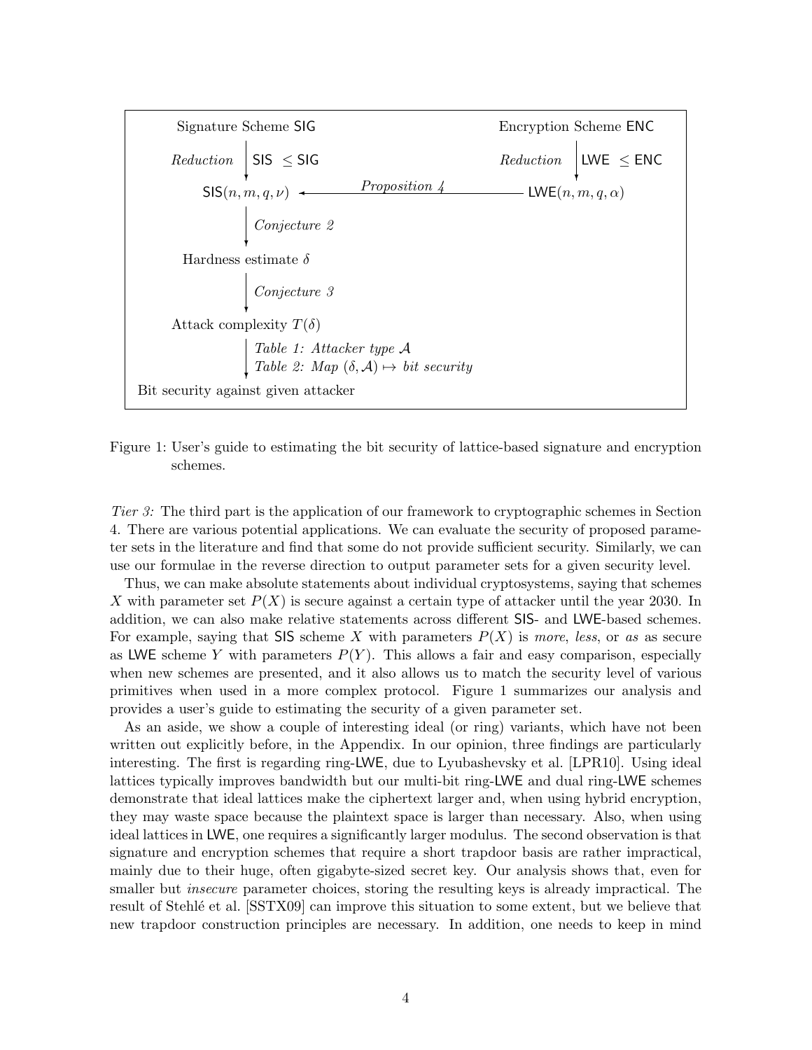Signature Scheme SIG → (*Reduction* SIS $\leq$ SIG) → SIS$(n, m, q, \nu)$ ← (*Proposition 4*) ← LWE$(n, m, q, \alpha)$ ← (*Reduction* LWE $\leq$ ENC) ← Encryption Scheme ENC

SIS$(n, m, q, \nu)$ → (*Conjecture 2*) → Hardness estimate $\delta$ → (*Conjecture 3*) → Attack complexity $T(\delta)$ → (*Table 1: Attacker type $\mathcal{A}$*; *Table 2: Map $(\delta, \mathcal{A}) \mapsto$ bit security*) → Bit security against given attacker

Figure 1: User's guide to estimating the bit security of lattice-based signature and encryption schemes.

*Tier 3:* The third part is the application of our framework to cryptographic schemes in Section 4. There are various potential applications. We can evaluate the security of proposed parameter sets in the literature and find that some do not provide sufficient security. Similarly, we can use our formulae in the reverse direction to output parameter sets for a given security level.

Thus, we can make absolute statements about individual cryptosystems, saying that schemes $X$ with parameter set $P(X)$ is secure against a certain type of attacker until the year 2030. In addition, we can also make relative statements across different SIS- and LWE-based schemes. For example, saying that SIS scheme $X$ with parameters $P(X)$ is *more*, *less*, or *as* as secure as LWE scheme $Y$ with parameters $P(Y)$. This allows a fair and easy comparison, especially when new schemes are presented, and it also allows us to match the security level of various primitives when used in a more complex protocol. Figure 1 summarizes our analysis and provides a user's guide to estimating the security of a given parameter set.

As an aside, we show a couple of interesting ideal (or ring) variants, which have not been written out explicitly before, in the Appendix. In our opinion, three findings are particularly interesting. The first is regarding ring-LWE, due to Lyubashevsky et al. [LPR10]. Using ideal lattices typically improves bandwidth but our multi-bit ring-LWE and dual ring-LWE schemes demonstrate that ideal lattices make the ciphertext larger and, when using hybrid encryption, they may waste space because the plaintext space is larger than necessary. Also, when using ideal lattices in LWE, one requires a significantly larger modulus. The second observation is that signature and encryption schemes that require a short trapdoor basis are rather impractical, mainly due to their huge, often gigabyte-sized secret key. Our analysis shows that, even for smaller but *insecure* parameter choices, storing the resulting keys is already impractical. The result of Stehlé et al. [SSTX09] can improve this situation to some extent, but we believe that new trapdoor construction principles are necessary. In addition, one needs to keep in mind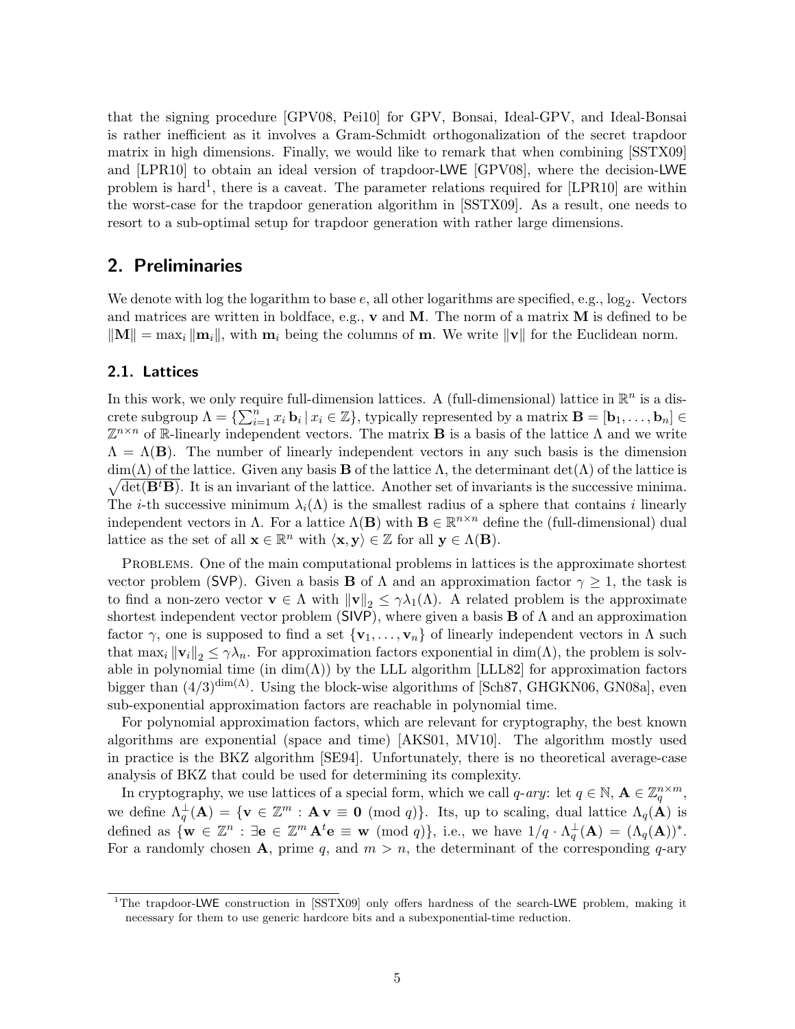that the signing procedure [GPV08, Pei10] for GPV, Bonsai, Ideal-GPV, and Ideal-Bonsai is rather inefficient as it involves a Gram-Schmidt orthogonalization of the secret trapdoor matrix in high dimensions. Finally, we would like to remark that when combining [SSTX09] and [LPR10] to obtain an ideal version of trapdoor-LWE [GPV08], where the decision-LWE problem is hard[1], there is a caveat. The parameter relations required for [LPR10] are within the worst-case for the trapdoor generation algorithm in [SSTX09]. As a result, one needs to resort to a sub-optimal setup for trapdoor generation with rather large dimensions.

## 2. Preliminaries

We denote with log the logarithm to base $e$, all other logarithms are specified, e.g., $\log_2$. Vectors and matrices are written in boldface, e.g., $\mathbf{v}$ and $\mathbf{M}$. The norm of a matrix $\mathbf{M}$ is defined to be $\|\mathbf{M}\| = \max_i \|\mathbf{m}_i\|$, with $\mathbf{m}_i$ being the columns of $\mathbf{m}$. We write $\|\mathbf{v}\|$ for the Euclidean norm.

### 2.1. Lattices

In this work, we only require full-dimension lattices. A (full-dimensional) lattice in $\mathbb{R}^n$ is a discrete subgroup $\Lambda = \{\sum_{i=1}^{n} x_i\, \mathbf{b}_i \,|\, x_i \in \mathbb{Z}\}$, typically represented by a matrix $\mathbf{B} = [\mathbf{b}_1, \ldots, \mathbf{b}_n] \in \mathbb{Z}^{n \times n}$ of $\mathbb{R}$-linearly independent vectors. The matrix $\mathbf{B}$ is a basis of the lattice $\Lambda$ and we write $\Lambda = \Lambda(\mathbf{B})$. The number of linearly independent vectors in any such basis is the dimension $\dim(\Lambda)$ of the lattice. Given any basis $\mathbf{B}$ of the lattice $\Lambda$, the determinant $\det(\Lambda)$ of the lattice is $\sqrt{\det(\mathbf{B}^t\mathbf{B})}$. It is an invariant of the lattice. Another set of invariants is the successive minima. The $i$-th successive minimum $\lambda_i(\Lambda)$ is the smallest radius of a sphere that contains $i$ linearly independent vectors in $\Lambda$. For a lattice $\Lambda(\mathbf{B})$ with $\mathbf{B} \in \mathbb{R}^{n \times n}$ define the (full-dimensional) dual lattice as the set of all $\mathbf{x} \in \mathbb{R}^n$ with $\langle \mathbf{x}, \mathbf{y} \rangle \in \mathbb{Z}$ for all $\mathbf{y} \in \Lambda(\mathbf{B})$.

Problems. One of the main computational problems in lattices is the approximate shortest vector problem (SVP). Given a basis $\mathbf{B}$ of $\Lambda$ and an approximation factor $\gamma \geq 1$, the task is to find a non-zero vector $\mathbf{v} \in \Lambda$ with $\|\mathbf{v}\|_2 \leq \gamma \lambda_1(\Lambda)$. A related problem is the approximate shortest independent vector problem (SIVP), where given a basis $\mathbf{B}$ of $\Lambda$ and an approximation factor $\gamma$, one is supposed to find a set $\{\mathbf{v}_1, \ldots, \mathbf{v}_n\}$ of linearly independent vectors in $\Lambda$ such that $\max_i \|\mathbf{v}_i\|_2 \leq \gamma \lambda_n$. For approximation factors exponential in $\dim(\Lambda)$, the problem is solvable in polynomial time (in $\dim(\Lambda)$) by the LLL algorithm [LLL82] for approximation factors bigger than $(4/3)^{\dim(\Lambda)}$. Using the block-wise algorithms of [Sch87, GHGKN06, GN08a], even sub-exponential approximation factors are reachable in polynomial time.

For polynomial approximation factors, which are relevant for cryptography, the best known algorithms are exponential (space and time) [AKS01, MV10]. The algorithm mostly used in practice is the BKZ algorithm [SE94]. Unfortunately, there is no theoretical average-case analysis of BKZ that could be used for determining its complexity.

In cryptography, we use lattices of a special form, which we call $q$-*ary*: let $q \in \mathbb{N}$, $\mathbf{A} \in \mathbb{Z}_q^{n \times m}$, we define $\Lambda_q^\perp(\mathbf{A}) = \{\mathbf{v} \in \mathbb{Z}^m : \mathbf{A}\,\mathbf{v} \equiv \mathbf{0} \pmod{q}\}$. Its, up to scaling, dual lattice $\Lambda_q(\mathbf{A})$ is defined as $\{\mathbf{w} \in \mathbb{Z}^n : \exists \mathbf{e} \in \mathbb{Z}^m\; \mathbf{A}^t\mathbf{e} \equiv \mathbf{w} \pmod{q}\}$, i.e., we have $1/q \cdot \Lambda_q^\perp(\mathbf{A}) = (\Lambda_q(\mathbf{A}))^*$. For a randomly chosen $\mathbf{A}$, prime $q$, and $m > n$, the determinant of the corresponding $q$-ary

[1] The trapdoor-LWE construction in [SSTX09] only offers hardness of the search-LWE problem, making it necessary for them to use generic hardcore bits and a subexponential-time reduction.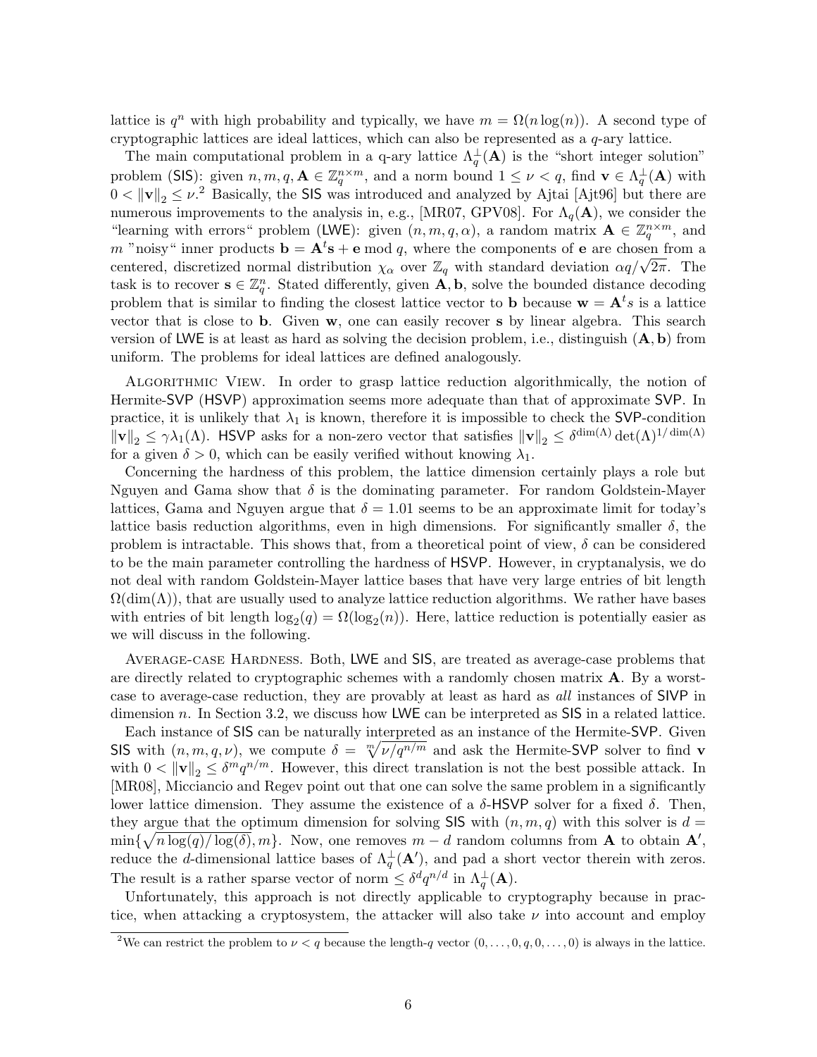lattice is $q^n$ with high probability and typically, we have $m = \Omega(n \log(n))$. A second type of cryptographic lattices are ideal lattices, which can also be represented as a $q$-ary lattice.

The main computational problem in a q-ary lattice $\Lambda_q^\perp(\mathbf{A})$ is the "short integer solution" problem (SIS): given $n, m, q, \mathbf{A} \in \mathbb{Z}_q^{n \times m}$, and a norm bound $1 \leq \nu < q$, find $\mathbf{v} \in \Lambda_q^\perp(\mathbf{A})$ with $0 < \|\mathbf{v}\|_2 \leq \nu$.[2] Basically, the SIS was introduced and analyzed by Ajtai [Ajt96] but there are numerous improvements to the analysis in, e.g., [MR07, GPV08]. For $\Lambda_q(\mathbf{A})$, we consider the "learning with errors" problem (LWE): given $(n, m, q, \alpha)$, a random matrix $\mathbf{A} \in \mathbb{Z}_q^{n \times m}$, and $m$ "noisy" inner products $\mathbf{b} = \mathbf{A}^t \mathbf{s} + \mathbf{e} \bmod q$, where the components of $\mathbf{e}$ are chosen from a centered, discretized normal distribution $\chi_\alpha$ over $\mathbb{Z}_q$ with standard deviation $\alpha q / \sqrt{2\pi}$. The task is to recover $\mathbf{s} \in \mathbb{Z}_q^n$. Stated differently, given $\mathbf{A}, \mathbf{b}$, solve the bounded distance decoding problem that is similar to finding the closest lattice vector to $\mathbf{b}$ because $\mathbf{w} = \mathbf{A}^t s$ is a lattice vector that is close to $\mathbf{b}$. Given $\mathbf{w}$, one can easily recover $\mathbf{s}$ by linear algebra. This search version of LWE is at least as hard as solving the decision problem, i.e., distinguish $(\mathbf{A}, \mathbf{b})$ from uniform. The problems for ideal lattices are defined analogously.

Algorithmic View. In order to grasp lattice reduction algorithmically, the notion of Hermite-SVP (HSVP) approximation seems more adequate than that of approximate SVP. In practice, it is unlikely that $\lambda_1$ is known, therefore it is impossible to check the SVP-condition $\|\mathbf{v}\|_2 \leq \gamma \lambda_1(\Lambda)$. HSVP asks for a non-zero vector that satisfies $\|\mathbf{v}\|_2 \leq \delta^{\dim(\Lambda)} \det(\Lambda)^{1/\dim(\Lambda)}$ for a given $\delta > 0$, which can be easily verified without knowing $\lambda_1$.

Concerning the hardness of this problem, the lattice dimension certainly plays a role but Nguyen and Gama show that $\delta$ is the dominating parameter. For random Goldstein-Mayer lattices, Gama and Nguyen argue that $\delta = 1.01$ seems to be an approximate limit for today's lattice basis reduction algorithms, even in high dimensions. For significantly smaller $\delta$, the problem is intractable. This shows that, from a theoretical point of view, $\delta$ can be considered to be the main parameter controlling the hardness of HSVP. However, in cryptanalysis, we do not deal with random Goldstein-Mayer lattice bases that have very large entries of bit length $\Omega(\dim(\Lambda))$, that are usually used to analyze lattice reduction algorithms. We rather have bases with entries of bit length $\log_2(q) = \Omega(\log_2(n))$. Here, lattice reduction is potentially easier as we will discuss in the following.

Average-case Hardness. Both, LWE and SIS, are treated as average-case problems that are directly related to cryptographic schemes with a randomly chosen matrix $\mathbf{A}$. By a worst-case to average-case reduction, they are provably at least as hard as *all* instances of SIVP in dimension $n$. In Section 3.2, we discuss how LWE can be interpreted as SIS in a related lattice.

Each instance of SIS can be naturally interpreted as an instance of the Hermite-SVP. Given SIS with $(n, m, q, \nu)$, we compute $\delta = \sqrt[m]{\nu / q^{n/m}}$ and ask the Hermite-SVP solver to find $\mathbf{v}$ with $0 < \|\mathbf{v}\|_2 \leq \delta^m q^{n/m}$. However, this direct translation is not the best possible attack. In [MR08], Micciancio and Regev point out that one can solve the same problem in a significantly lower lattice dimension. They assume the existence of a $\delta$-HSVP solver for a fixed $\delta$. Then, they argue that the optimum dimension for solving SIS with $(n, m, q)$ with this solver is $d = \min\{\sqrt{n \log(q) / \log(\delta)}, m\}$. Now, one removes $m - d$ random columns from $\mathbf{A}$ to obtain $\mathbf{A}'$, reduce the $d$-dimensional lattice bases of $\Lambda_q^\perp(\mathbf{A}')$, and pad a short vector therein with zeros. The result is a rather sparse vector of norm $\leq \delta^d q^{n/d}$ in $\Lambda_q^\perp(\mathbf{A})$.

Unfortunately, this approach is not directly applicable to cryptography because in practice, when attacking a cryptosystem, the attacker will also take $\nu$ into account and employ

[2] We can restrict the problem to $\nu < q$ because the length-$q$ vector $(0, \ldots, 0, q, 0, \ldots, 0)$ is always in the lattice.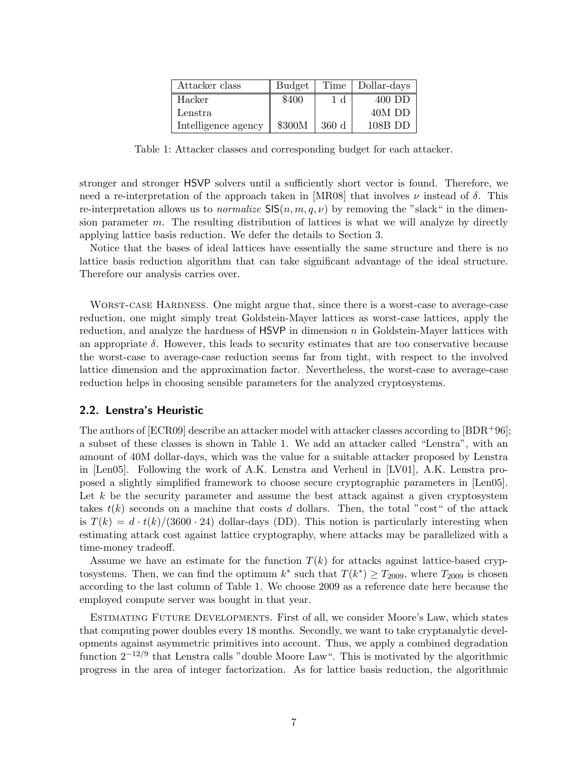| Attacker class | Budget | Time | Dollar-days |
|---|---|---|---|
| Hacker | \$400 | 1 d | 400 DD |
| Lenstra | | | 40M DD |
| Intelligence agency | \$300M | 360 d | 108B DD |

Table 1: Attacker classes and corresponding budget for each attacker.

stronger and stronger HSVP solvers until a sufficiently short vector is found. Therefore, we need a re-interpretation of the approach taken in [MR08] that involves $\nu$ instead of $\delta$. This re-interpretation allows us to *normalize* $\mathsf{SIS}(n, m, q, \nu)$ by removing the "slack" in the dimension parameter $m$. The resulting distribution of lattices is what we will analyze by directly applying lattice basis reduction. We defer the details to Section 3.

Notice that the bases of ideal lattices have essentially the same structure and there is no lattice basis reduction algorithm that can take significant advantage of the ideal structure. Therefore our analysis carries over.

Worst-case Hardness. One might argue that, since there is a worst-case to average-case reduction, one might simply treat Goldstein-Mayer lattices as worst-case lattices, apply the reduction, and analyze the hardness of HSVP in dimension $n$ in Goldstein-Mayer lattices with an appropriate $\delta$. However, this leads to security estimates that are too conservative because the worst-case to average-case reduction seems far from tight, with respect to the involved lattice dimension and the approximation factor. Nevertheless, the worst-case to average-case reduction helps in choosing sensible parameters for the analyzed cryptosystems.

## 2.2. Lenstra's Heuristic

The authors of [ECR09] describe an attacker model with attacker classes according to [BDR+96]; a subset of these classes is shown in Table 1. We add an attacker called "Lenstra", with an amount of 40M dollar-days, which was the value for a suitable attacker proposed by Lenstra in [Len05]. Following the work of A.K. Lenstra and Verheul in [LV01], A.K. Lenstra proposed a slightly simplified framework to choose secure cryptographic parameters in [Len05]. Let $k$ be the security parameter and assume the best attack against a given cryptosystem takes $t(k)$ seconds on a machine that costs $d$ dollars. Then, the total "cost" of the attack is $T(k) = d \cdot t(k)/(3600 \cdot 24)$ dollar-days (DD). This notion is particularly interesting when estimating attack cost against lattice cryptography, where attacks may be parallelized with a time-money tradeoff.

Assume we have an estimate for the function $T(k)$ for attacks against lattice-based cryptosystems. Then, we can find the optimum $k^*$ such that $T(k^*) \geq T_{2009}$, where $T_{2009}$ is chosen according to the last column of Table 1. We choose 2009 as a reference date here because the employed compute server was bought in that year.

Estimating Future Developments. First of all, we consider Moore's Law, which states that computing power doubles every 18 months. Secondly, we want to take cryptanalytic developments against asymmetric primitives into account. Thus, we apply a combined degradation function $2^{-12/9}$ that Lenstra calls "double Moore Law". This is motivated by the algorithmic progress in the area of integer factorization. As for lattice basis reduction, the algorithmic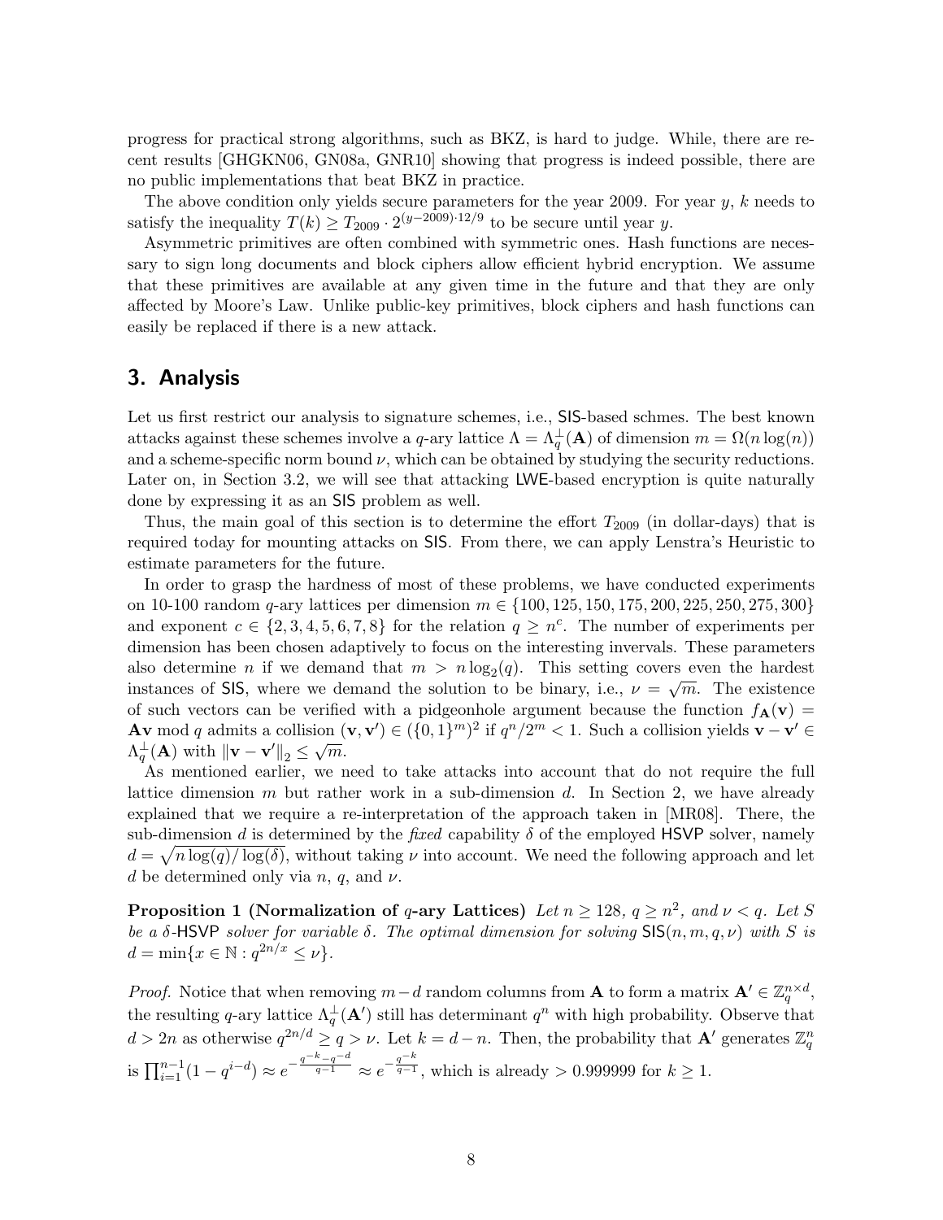progress for practical strong algorithms, such as BKZ, is hard to judge. While, there are recent results [GHGKN06, GN08a, GNR10] showing that progress is indeed possible, there are no public implementations that beat BKZ in practice.

The above condition only yields secure parameters for the year 2009. For year $y$, $k$ needs to satisfy the inequality $T(k) \geq T_{2009} \cdot 2^{(y-2009)\cdot 12/9}$ to be secure until year $y$.

Asymmetric primitives are often combined with symmetric ones. Hash functions are necessary to sign long documents and block ciphers allow efficient hybrid encryption. We assume that these primitives are available at any given time in the future and that they are only affected by Moore's Law. Unlike public-key primitives, block ciphers and hash functions can easily be replaced if there is a new attack.

## 3. Analysis

Let us first restrict our analysis to signature schemes, i.e., SIS-based schmes. The best known attacks against these schemes involve a $q$-ary lattice $\Lambda = \Lambda_q^\perp(\mathbf{A})$ of dimension $m = \Omega(n \log(n))$ and a scheme-specific norm bound $\nu$, which can be obtained by studying the security reductions. Later on, in Section 3.2, we will see that attacking LWE-based encryption is quite naturally done by expressing it as an SIS problem as well.

Thus, the main goal of this section is to determine the effort $T_{2009}$ (in dollar-days) that is required today for mounting attacks on SIS. From there, we can apply Lenstra's Heuristic to estimate parameters for the future.

In order to grasp the hardness of most of these problems, we have conducted experiments on 10-100 random $q$-ary lattices per dimension $m \in \{100, 125, 150, 175, 200, 225, 250, 275, 300\}$ and exponent $c \in \{2, 3, 4, 5, 6, 7, 8\}$ for the relation $q \geq n^c$. The number of experiments per dimension has been chosen adaptively to focus on the interesting invervals. These parameters also determine $n$ if we demand that $m > n \log_2(q)$. This setting covers even the hardest instances of SIS, where we demand the solution to be binary, i.e., $\nu = \sqrt{m}$. The existence of such vectors can be verified with a pidgeonhole argument because the function $f_{\mathbf{A}}(\mathbf{v}) = \mathbf{A}\mathbf{v} \bmod q$ admits a collision $(\mathbf{v}, \mathbf{v}') \in (\{0,1\}^m)^2$ if $q^n/2^m < 1$. Such a collision yields $\mathbf{v} - \mathbf{v}' \in \Lambda_q^\perp(\mathbf{A})$ with $\|\mathbf{v} - \mathbf{v}'\|_2 \leq \sqrt{m}$.

As mentioned earlier, we need to take attacks into account that do not require the full lattice dimension $m$ but rather work in a sub-dimension $d$. In Section 2, we have already explained that we require a re-interpretation of the approach taken in [MR08]. There, the sub-dimension $d$ is determined by the *fixed* capability $\delta$ of the employed HSVP solver, namely $d = \sqrt{n \log(q)/\log(\delta)}$, without taking $\nu$ into account. We need the following approach and let $d$ be determined only via $n$, $q$, and $\nu$.

**Proposition 1 (Normalization of $q$-ary Lattices)** *Let $n \geq 128$, $q \geq n^2$, and $\nu < q$. Let $S$ be a $\delta$-HSVP solver for variable $\delta$. The optimal dimension for solving $\mathsf{SIS}(n, m, q, \nu)$ with $S$ is $d = \min\{x \in \mathbb{N} : q^{2n/x} \leq \nu\}$.*

*Proof.* Notice that when removing $m - d$ random columns from $\mathbf{A}$ to form a matrix $\mathbf{A}' \in \mathbb{Z}_q^{n \times d}$, the resulting $q$-ary lattice $\Lambda_q^\perp(\mathbf{A}')$ still has determinant $q^n$ with high probability. Observe that $d > 2n$ as otherwise $q^{2n/d} \geq q > \nu$. Let $k = d - n$. Then, the probability that $\mathbf{A}'$ generates $\mathbb{Z}_q^n$ is $\prod_{i=1}^{n-1}(1 - q^{i-d}) \approx e^{-\frac{q^{-k} - q^{-d}}{q-1}} \approx e^{-\frac{q^{-k}}{q-1}}$, which is already $> 0.999999$ for $k \geq 1$.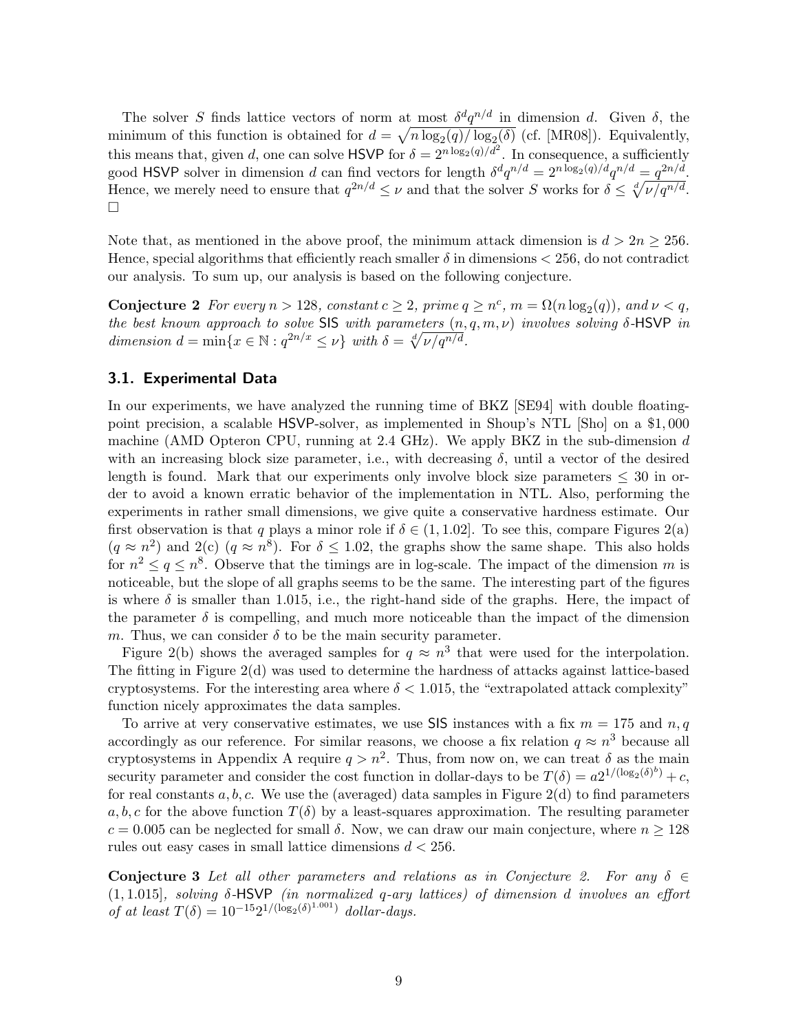The solver $S$ finds lattice vectors of norm at most $\delta^d q^{n/d}$ in dimension $d$. Given $\delta$, the minimum of this function is obtained for $d = \sqrt{n \log_2(q)/\log_2(\delta)}$ (cf. [MR08]). Equivalently, this means that, given $d$, one can solve HSVP for $\delta = 2^{n \log_2(q)/d^2}$. In consequence, a sufficiently good HSVP solver in dimension $d$ can find vectors for length $\delta^d q^{n/d} = 2^{n \log_2(q)/d} q^{n/d} = q^{2n/d}$. Hence, we merely need to ensure that $q^{2n/d} \leq \nu$ and that the solver $S$ works for $\delta \leq \sqrt[d]{\nu/q^{n/d}}$. □

Note that, as mentioned in the above proof, the minimum attack dimension is $d > 2n \geq 256$. Hence, special algorithms that efficiently reach smaller $\delta$ in dimensions $< 256$, do not contradict our analysis. To sum up, our analysis is based on the following conjecture.

**Conjecture 2** *For every $n > 128$, constant $c \geq 2$, prime $q \geq n^c$, $m = \Omega(n \log_2(q))$, and $\nu < q$, the best known approach to solve* SIS *with parameters $(n, q, m, \nu)$ involves solving $\delta$-*HSVP *in dimension $d = \min\{x \in \mathbb{N} : q^{2n/x} \leq \nu\}$ with $\delta = \sqrt[d]{\nu/q^{n/d}}$.*

### 3.1. Experimental Data

In our experiments, we have analyzed the running time of BKZ [SE94] with double floating-point precision, a scalable HSVP-solver, as implemented in Shoup's NTL [Sho] on a \$1,000 machine (AMD Opteron CPU, running at 2.4 GHz). We apply BKZ in the sub-dimension $d$ with an increasing block size parameter, i.e., with decreasing $\delta$, until a vector of the desired length is found. Mark that our experiments only involve block size parameters $\leq 30$ in order to avoid a known erratic behavior of the implementation in NTL. Also, performing the experiments in rather small dimensions, we give quite a conservative hardness estimate. Our first observation is that $q$ plays a minor role if $\delta \in (1, 1.02]$. To see this, compare Figures 2(a) ($q \approx n^2$) and 2(c) ($q \approx n^8$). For $\delta \leq 1.02$, the graphs show the same shape. This also holds for $n^2 \leq q \leq n^8$. Observe that the timings are in log-scale. The impact of the dimension $m$ is noticeable, but the slope of all graphs seems to be the same. The interesting part of the figures is where $\delta$ is smaller than 1.015, i.e., the right-hand side of the graphs. Here, the impact of the parameter $\delta$ is compelling, and much more noticeable than the impact of the dimension $m$. Thus, we can consider $\delta$ to be the main security parameter.

Figure 2(b) shows the averaged samples for $q \approx n^3$ that were used for the interpolation. The fitting in Figure 2(d) was used to determine the hardness of attacks against lattice-based cryptosystems. For the interesting area where $\delta < 1.015$, the "extrapolated attack complexity" function nicely approximates the data samples.

To arrive at very conservative estimates, we use SIS instances with a fix $m = 175$ and $n, q$ accordingly as our reference. For similar reasons, we choose a fix relation $q \approx n^3$ because all cryptosystems in Appendix A require $q > n^2$. Thus, from now on, we can treat $\delta$ as the main security parameter and consider the cost function in dollar-days to be $T(\delta) = a 2^{1/(\log_2(\delta)^b)} + c$, for real constants $a, b, c$. We use the (averaged) data samples in Figure 2(d) to find parameters $a, b, c$ for the above function $T(\delta)$ by a least-squares approximation. The resulting parameter $c = 0.005$ can be neglected for small $\delta$. Now, we can draw our main conjecture, where $n \geq 128$ rules out easy cases in small lattice dimensions $d < 256$.

**Conjecture 3** *Let all other parameters and relations as in Conjecture 2. For any $\delta \in (1, 1.015]$, solving $\delta$-*HSVP *(in normalized q-ary lattices) of dimension $d$ involves an effort of at least $T(\delta) = 10^{-15} 2^{1/(\log_2(\delta)^{1.001})}$ dollar-days.*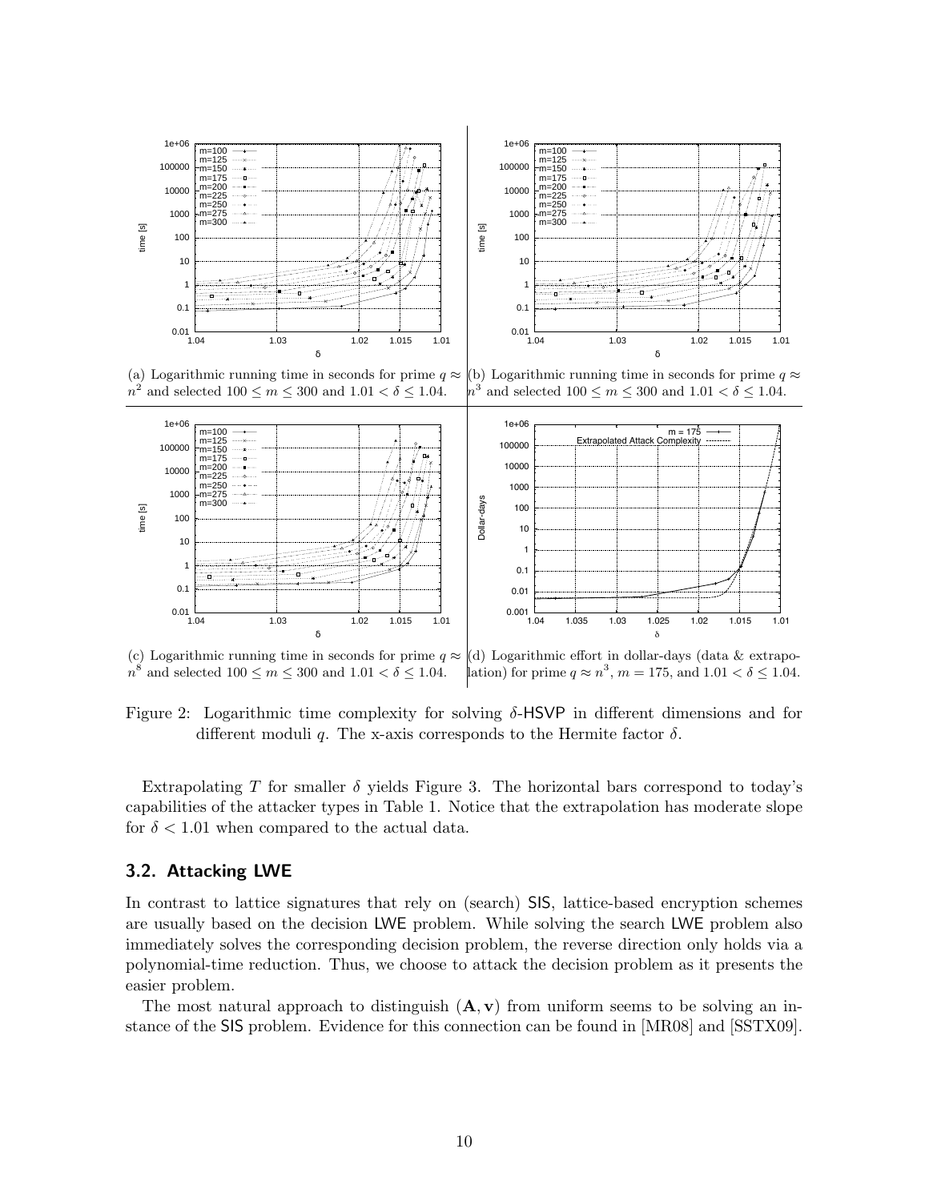(a) Logarithmic running time in seconds for prime $q \approx n^2$ and selected $100 \leq m \leq 300$ and $1.01 < \delta \leq 1.04$.

(b) Logarithmic running time in seconds for prime $q \approx n^3$ and selected $100 \leq m \leq 300$ and $1.01 < \delta \leq 1.04$.

(c) Logarithmic running time in seconds for prime $q \approx n^8$ and selected $100 \leq m \leq 300$ and $1.01 < \delta \leq 1.04$.

(d) Logarithmic effort in dollar-days (data & extrapolation) for prime $q \approx n^3$, $m = 175$, and $1.01 < \delta \leq 1.04$.

Figure 2: Logarithmic time complexity for solving $\delta$-HSVP in different dimensions and for different moduli $q$. The x-axis corresponds to the Hermite factor $\delta$.

Extrapolating $T$ for smaller $\delta$ yields Figure 3. The horizontal bars correspond to today's capabilities of the attacker types in Table 1. Notice that the extrapolation has moderate slope for $\delta < 1.01$ when compared to the actual data.

## 3.2. Attacking LWE

In contrast to lattice signatures that rely on (search) SIS, lattice-based encryption schemes are usually based on the decision LWE problem. While solving the search LWE problem also immediately solves the corresponding decision problem, the reverse direction only holds via a polynomial-time reduction. Thus, we choose to attack the decision problem as it presents the easier problem.

The most natural approach to distinguish $(\mathbf{A}, \mathbf{v})$ from uniform seems to be solving an instance of the SIS problem. Evidence for this connection can be found in [MR08] and [SSTX09].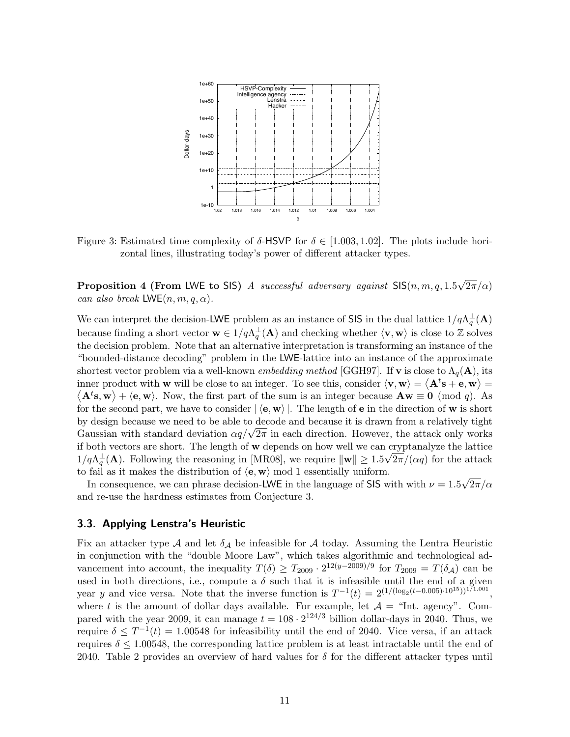Figure 3: Estimated time complexity of $\delta$-HSVP for $\delta \in [1.003, 1.02]$. The plots include horizontal lines, illustrating today's power of different attacker types.

**Proposition 4 (From LWE to SIS)** *A successful adversary against* $\mathsf{SIS}(n, m, q, 1.5\sqrt{2\pi}/\alpha)$ *can also break* $\mathsf{LWE}(n, m, q, \alpha)$.

We can interpret the decision-LWE problem as an instance of SIS in the dual lattice $1/q\Lambda_q^{\perp}(\mathbf{A})$ because finding a short vector $\mathbf{w} \in 1/q\Lambda_q^{\perp}(\mathbf{A})$ and checking whether $\langle \mathbf{v}, \mathbf{w} \rangle$ is close to $\mathbb{Z}$ solves the decision problem. Note that an alternative interpretation is transforming an instance of the "bounded-distance decoding" problem in the LWE-lattice into an instance of the approximate shortest vector problem via a well-known *embedding method* [GGH97]. If $\mathbf{v}$ is close to $\Lambda_q(\mathbf{A})$, its inner product with $\mathbf{w}$ will be close to an integer. To see this, consider $\langle \mathbf{v}, \mathbf{w} \rangle = \langle \mathbf{A}^t\mathbf{s} + \mathbf{e}, \mathbf{w} \rangle = \langle \mathbf{A}^t\mathbf{s}, \mathbf{w} \rangle + \langle \mathbf{e}, \mathbf{w} \rangle$. Now, the first part of the sum is an integer because $\mathbf{A}\mathbf{w} \equiv \mathbf{0} \pmod{q}$. As for the second part, we have to consider $|\langle \mathbf{e}, \mathbf{w} \rangle|$. The length of $\mathbf{e}$ in the direction of $\mathbf{w}$ is short by design because we need to be able to decode and because it is drawn from a relatively tight Gaussian with standard deviation $\alpha q/\sqrt{2\pi}$ in each direction. However, the attack only works if both vectors are short. The length of $\mathbf{w}$ depends on how well we can cryptanalyze the lattice $1/q\Lambda_q^{\perp}(\mathbf{A})$. Following the reasoning in [MR08], we require $\|\mathbf{w}\| \geq 1.5\sqrt{2\pi}/(\alpha q)$ for the attack to fail as it makes the distribution of $\langle \mathbf{e}, \mathbf{w} \rangle \bmod 1$ essentially uniform.

In consequence, we can phrase decision-LWE in the language of SIS with with $\nu = 1.5\sqrt{2\pi}/\alpha$ and re-use the hardness estimates from Conjecture 3.

### 3.3. Applying Lenstra's Heuristic

Fix an attacker type $\mathcal{A}$ and let $\delta_{\mathcal{A}}$ be infeasible for $\mathcal{A}$ today. Assuming the Lentra Heuristic in conjunction with the "double Moore Law", which takes algorithmic and technological advancement into account, the inequality $T(\delta) \geq T_{2009} \cdot 2^{12(y-2009)/9}$ for $T_{2009} = T(\delta_{\mathcal{A}})$ can be used in both directions, i.e., compute a $\delta$ such that it is infeasible until the end of a given year $y$ and vice versa. Note that the inverse function is $T^{-1}(t) = 2^{(1/(\log_2(t-0.005)\cdot 10^{15}))^{1/1.001}}$, where $t$ is the amount of dollar days available. For example, let $\mathcal{A}$ = "Int. agency". Compared with the year 2009, it can manage $t = 108 \cdot 2^{124/3}$ billion dollar-days in 2040. Thus, we require $\delta \leq T^{-1}(t) = 1.00548$ for infeasibility until the end of 2040. Vice versa, if an attack requires $\delta \leq 1.00548$, the corresponding lattice problem is at least intractable until the end of 2040. Table 2 provides an overview of hard values for $\delta$ for the different attacker types until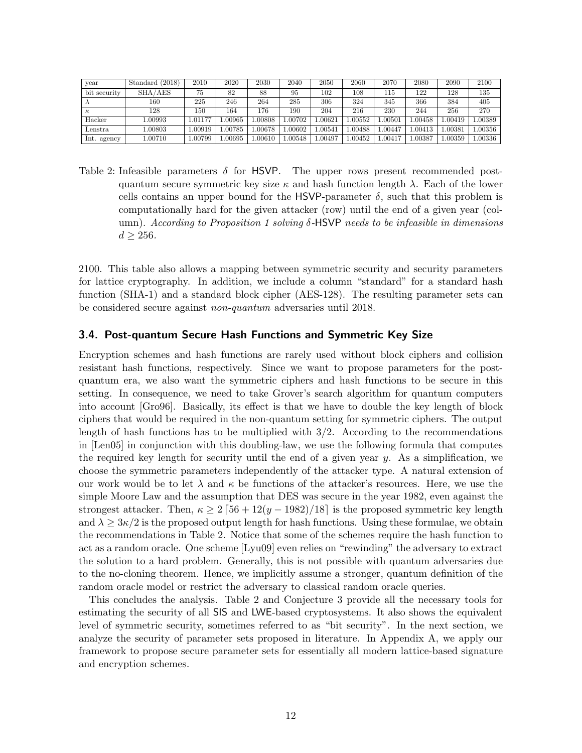| year | Standard (2018) | 2010 | 2020 | 2030 | 2040 | 2050 | 2060 | 2070 | 2080 | 2090 | 2100 |
|---|---|---|---|---|---|---|---|---|---|---|---|
| bit security | SHA/AES | 75 | 82 | 88 | 95 | 102 | 108 | 115 | 122 | 128 | 135 |
| $\lambda$ | 160 | 225 | 246 | 264 | 285 | 306 | 324 | 345 | 366 | 384 | 405 |
| $\kappa$ | 128 | 150 | 164 | 176 | 190 | 204 | 216 | 230 | 244 | 256 | 270 |
| Hacker | 1.00993 | 1.01177 | 1.00965 | 1.00808 | 1.00702 | 1.00621 | 1.00552 | 1.00501 | 1.00458 | 1.00419 | 1.00389 |
| Lenstra | 1.00803 | 1.00919 | 1.00785 | 1.00678 | 1.00602 | 1.00541 | 1.00488 | 1.00447 | 1.00413 | 1.00381 | 1.00356 |
| Int. agency | 1.00710 | 1.00799 | 1.00695 | 1.00610 | 1.00548 | 1.00497 | 1.00452 | 1.00417 | 1.00387 | 1.00359 | 1.00336 |

Table 2: Infeasible parameters $\delta$ for HSVP. The upper rows present recommended post-quantum secure symmetric key size $\kappa$ and hash function length $\lambda$. Each of the lower cells contains an upper bound for the HSVP-parameter $\delta$, such that this problem is computationally hard for the given attacker (row) until the end of a given year (column). *According to Proposition 1 solving $\delta$-HSVP needs to be infeasible in dimensions $d \geq 256$.*

2100. This table also allows a mapping between symmetric security and security parameters for lattice cryptography. In addition, we include a column "standard" for a standard hash function (SHA-1) and a standard block cipher (AES-128). The resulting parameter sets can be considered secure against *non-quantum* adversaries until 2018.

### 3.4. Post-quantum Secure Hash Functions and Symmetric Key Size

Encryption schemes and hash functions are rarely used without block ciphers and collision resistant hash functions, respectively. Since we want to propose parameters for the post-quantum era, we also want the symmetric ciphers and hash functions to be secure in this setting. In consequence, we need to take Grover's search algorithm for quantum computers into account [Gro96]. Basically, its effect is that we have to double the key length of block ciphers that would be required in the non-quantum setting for symmetric ciphers. The output length of hash functions has to be multiplied with 3/2. According to the recommendations in [Len05] in conjunction with this doubling-law, we use the following formula that computes the required key length for security until the end of a given year $y$. As a simplification, we choose the symmetric parameters independently of the attacker type. A natural extension of our work would be to let $\lambda$ and $\kappa$ be functions of the attacker's resources. Here, we use the simple Moore Law and the assumption that DES was secure in the year 1982, even against the strongest attacker. Then, $\kappa \geq 2\lceil 56 + 12(y - 1982)/18 \rceil$ is the proposed symmetric key length and $\lambda \geq 3\kappa/2$ is the proposed output length for hash functions. Using these formulae, we obtain the recommendations in Table 2. Notice that some of the schemes require the hash function to act as a random oracle. One scheme [Lyu09] even relies on "rewinding" the adversary to extract the solution to a hard problem. Generally, this is not possible with quantum adversaries due to the no-cloning theorem. Hence, we implicitly assume a stronger, quantum definition of the random oracle model or restrict the adversary to classical random oracle queries.

This concludes the analysis. Table 2 and Conjecture 3 provide all the necessary tools for estimating the security of all SIS and LWE-based cryptosystems. It also shows the equivalent level of symmetric security, sometimes referred to as "bit security". In the next section, we analyze the security of parameter sets proposed in literature. In Appendix A, we apply our framework to propose secure parameter sets for essentially all modern lattice-based signature and encryption schemes.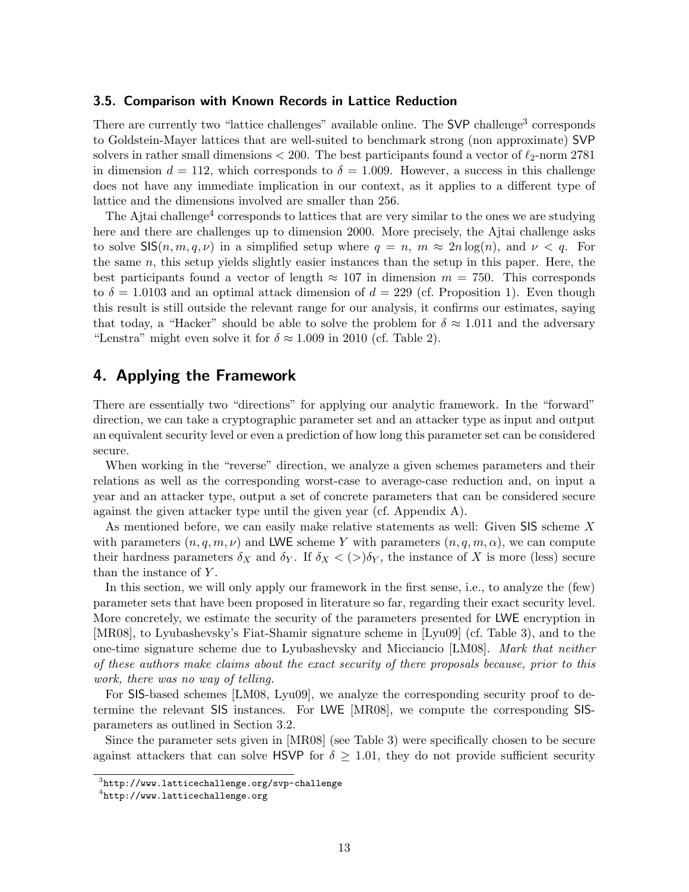### 3.5. Comparison with Known Records in Lattice Reduction

There are currently two "lattice challenges" available online. The SVP challenge[3] corresponds to Goldstein-Mayer lattices that are well-suited to benchmark strong (non approximate) SVP solvers in rather small dimensions $< 200$. The best participants found a vector of $\ell_2$-norm 2781 in dimension $d = 112$, which corresponds to $\delta = 1.009$. However, a success in this challenge does not have any immediate implication in our context, as it applies to a different type of lattice and the dimensions involved are smaller than 256.

The Ajtai challenge[4] corresponds to lattices that are very similar to the ones we are studying here and there are challenges up to dimension 2000. More precisely, the Ajtai challenge asks to solve $\mathsf{SIS}(n, m, q, \nu)$ in a simplified setup where $q = n$, $m \approx 2n \log(n)$, and $\nu < q$. For the same $n$, this setup yields slightly easier instances than the setup in this paper. Here, the best participants found a vector of length $\approx 107$ in dimension $m = 750$. This corresponds to $\delta = 1.0103$ and an optimal attack dimension of $d = 229$ (cf. Proposition 1). Even though this result is still outside the relevant range for our analysis, it confirms our estimates, saying that today, a "Hacker" should be able to solve the problem for $\delta \approx 1.011$ and the adversary "Lenstra" might even solve it for $\delta \approx 1.009$ in 2010 (cf. Table 2).

## 4. Applying the Framework

There are essentially two "directions" for applying our analytic framework. In the "forward" direction, we can take a cryptographic parameter set and an attacker type as input and output an equivalent security level or even a prediction of how long this parameter set can be considered secure.

When working in the "reverse" direction, we analyze a given schemes parameters and their relations as well as the corresponding worst-case to average-case reduction and, on input a year and an attacker type, output a set of concrete parameters that can be considered secure against the given attacker type until the given year (cf. Appendix A).

As mentioned before, we can easily make relative statements as well: Given SIS scheme $X$ with parameters $(n, q, m, \nu)$ and LWE scheme $Y$ with parameters $(n, q, m, \alpha)$, we can compute their hardness parameters $\delta_X$ and $\delta_Y$. If $\delta_X < (>) \delta_Y$, the instance of $X$ is more (less) secure than the instance of $Y$.

In this section, we will only apply our framework in the first sense, i.e., to analyze the (few) parameter sets that have been proposed in literature so far, regarding their exact security level. More concretely, we estimate the security of the parameters presented for LWE encryption in [MR08], to Lyubashevsky's Fiat-Shamir signature scheme in [Lyu09] (cf. Table 3), and to the one-time signature scheme due to Lyubashevsky and Micciancio [LM08]. *Mark that neither of these authors make claims about the exact security of there proposals because, prior to this work, there was no way of telling.*

For SIS-based schemes [LM08, Lyu09], we analyze the corresponding security proof to determine the relevant SIS instances. For LWE [MR08], we compute the corresponding SIS-parameters as outlined in Section 3.2.

Since the parameter sets given in [MR08] (see Table 3) were specifically chosen to be secure against attackers that can solve HSVP for $\delta \geq 1.01$, they do not provide sufficient security

[3] http://www.latticechallenge.org/svp-challenge

[4] http://www.latticechallenge.org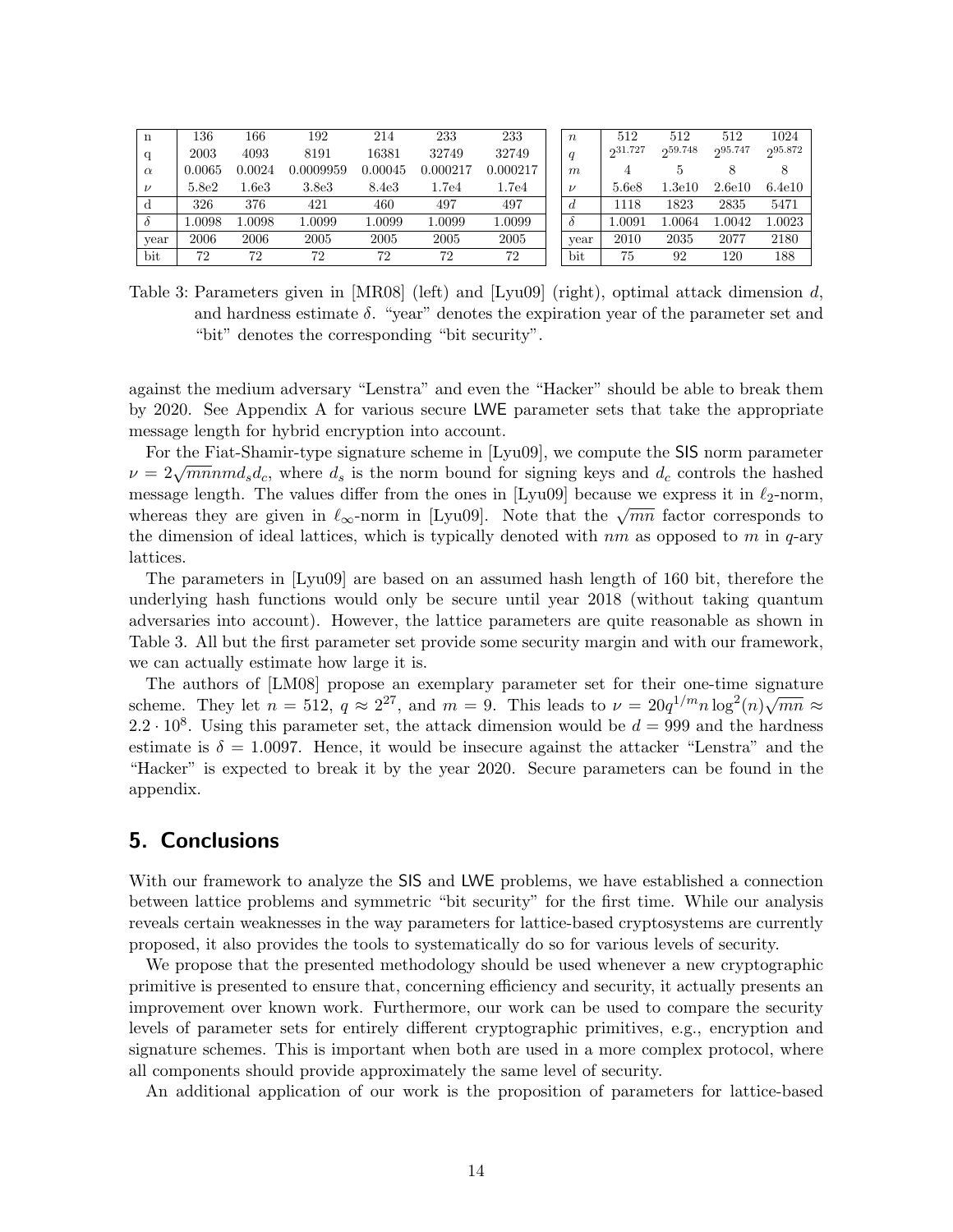| n | 136 | 166 | 192 | 214 | 233 | 233 |
|---|---|---|---|---|---|---|
| q | 2003 | 4093 | 8191 | 16381 | 32749 | 32749 |
| $\alpha$ | 0.0065 | 0.0024 | 0.0009959 | 0.00045 | 0.000217 | 0.000217 |
| $\nu$ | 5.8e2 | 1.6e3 | 3.8e3 | 8.4e3 | 1.7e4 | 1.7e4 |
| d | 326 | 376 | 421 | 460 | 497 | 497 |
| $\delta$ | 1.0098 | 1.0098 | 1.0099 | 1.0099 | 1.0099 | 1.0099 |
| year | 2006 | 2006 | 2005 | 2005 | 2005 | 2005 |
| bit | 72 | 72 | 72 | 72 | 72 | 72 |

| $n$ | 512 | 512 | 512 | 1024 |
|---|---|---|---|---|
| $q$ | $2^{31.727}$ | $2^{59.748}$ | $2^{95.747}$ | $2^{95.872}$ |
| $m$ | 4 | 5 | 8 | 8 |
| $\nu$ | 5.6e8 | 1.3e10 | 2.6e10 | 6.4e10 |
| $d$ | 1118 | 1823 | 2835 | 5471 |
| $\delta$ | 1.0091 | 1.0064 | 1.0042 | 1.0023 |
| year | 2010 | 2035 | 2077 | 2180 |
| bit | 75 | 92 | 120 | 188 |

Table 3: Parameters given in [MR08] (left) and [Lyu09] (right), optimal attack dimension $d$, and hardness estimate $\delta$. "year" denotes the expiration year of the parameter set and "bit" denotes the corresponding "bit security".

against the medium adversary "Lenstra" and even the "Hacker" should be able to break them by 2020. See Appendix A for various secure LWE parameter sets that take the appropriate message length for hybrid encryption into account.

For the Fiat-Shamir-type signature scheme in [Lyu09], we compute the SIS norm parameter $\nu = 2\sqrt{mn}nmd_s d_c$, where $d_s$ is the norm bound for signing keys and $d_c$ controls the hashed message length. The values differ from the ones in [Lyu09] because we express it in $\ell_2$-norm, whereas they are given in $\ell_\infty$-norm in [Lyu09]. Note that the $\sqrt{mn}$ factor corresponds to the dimension of ideal lattices, which is typically denoted with $nm$ as opposed to $m$ in $q$-ary lattices.

The parameters in [Lyu09] are based on an assumed hash length of 160 bit, therefore the underlying hash functions would only be secure until year 2018 (without taking quantum adversaries into account). However, the lattice parameters are quite reasonable as shown in Table 3. All but the first parameter set provide some security margin and with our framework, we can actually estimate how large it is.

The authors of [LM08] propose an exemplary parameter set for their one-time signature scheme. They let $n = 512$, $q \approx 2^{27}$, and $m = 9$. This leads to $\nu = 20q^{1/m}n\log^2(n)\sqrt{mn} \approx 2.2 \cdot 10^8$. Using this parameter set, the attack dimension would be $d = 999$ and the hardness estimate is $\delta = 1.0097$. Hence, it would be insecure against the attacker "Lenstra" and the "Hacker" is expected to break it by the year 2020. Secure parameters can be found in the appendix.

## 5. Conclusions

With our framework to analyze the SIS and LWE problems, we have established a connection between lattice problems and symmetric "bit security" for the first time. While our analysis reveals certain weaknesses in the way parameters for lattice-based cryptosystems are currently proposed, it also provides the tools to systematically do so for various levels of security.

We propose that the presented methodology should be used whenever a new cryptographic primitive is presented to ensure that, concerning efficiency and security, it actually presents an improvement over known work. Furthermore, our work can be used to compare the security levels of parameter sets for entirely different cryptographic primitives, e.g., encryption and signature schemes. This is important when both are used in a more complex protocol, where all components should provide approximately the same level of security.

An additional application of our work is the proposition of parameters for lattice-based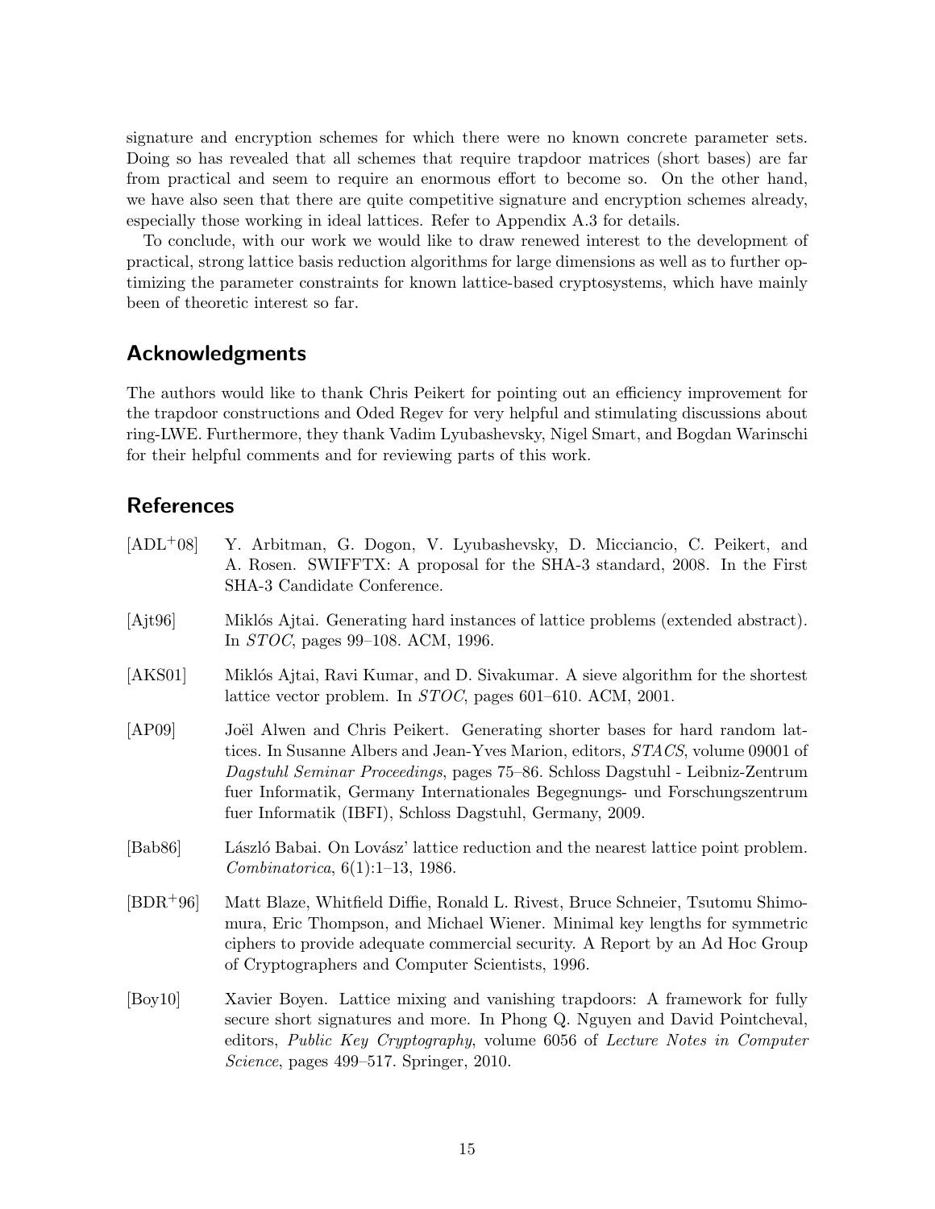signature and encryption schemes for which there were no known concrete parameter sets. Doing so has revealed that all schemes that require trapdoor matrices (short bases) are far from practical and seem to require an enormous effort to become so. On the other hand, we have also seen that there are quite competitive signature and encryption schemes already, especially those working in ideal lattices. Refer to Appendix A.3 for details.

To conclude, with our work we would like to draw renewed interest to the development of practical, strong lattice basis reduction algorithms for large dimensions as well as to further optimizing the parameter constraints for known lattice-based cryptosystems, which have mainly been of theoretic interest so far.

## Acknowledgments

The authors would like to thank Chris Peikert for pointing out an efficiency improvement for the trapdoor constructions and Oded Regev for very helpful and stimulating discussions about ring-LWE. Furthermore, they thank Vadim Lyubashevsky, Nigel Smart, and Bogdan Warinschi for their helpful comments and for reviewing parts of this work.

## References

[ADL+08] Y. Arbitman, G. Dogon, V. Lyubashevsky, D. Micciancio, C. Peikert, and A. Rosen. SWIFFTX: A proposal for the SHA-3 standard, 2008. In the First SHA-3 Candidate Conference.

[Ajt96] Miklós Ajtai. Generating hard instances of lattice problems (extended abstract). In *STOC*, pages 99–108. ACM, 1996.

[AKS01] Miklós Ajtai, Ravi Kumar, and D. Sivakumar. A sieve algorithm for the shortest lattice vector problem. In *STOC*, pages 601–610. ACM, 2001.

[AP09] Joël Alwen and Chris Peikert. Generating shorter bases for hard random lattices. In Susanne Albers and Jean-Yves Marion, editors, *STACS*, volume 09001 of *Dagstuhl Seminar Proceedings*, pages 75–86. Schloss Dagstuhl - Leibniz-Zentrum fuer Informatik, Germany Internationales Begegnungs- und Forschungszentrum fuer Informatik (IBFI), Schloss Dagstuhl, Germany, 2009.

[Bab86] László Babai. On Lovász' lattice reduction and the nearest lattice point problem. *Combinatorica*, 6(1):1–13, 1986.

[BDR+96] Matt Blaze, Whitfield Diffie, Ronald L. Rivest, Bruce Schneier, Tsutomu Shimomura, Eric Thompson, and Michael Wiener. Minimal key lengths for symmetric ciphers to provide adequate commercial security. A Report by an Ad Hoc Group of Cryptographers and Computer Scientists, 1996.

[Boy10] Xavier Boyen. Lattice mixing and vanishing trapdoors: A framework for fully secure short signatures and more. In Phong Q. Nguyen and David Pointcheval, editors, *Public Key Cryptography*, volume 6056 of *Lecture Notes in Computer Science*, pages 499–517. Springer, 2010.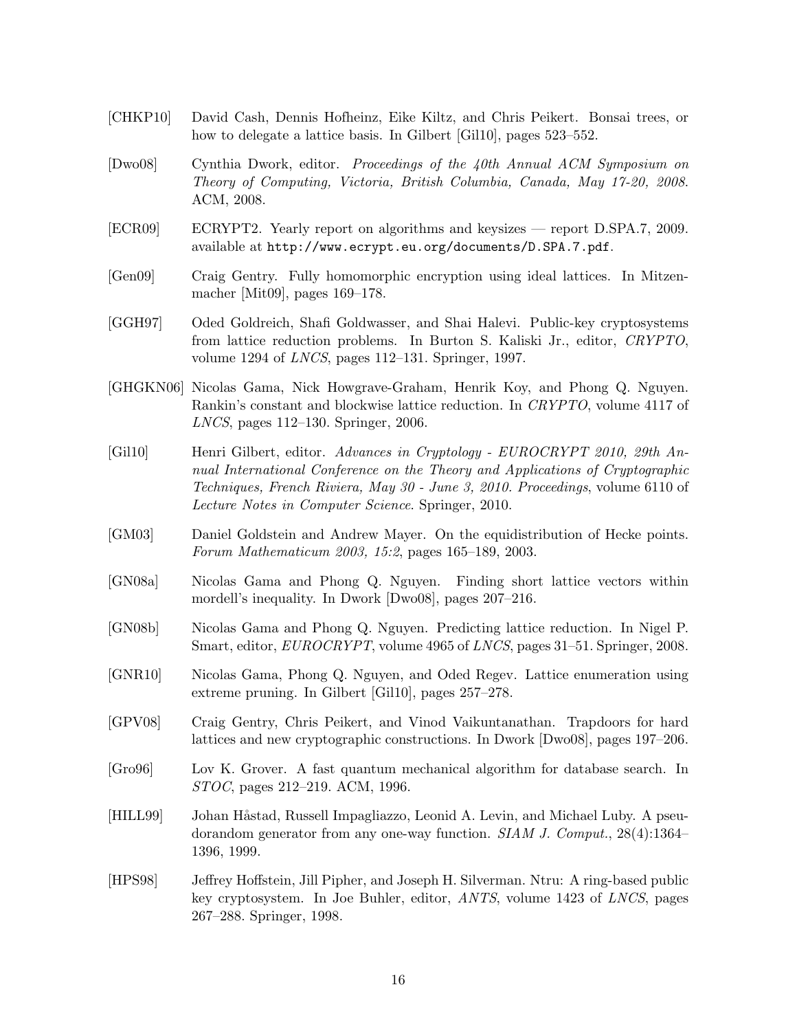[CHKP10] David Cash, Dennis Hofheinz, Eike Kiltz, and Chris Peikert. Bonsai trees, or how to delegate a lattice basis. In Gilbert [Gil10], pages 523–552.

[Dwo08] Cynthia Dwork, editor. *Proceedings of the 40th Annual ACM Symposium on Theory of Computing, Victoria, British Columbia, Canada, May 17-20, 2008*. ACM, 2008.

[ECR09] ECRYPT2. Yearly report on algorithms and keysizes — report D.SPA.7, 2009. available at `http://www.ecrypt.eu.org/documents/D.SPA.7.pdf`.

[Gen09] Craig Gentry. Fully homomorphic encryption using ideal lattices. In Mitzenmacher [Mit09], pages 169–178.

[GGH97] Oded Goldreich, Shafi Goldwasser, and Shai Halevi. Public-key cryptosystems from lattice reduction problems. In Burton S. Kaliski Jr., editor, *CRYPTO*, volume 1294 of *LNCS*, pages 112–131. Springer, 1997.

[GHGKN06] Nicolas Gama, Nick Howgrave-Graham, Henrik Koy, and Phong Q. Nguyen. Rankin's constant and blockwise lattice reduction. In *CRYPTO*, volume 4117 of *LNCS*, pages 112–130. Springer, 2006.

[Gil10] Henri Gilbert, editor. *Advances in Cryptology - EUROCRYPT 2010, 29th Annual International Conference on the Theory and Applications of Cryptographic Techniques, French Riviera, May 30 - June 3, 2010. Proceedings*, volume 6110 of *Lecture Notes in Computer Science*. Springer, 2010.

[GM03] Daniel Goldstein and Andrew Mayer. On the equidistribution of Hecke points. *Forum Mathematicum 2003, 15:2*, pages 165–189, 2003.

[GN08a] Nicolas Gama and Phong Q. Nguyen. Finding short lattice vectors within mordell's inequality. In Dwork [Dwo08], pages 207–216.

[GN08b] Nicolas Gama and Phong Q. Nguyen. Predicting lattice reduction. In Nigel P. Smart, editor, *EUROCRYPT*, volume 4965 of *LNCS*, pages 31–51. Springer, 2008.

[GNR10] Nicolas Gama, Phong Q. Nguyen, and Oded Regev. Lattice enumeration using extreme pruning. In Gilbert [Gil10], pages 257–278.

[GPV08] Craig Gentry, Chris Peikert, and Vinod Vaikuntanathan. Trapdoors for hard lattices and new cryptographic constructions. In Dwork [Dwo08], pages 197–206.

[Gro96] Lov K. Grover. A fast quantum mechanical algorithm for database search. In *STOC*, pages 212–219. ACM, 1996.

[HILL99] Johan Håstad, Russell Impagliazzo, Leonid A. Levin, and Michael Luby. A pseudorandom generator from any one-way function. *SIAM J. Comput.*, 28(4):1364–1396, 1999.

[HPS98] Jeffrey Hoffstein, Jill Pipher, and Joseph H. Silverman. Ntru: A ring-based public key cryptosystem. In Joe Buhler, editor, *ANTS*, volume 1423 of *LNCS*, pages 267–288. Springer, 1998.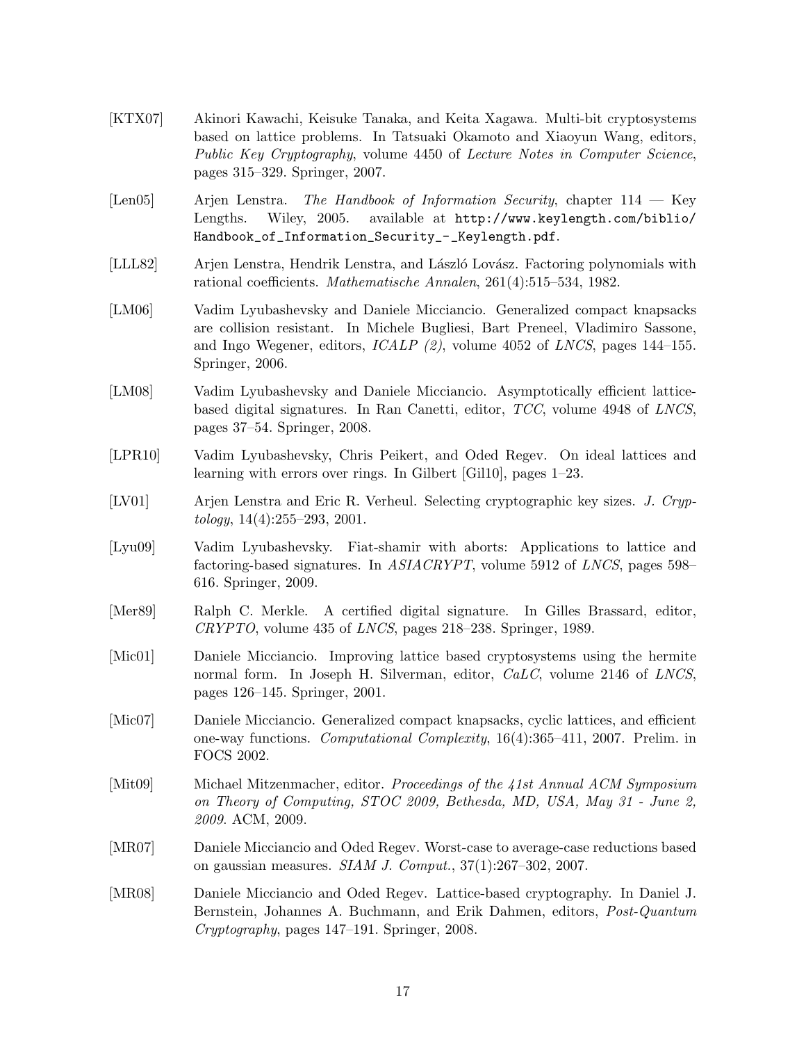[KTX07] Akinori Kawachi, Keisuke Tanaka, and Keita Xagawa. Multi-bit cryptosystems based on lattice problems. In Tatsuaki Okamoto and Xiaoyun Wang, editors, *Public Key Cryptography*, volume 4450 of *Lecture Notes in Computer Science*, pages 315–329. Springer, 2007.

[Len05] Arjen Lenstra. *The Handbook of Information Security*, chapter 114 — Key Lengths. Wiley, 2005. available at `http://www.keylength.com/biblio/Handbook_of_Information_Security_-_Keylength.pdf`.

[LLL82] Arjen Lenstra, Hendrik Lenstra, and László Lovász. Factoring polynomials with rational coefficients. *Mathematische Annalen*, 261(4):515–534, 1982.

[LM06] Vadim Lyubashevsky and Daniele Micciancio. Generalized compact knapsacks are collision resistant. In Michele Bugliesi, Bart Preneel, Vladimiro Sassone, and Ingo Wegener, editors, *ICALP (2)*, volume 4052 of *LNCS*, pages 144–155. Springer, 2006.

[LM08] Vadim Lyubashevsky and Daniele Micciancio. Asymptotically efficient lattice-based digital signatures. In Ran Canetti, editor, *TCC*, volume 4948 of *LNCS*, pages 37–54. Springer, 2008.

[LPR10] Vadim Lyubashevsky, Chris Peikert, and Oded Regev. On ideal lattices and learning with errors over rings. In Gilbert [Gil10], pages 1–23.

[LV01] Arjen Lenstra and Eric R. Verheul. Selecting cryptographic key sizes. *J. Cryptology*, 14(4):255–293, 2001.

[Lyu09] Vadim Lyubashevsky. Fiat-shamir with aborts: Applications to lattice and factoring-based signatures. In *ASIACRYPT*, volume 5912 of *LNCS*, pages 598–616. Springer, 2009.

[Mer89] Ralph C. Merkle. A certified digital signature. In Gilles Brassard, editor, *CRYPTO*, volume 435 of *LNCS*, pages 218–238. Springer, 1989.

[Mic01] Daniele Micciancio. Improving lattice based cryptosystems using the hermite normal form. In Joseph H. Silverman, editor, *CaLC*, volume 2146 of *LNCS*, pages 126–145. Springer, 2001.

[Mic07] Daniele Micciancio. Generalized compact knapsacks, cyclic lattices, and efficient one-way functions. *Computational Complexity*, 16(4):365–411, 2007. Prelim. in FOCS 2002.

[Mit09] Michael Mitzenmacher, editor. *Proceedings of the 41st Annual ACM Symposium on Theory of Computing, STOC 2009, Bethesda, MD, USA, May 31 - June 2, 2009*. ACM, 2009.

[MR07] Daniele Micciancio and Oded Regev. Worst-case to average-case reductions based on gaussian measures. *SIAM J. Comput.*, 37(1):267–302, 2007.

[MR08] Daniele Micciancio and Oded Regev. Lattice-based cryptography. In Daniel J. Bernstein, Johannes A. Buchmann, and Erik Dahmen, editors, *Post-Quantum Cryptography*, pages 147–191. Springer, 2008.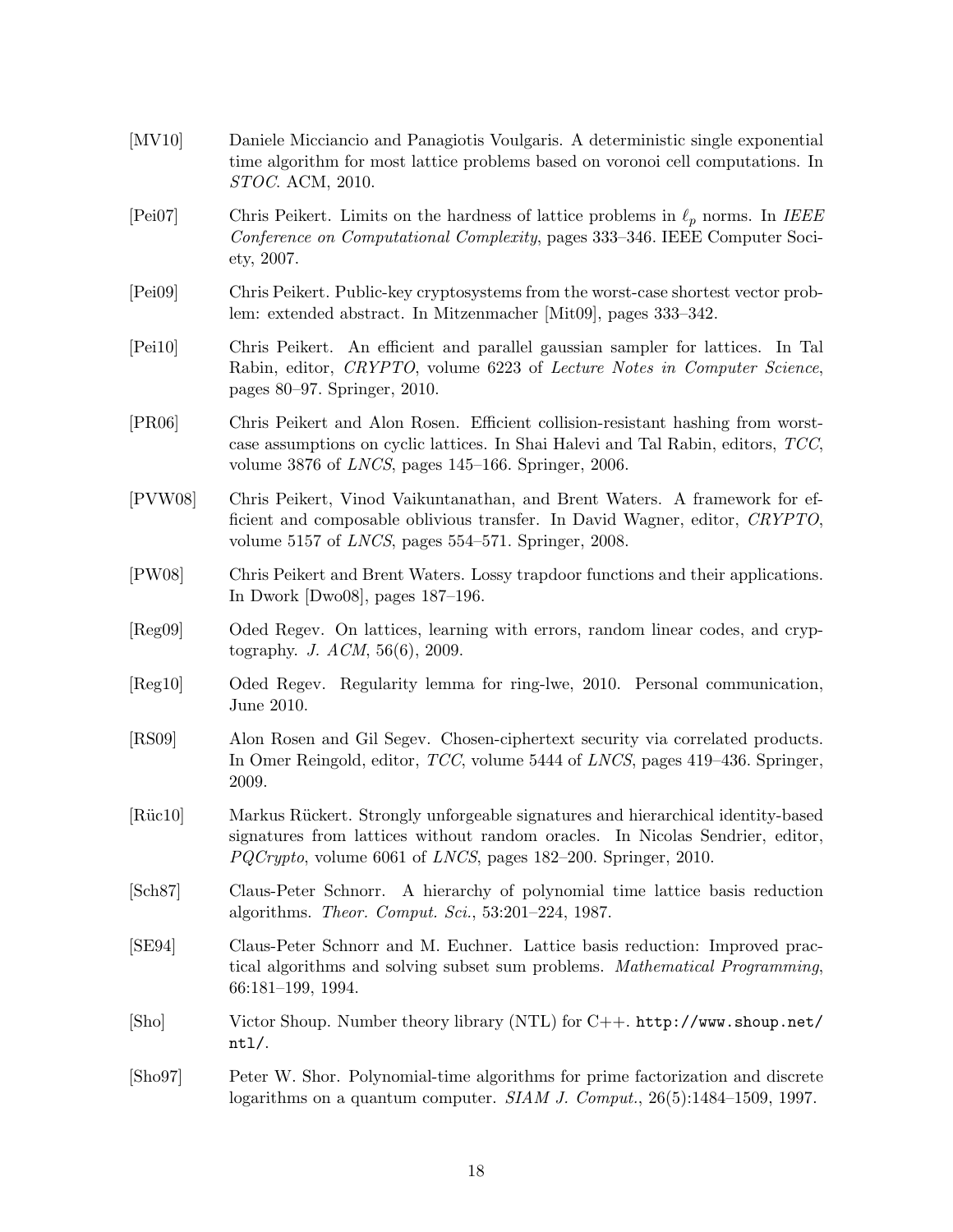[MV10] Daniele Micciancio and Panagiotis Voulgaris. A deterministic single exponential time algorithm for most lattice problems based on voronoi cell computations. In *STOC*. ACM, 2010.

[Pei07] Chris Peikert. Limits on the hardness of lattice problems in $\ell_p$ norms. In *IEEE Conference on Computational Complexity*, pages 333–346. IEEE Computer Society, 2007.

[Pei09] Chris Peikert. Public-key cryptosystems from the worst-case shortest vector problem: extended abstract. In Mitzenmacher [Mit09], pages 333–342.

[Pei10] Chris Peikert. An efficient and parallel gaussian sampler for lattices. In Tal Rabin, editor, *CRYPTO*, volume 6223 of *Lecture Notes in Computer Science*, pages 80–97. Springer, 2010.

[PR06] Chris Peikert and Alon Rosen. Efficient collision-resistant hashing from worst-case assumptions on cyclic lattices. In Shai Halevi and Tal Rabin, editors, *TCC*, volume 3876 of *LNCS*, pages 145–166. Springer, 2006.

[PVW08] Chris Peikert, Vinod Vaikuntanathan, and Brent Waters. A framework for efficient and composable oblivious transfer. In David Wagner, editor, *CRYPTO*, volume 5157 of *LNCS*, pages 554–571. Springer, 2008.

[PW08] Chris Peikert and Brent Waters. Lossy trapdoor functions and their applications. In Dwork [Dwo08], pages 187–196.

[Reg09] Oded Regev. On lattices, learning with errors, random linear codes, and cryptography. *J. ACM*, 56(6), 2009.

[Reg10] Oded Regev. Regularity lemma for ring-lwe, 2010. Personal communication, June 2010.

[RS09] Alon Rosen and Gil Segev. Chosen-ciphertext security via correlated products. In Omer Reingold, editor, *TCC*, volume 5444 of *LNCS*, pages 419–436. Springer, 2009.

[Rüc10] Markus Rückert. Strongly unforgeable signatures and hierarchical identity-based signatures from lattices without random oracles. In Nicolas Sendrier, editor, *PQCrypto*, volume 6061 of *LNCS*, pages 182–200. Springer, 2010.

[Sch87] Claus-Peter Schnorr. A hierarchy of polynomial time lattice basis reduction algorithms. *Theor. Comput. Sci.*, 53:201–224, 1987.

[SE94] Claus-Peter Schnorr and M. Euchner. Lattice basis reduction: Improved practical algorithms and solving subset sum problems. *Mathematical Programming*, 66:181–199, 1994.

[Sho] Victor Shoup. Number theory library (NTL) for C++. `http://www.shoup.net/ntl/`.

[Sho97] Peter W. Shor. Polynomial-time algorithms for prime factorization and discrete logarithms on a quantum computer. *SIAM J. Comput.*, 26(5):1484–1509, 1997.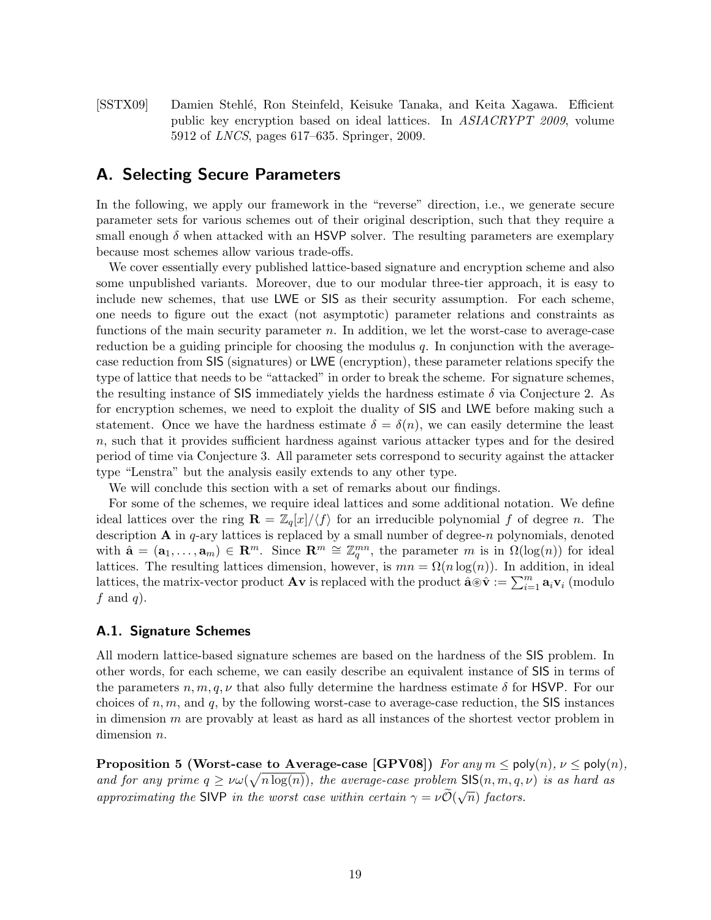[SSTX09] Damien Stehlé, Ron Steinfeld, Keisuke Tanaka, and Keita Xagawa. Efficient public key encryption based on ideal lattices. In *ASIACRYPT 2009*, volume 5912 of *LNCS*, pages 617–635. Springer, 2009.

# A. Selecting Secure Parameters

In the following, we apply our framework in the "reverse" direction, i.e., we generate secure parameter sets for various schemes out of their original description, such that they require a small enough $\delta$ when attacked with an HSVP solver. The resulting parameters are exemplary because most schemes allow various trade-offs.

We cover essentially every published lattice-based signature and encryption scheme and also some unpublished variants. Moreover, due to our modular three-tier approach, it is easy to include new schemes, that use LWE or SIS as their security assumption. For each scheme, one needs to figure out the exact (not asymptotic) parameter relations and constraints as functions of the main security parameter $n$. In addition, we let the worst-case to average-case reduction be a guiding principle for choosing the modulus $q$. In conjunction with the average-case reduction from SIS (signatures) or LWE (encryption), these parameter relations specify the type of lattice that needs to be "attacked" in order to break the scheme. For signature schemes, the resulting instance of SIS immediately yields the hardness estimate $\delta$ via Conjecture 2. As for encryption schemes, we need to exploit the duality of SIS and LWE before making such a statement. Once we have the hardness estimate $\delta = \delta(n)$, we can easily determine the least $n$, such that it provides sufficient hardness against various attacker types and for the desired period of time via Conjecture 3. All parameter sets correspond to security against the attacker type "Lenstra" but the analysis easily extends to any other type.

We will conclude this section with a set of remarks about our findings.

For some of the schemes, we require ideal lattices and some additional notation. We define ideal lattices over the ring $\mathbf{R} = \mathbb{Z}_q[x]/\langle f \rangle$ for an irreducible polynomial $f$ of degree $n$. The description $\mathbf{A}$ in $q$-ary lattices is replaced by a small number of degree-$n$ polynomials, denoted with $\hat{\mathbf{a}} = (\mathbf{a}_1, \ldots, \mathbf{a}_m) \in \mathbf{R}^m$. Since $\mathbf{R}^m \cong \mathbb{Z}_q^{mn}$, the parameter $m$ is in $\Omega(\log(n))$ for ideal lattices. The resulting lattices dimension, however, is $mn = \Omega(n \log(n))$. In addition, in ideal lattices, the matrix-vector product $\mathbf{A}\mathbf{v}$ is replaced with the product $\hat{\mathbf{a}} \circledast \hat{\mathbf{v}} := \sum_{i=1}^{m} \mathbf{a}_i \mathbf{v}_i$ (modulo $f$ and $q$).

## A.1. Signature Schemes

All modern lattice-based signature schemes are based on the hardness of the SIS problem. In other words, for each scheme, we can easily describe an equivalent instance of SIS in terms of the parameters $n, m, q, \nu$ that also fully determine the hardness estimate $\delta$ for HSVP. For our choices of $n, m$, and $q$, by the following worst-case to average-case reduction, the SIS instances in dimension $m$ are provably at least as hard as all instances of the shortest vector problem in dimension $n$.

**Proposition 5 (Worst-case to Average-case [GPV08])** *For any $m \leq \mathsf{poly}(n)$, $\nu \leq \mathsf{poly}(n)$, and for any prime $q \geq \nu\omega(\sqrt{n \log(n)})$, the average-case problem $\mathsf{SIS}(n, m, q, \nu)$ is as hard as approximating the SIVP in the worst case within certain $\gamma = \nu\widetilde{\mathcal{O}}(\sqrt{n})$ factors.*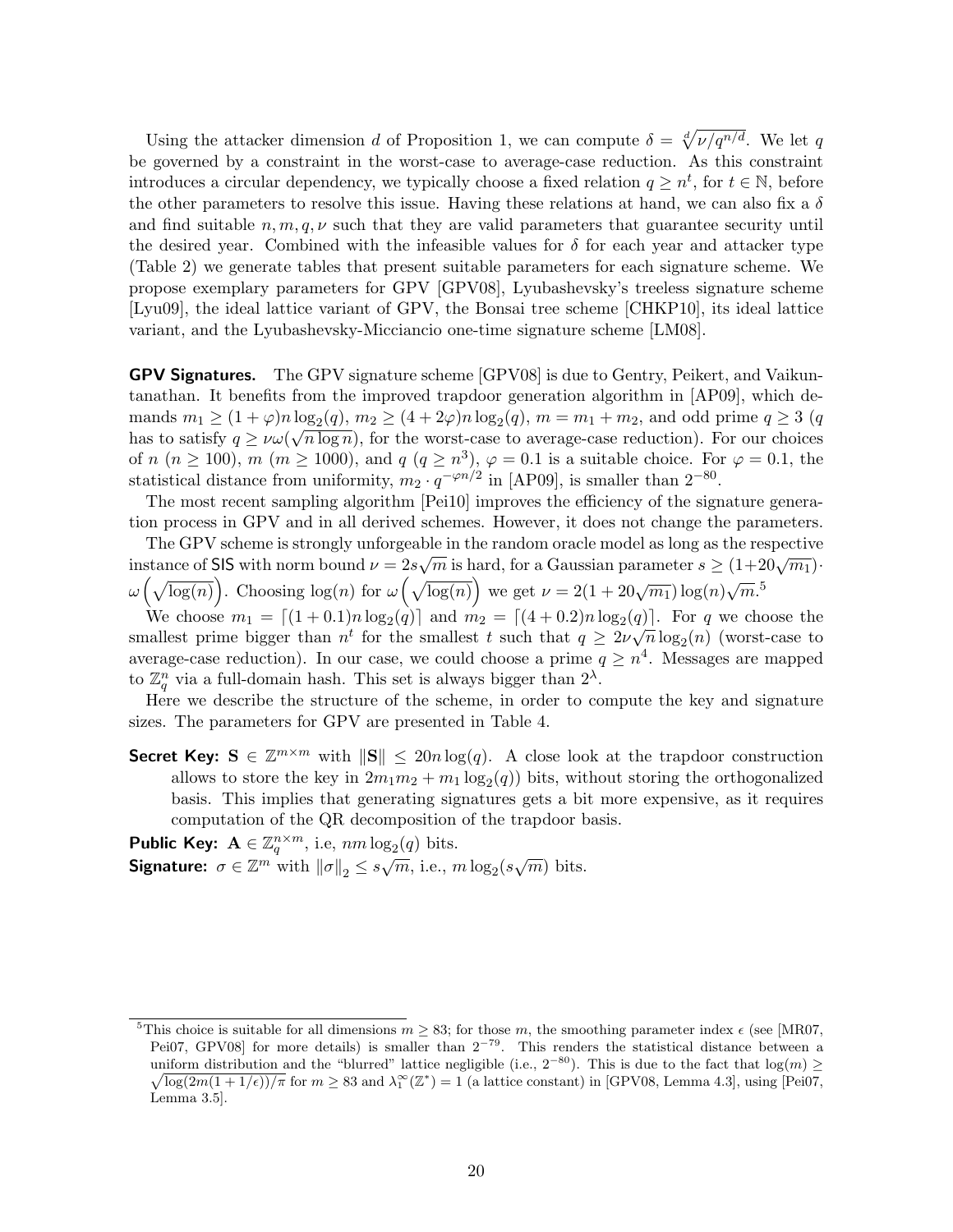Using the attacker dimension $d$ of Proposition 1, we can compute $\delta = \sqrt[d]{\nu/q^{n/d}}$. We let $q$ be governed by a constraint in the worst-case to average-case reduction. As this constraint introduces a circular dependency, we typically choose a fixed relation $q \geq n^t$, for $t \in \mathbb{N}$, before the other parameters to resolve this issue. Having these relations at hand, we can also fix a $\delta$ and find suitable $n, m, q, \nu$ such that they are valid parameters that guarantee security until the desired year. Combined with the infeasible values for $\delta$ for each year and attacker type (Table 2) we generate tables that present suitable parameters for each signature scheme. We propose exemplary parameters for GPV [GPV08], Lyubashevsky's treeless signature scheme [Lyu09], the ideal lattice variant of GPV, the Bonsai tree scheme [CHKP10], its ideal lattice variant, and the Lyubashevsky-Micciancio one-time signature scheme [LM08].

**GPV Signatures.** The GPV signature scheme [GPV08] is due to Gentry, Peikert, and Vaikuntanathan. It benefits from the improved trapdoor generation algorithm in [AP09], which demands $m_1 \geq (1+\varphi)n\log_2(q)$, $m_2 \geq (4+2\varphi)n\log_2(q)$, $m = m_1 + m_2$, and odd prime $q \geq 3$ ($q$ has to satisfy $q \geq \nu\omega(\sqrt{n \log n})$, for the worst-case to average-case reduction). For our choices of $n$ ($n \geq 100$), $m$ ($m \geq 1000$), and $q$ ($q \geq n^3$), $\varphi = 0.1$ is a suitable choice. For $\varphi = 0.1$, the statistical distance from uniformity, $m_2 \cdot q^{-\varphi n/2}$ in [AP09], is smaller than $2^{-80}$.

The most recent sampling algorithm [Pei10] improves the efficiency of the signature generation process in GPV and in all derived schemes. However, it does not change the parameters.

The GPV scheme is strongly unforgeable in the random oracle model as long as the respective instance of SIS with norm bound $\nu = 2s\sqrt{m}$ is hard, for a Gaussian parameter $s \geq (1+20\sqrt{m_1}) \cdot \omega\left(\sqrt{\log(n)}\right)$. Choosing $\log(n)$ for $\omega\left(\sqrt{\log(n)}\right)$ we get $\nu = 2(1+20\sqrt{m_1})\log(n)\sqrt{m}$.[5]

We choose $m_1 = \lceil(1+0.1)n\log_2(q)\rceil$ and $m_2 = \lceil(4+0.2)n\log_2(q)\rceil$. For $q$ we choose the smallest prime bigger than $n^t$ for the smallest $t$ such that $q \geq 2\nu\sqrt{n}\log_2(n)$ (worst-case to average-case reduction). In our case, we could choose a prime $q \geq n^4$. Messages are mapped to $\mathbb{Z}_q^n$ via a full-domain hash. This set is always bigger than $2^\lambda$.

Here we describe the structure of the scheme, in order to compute the key and signature sizes. The parameters for GPV are presented in Table 4.

**Secret Key:** $\mathbf{S} \in \mathbb{Z}^{m \times m}$ with $\|\mathbf{S}\| \leq 20n\log(q)$. A close look at the trapdoor construction allows to store the key in $2m_1m_2 + m_1\log_2(q))$ bits, without storing the orthogonalized basis. This implies that generating signatures gets a bit more expensive, as it requires computation of the QR decomposition of the trapdoor basis.

**Public Key:** $\mathbf{A} \in \mathbb{Z}_q^{n \times m}$, i.e, $nm\log_2(q)$ bits.

**Signature:** $\sigma \in \mathbb{Z}^m$ with $\|\sigma\|_2 \leq s\sqrt{m}$, i.e., $m\log_2(s\sqrt{m})$ bits.

---

[5] This choice is suitable for all dimensions $m \geq 83$; for those $m$, the smoothing parameter index $\epsilon$ (see [MR07, Pei07, GPV08] for more details) is smaller than $2^{-79}$. This renders the statistical distance between a uniform distribution and the "blurred" lattice negligible (i.e., $2^{-80}$). This is due to the fact that $\log(m) \geq \sqrt{\log(2m(1+1/\epsilon))/\pi}$ for $m \geq 83$ and $\lambda_1^\infty(\mathbb{Z}^*) = 1$ (a lattice constant) in [GPV08, Lemma 4.3], using [Pei07, Lemma 3.5].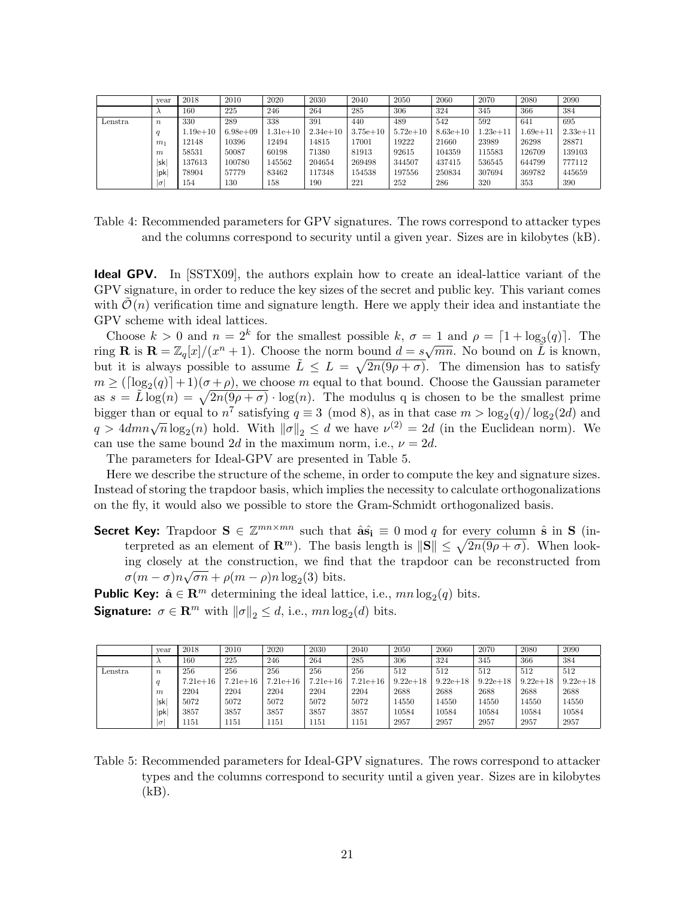| | year | 2018 | 2010 | 2020 | 2030 | 2040 | 2050 | 2060 | 2070 | 2080 | 2090 |
|---|---|---|---|---|---|---|---|---|---|---|---|
| | $\lambda$ | 160 | 225 | 246 | 264 | 285 | 306 | 324 | 345 | 366 | 384 |
| Lenstra | $n$ | 330 | 289 | 338 | 391 | 440 | 489 | 542 | 592 | 641 | 695 |
| | $q$ | 1.19e+10 | 6.98e+09 | 1.31e+10 | 2.34e+10 | 3.75e+10 | 5.72e+10 | 8.63e+10 | 1.23e+11 | 1.69e+11 | 2.33e+11 |
| | $m_1$ | 12148 | 10396 | 12494 | 14815 | 17001 | 19222 | 21660 | 23989 | 26298 | 28871 |
| | $m$ | 58531 | 50087 | 60198 | 71380 | 81913 | 92615 | 104359 | 115583 | 126709 | 139103 |
| | $\lvert\mathsf{sk}\rvert$ | 137613 | 100780 | 145562 | 204654 | 269498 | 344507 | 437415 | 536545 | 644799 | 777112 |
| | $\lvert\mathsf{pk}\rvert$ | 78904 | 57779 | 83462 | 117348 | 154538 | 197556 | 250834 | 307694 | 369782 | 445659 |
| | $\lvert\sigma\rvert$ | 154 | 130 | 158 | 190 | 221 | 252 | 286 | 320 | 353 | 390 |

Table 4: Recommended parameters for GPV signatures. The rows correspond to attacker types and the columns correspond to security until a given year. Sizes are in kilobytes (kB).

**Ideal GPV.** In [SSTX09], the authors explain how to create an ideal-lattice variant of the GPV signature, in order to reduce the key sizes of the secret and public key. This variant comes with $\tilde{\mathcal{O}}(n)$ verification time and signature length. Here we apply their idea and instantiate the GPV scheme with ideal lattices.

Choose $k > 0$ and $n = 2^k$ for the smallest possible $k$, $\sigma = 1$ and $\rho = \lceil 1 + \log_3(q) \rceil$. The ring $\mathbf{R}$ is $\mathbf{R} = \mathbb{Z}_q[x]/(x^n + 1)$. Choose the norm bound $d = s\sqrt{mn}$. No bound on $\tilde{L}$ is known, but it is always possible to assume $\tilde{L} \leq L = \sqrt{2n(9\rho + \sigma)}$. The dimension has to satisfy $m \geq (\lceil \log_2(q) \rceil + 1)(\sigma + \rho)$, we choose $m$ equal to that bound. Choose the Gaussian parameter as $s = \tilde{L} \log(n) = \sqrt{2n(9\rho + \sigma)} \cdot \log(n)$. The modulus q is chosen to be the smallest prime bigger than or equal to $n^7$ satisfying $q \equiv 3 \pmod 8$, as in that case $m > \log_2(q)/\log_2(2d)$ and $q > 4dmn\sqrt{n}\log_2(n)$ hold. With $\|\sigma\|_2 \leq d$ we have $\nu^{(2)} = 2d$ (in the Euclidean norm). We can use the same bound $2d$ in the maximum norm, i.e., $\nu = 2d$.

The parameters for Ideal-GPV are presented in Table 5.

Here we describe the structure of the scheme, in order to compute the key and signature sizes. Instead of storing the trapdoor basis, which implies the necessity to calculate orthogonalizations on the fly, it would also we possible to store the Gram-Schmidt orthogonalized basis.

**Secret Key:** Trapdoor $\mathbf{S} \in \mathbb{Z}^{mn \times mn}$ such that $\hat{\mathbf{a}}\hat{\mathbf{s}}_{\mathbf{i}} \equiv 0 \bmod q$ for every column $\hat{\mathbf{s}}$ in $\mathbf{S}$ (interpreted as an element of $\mathbf{R}^m$). The basis length is $\|\mathbf{S}\| \leq \sqrt{2n(9\rho + \sigma)}$. When looking closely at the construction, we find that the trapdoor can be reconstructed from $\sigma(m - \sigma)n\sqrt{\sigma n} + \rho(m - \rho)n\log_2(3)$ bits.

**Public Key:** $\hat{\mathbf{a}} \in \mathbf{R}^m$ determining the ideal lattice, i.e., $mn\log_2(q)$ bits.

**Signature:** $\sigma \in \mathbf{R}^m$ with $\|\sigma\|_2 \leq d$, i.e., $mn\log_2(d)$ bits.

| | year | 2018 | 2010 | 2020 | 2030 | 2040 | 2050 | 2060 | 2070 | 2080 | 2090 |
|---|---|---|---|---|---|---|---|---|---|---|---|
| | $\lambda$ | 160 | 225 | 246 | 264 | 285 | 306 | 324 | 345 | 366 | 384 |
| Lenstra | $n$ | 256 | 256 | 256 | 256 | 256 | 512 | 512 | 512 | 512 | 512 |
| | $q$ | 7.21e+16 | 7.21e+16 | 7.21e+16 | 7.21e+16 | 7.21e+16 | 9.22e+18 | 9.22e+18 | 9.22e+18 | 9.22e+18 | 9.22e+18 |
| | $m$ | 2204 | 2204 | 2204 | 2204 | 2204 | 2688 | 2688 | 2688 | 2688 | 2688 |
| | $\lvert\mathsf{sk}\rvert$ | 5072 | 5072 | 5072 | 5072 | 5072 | 14550 | 14550 | 14550 | 14550 | 14550 |
| | $\lvert\mathsf{pk}\rvert$ | 3857 | 3857 | 3857 | 3857 | 3857 | 10584 | 10584 | 10584 | 10584 | 10584 |
| | $\lvert\sigma\rvert$ | 1151 | 1151 | 1151 | 1151 | 1151 | 2957 | 2957 | 2957 | 2957 | 2957 |

Table 5: Recommended parameters for Ideal-GPV signatures. The rows correspond to attacker types and the columns correspond to security until a given year. Sizes are in kilobytes (kB).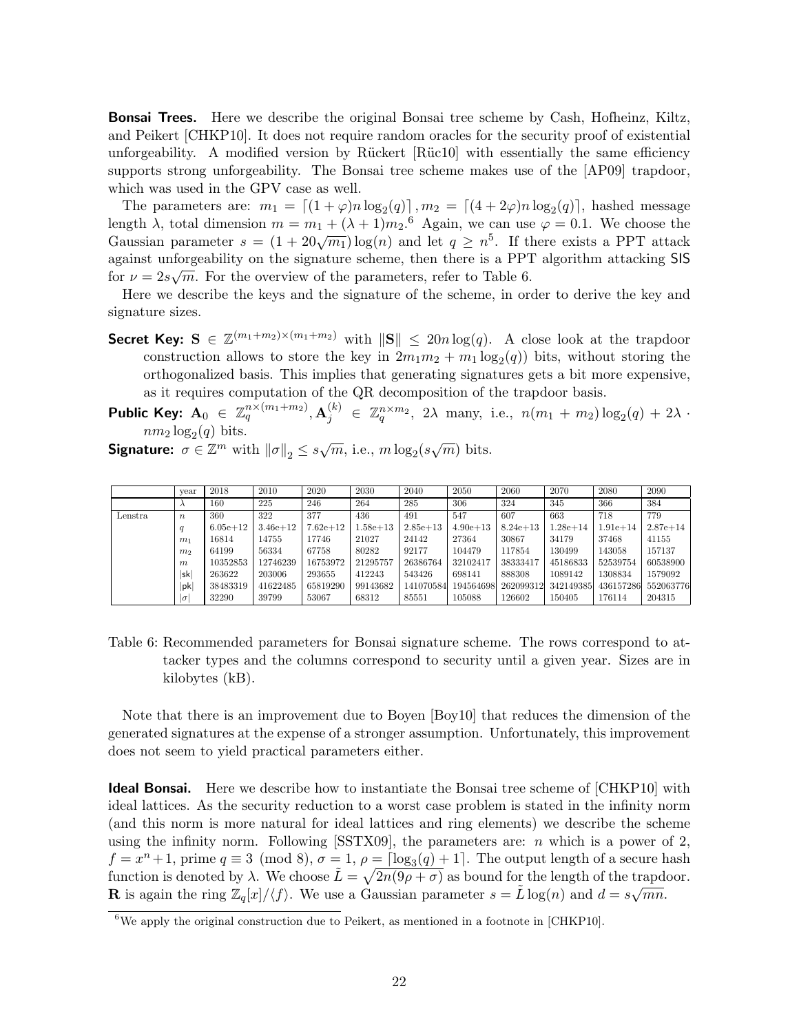**Bonsai Trees.** Here we describe the original Bonsai tree scheme by Cash, Hofheinz, Kiltz, and Peikert [CHKP10]. It does not require random oracles for the security proof of existential unforgeability. A modified version by Rückert [Rüc10] with essentially the same efficiency supports strong unforgeability. The Bonsai tree scheme makes use of the [AP09] trapdoor, which was used in the GPV case as well.

The parameters are: $m_1 = \lceil (1+\varphi)n\log_2(q)\rceil$, $m_2 = \lceil (4+2\varphi)n\log_2(q)\rceil$, hashed message length $\lambda$, total dimension $m = m_1 + (\lambda+1)m_2$.[6] Again, we can use $\varphi = 0.1$. We choose the Gaussian parameter $s = (1+20\sqrt{m_1})\log(n)$ and let $q \geq n^5$. If there exists a PPT attack against unforgeability on the signature scheme, then there is a PPT algorithm attacking SIS for $\nu = 2s\sqrt{m}$. For the overview of the parameters, refer to Table 6.

Here we describe the keys and the signature of the scheme, in order to derive the key and signature sizes.

**Secret Key:** $\mathbf{S} \in \mathbb{Z}^{(m_1+m_2)\times(m_1+m_2)}$ with $\|\mathbf{S}\| \leq 20n\log(q)$. A close look at the trapdoor construction allows to store the key in $2m_1m_2 + m_1\log_2(q))$ bits, without storing the orthogonalized basis. This implies that generating signatures gets a bit more expensive, as it requires computation of the QR decomposition of the trapdoor basis.

**Public Key:** $\mathbf{A}_0 \in \mathbb{Z}_q^{n\times(m_1+m_2)}, \mathbf{A}_j^{(k)} \in \mathbb{Z}_q^{n\times m_2}$, $2\lambda$ many, i.e., $n(m_1+m_2)\log_2(q) + 2\lambda \cdot nm_2\log_2(q)$ bits.

**Signature:** $\sigma \in \mathbb{Z}^m$ with $\|\sigma\|_2 \leq s\sqrt{m}$, i.e., $m\log_2(s\sqrt{m})$ bits.

| | year | 2018 | 2010 | 2020 | 2030 | 2040 | 2050 | 2060 | 2070 | 2080 | 2090 |
|---|---|---|---|---|---|---|---|---|---|---|---|
| | $\lambda$ | 160 | 225 | 246 | 264 | 285 | 306 | 324 | 345 | 366 | 384 |
| Lenstra | $n$ | 360 | 322 | 377 | 436 | 491 | 547 | 607 | 663 | 718 | 779 |
| | $q$ | 6.05e+12 | 3.46e+12 | 7.62e+12 | 1.58e+13 | 2.85e+13 | 4.90e+13 | 8.24e+13 | 1.28e+14 | 1.91e+14 | 2.87e+14 |
| | $m_1$ | 16814 | 14755 | 17746 | 21027 | 24142 | 27364 | 30867 | 34179 | 37468 | 41155 |
| | $m_2$ | 64199 | 56334 | 67758 | 80282 | 92177 | 104479 | 117854 | 130499 | 143058 | 157137 |
| | $m$ | 10352853 | 12746239 | 16753972 | 21295757 | 26386764 | 32102417 | 38333417 | 45186833 | 52539754 | 60538900 |
| | $\lvert\mathsf{sk}\rvert$ | 263622 | 203006 | 293655 | 412243 | 543426 | 698141 | 888308 | 1089142 | 1308834 | 1579092 |
| | $\lvert\mathsf{pk}\rvert$ | 38483319 | 41622485 | 65819290 | 99143682 | 141070584 | 194564698 | 262099312 | 342149385 | 436157286 | 552063776 |
| | $\lvert\sigma\rvert$ | 32290 | 39799 | 53067 | 68312 | 85551 | 105088 | 126602 | 150405 | 176114 | 204315 |

Table 6: Recommended parameters for Bonsai signature scheme. The rows correspond to attacker types and the columns correspond to security until a given year. Sizes are in kilobytes (kB).

Note that there is an improvement due to Boyen [Boy10] that reduces the dimension of the generated signatures at the expense of a stronger assumption. Unfortunately, this improvement does not seem to yield practical parameters either.

**Ideal Bonsai.** Here we describe how to instantiate the Bonsai tree scheme of [CHKP10] with ideal lattices. As the security reduction to a worst case problem is stated in the infinity norm (and this norm is more natural for ideal lattices and ring elements) we describe the scheme using the infinity norm. Following [SSTX09], the parameters are: $n$ which is a power of 2, $f = x^n+1$, prime $q \equiv 3 \pmod 8$, $\sigma = 1$, $\rho = \lceil \log_3(q)+1\rceil$. The output length of a secure hash function is denoted by $\lambda$. We choose $\tilde{L} = \sqrt{2n(9\rho+\sigma)}$ as bound for the length of the trapdoor. $\mathbf{R}$ is again the ring $\mathbb{Z}_q[x]/\langle f\rangle$. We use a Gaussian parameter $s = \tilde{L}\log(n)$ and $d = s\sqrt{mn}$.

[6] We apply the original construction due to Peikert, as mentioned in a footnote in [CHKP10].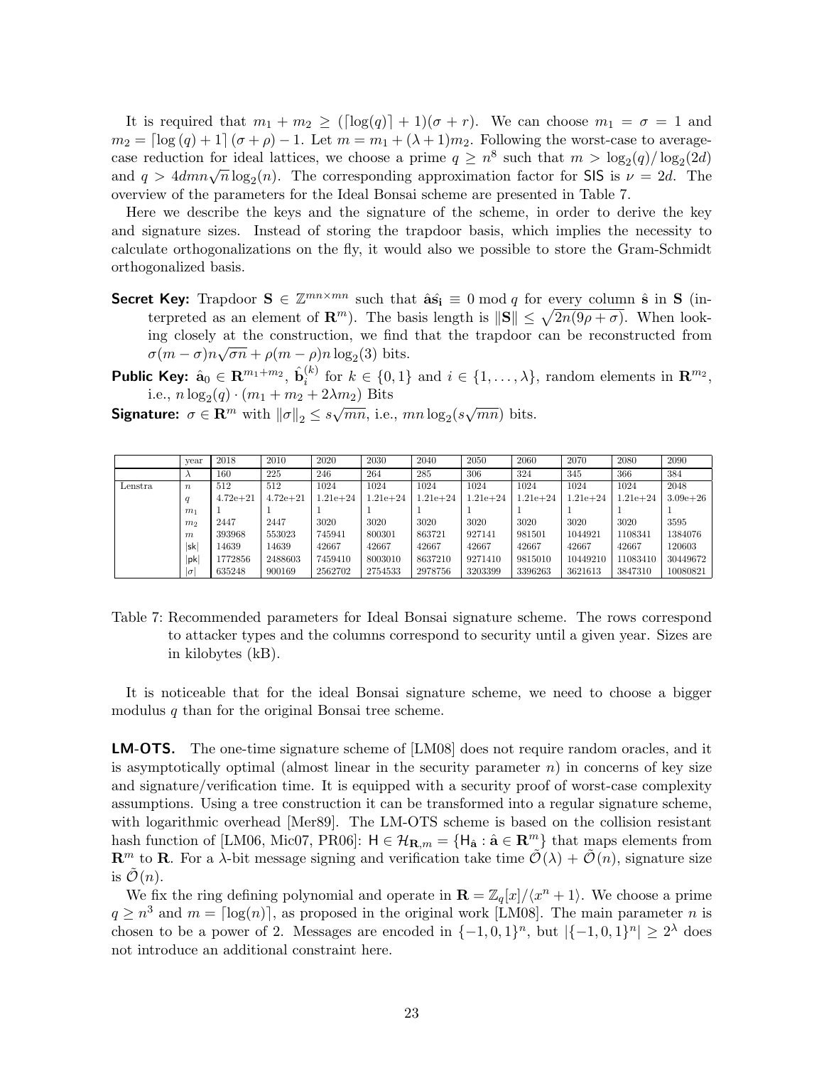It is required that $m_1 + m_2 \geq (\lceil \log(q) \rceil + 1)(\sigma + r)$. We can choose $m_1 = \sigma = 1$ and $m_2 = \lceil \log(q) + 1 \rceil (\sigma + \rho) - 1$. Let $m = m_1 + (\lambda + 1)m_2$. Following the worst-case to average-case reduction for ideal lattices, we choose a prime $q \geq n^8$ such that $m > \log_2(q)/\log_2(2d)$ and $q > 4dmn\sqrt{n}\log_2(n)$. The corresponding approximation factor for SIS is $\nu = 2d$. The overview of the parameters for the Ideal Bonsai scheme are presented in Table 7.

Here we describe the keys and the signature of the scheme, in order to derive the key and signature sizes. Instead of storing the trapdoor basis, which implies the necessity to calculate orthogonalizations on the fly, it would also we possible to store the Gram-Schmidt orthogonalized basis.

**Secret Key:** Trapdoor $\mathbf{S} \in \mathbb{Z}^{mn \times mn}$ such that $\hat{\mathbf{a}}\hat{\mathbf{s}}_\mathbf{i} \equiv 0 \bmod q$ for every column $\hat{\mathbf{s}}$ in $\mathbf{S}$ (interpreted as an element of $\mathbf{R}^m$). The basis length is $\|\mathbf{S}\| \leq \sqrt{2n(9\rho + \sigma)}$. When looking closely at the construction, we find that the trapdoor can be reconstructed from $\sigma(m - \sigma)n\sqrt{\sigma n} + \rho(m - \rho)n \log_2(3)$ bits.

**Public Key:** $\hat{\mathbf{a}}_0 \in \mathbf{R}^{m_1 + m_2}$, $\hat{\mathbf{b}}_i^{(k)}$ for $k \in \{0, 1\}$ and $i \in \{1, \ldots, \lambda\}$, random elements in $\mathbf{R}^{m_2}$, i.e., $n \log_2(q) \cdot (m_1 + m_2 + 2\lambda m_2)$ Bits

**Signature:** $\sigma \in \mathbf{R}^m$ with $\|\sigma\|_2 \leq s\sqrt{mn}$, i.e., $mn \log_2(s\sqrt{mn})$ bits.

| | year | 2018 | 2010 | 2020 | 2030 | 2040 | 2050 | 2060 | 2070 | 2080 | 2090 |
|---|---|---|---|---|---|---|---|---|---|---|---|
| | $\lambda$ | 160 | 225 | 246 | 264 | 285 | 306 | 324 | 345 | 366 | 384 |
| Lenstra | $n$ | 512 | 512 | 1024 | 1024 | 1024 | 1024 | 1024 | 1024 | 1024 | 2048 |
| | $q$ | 4.72e+21 | 4.72e+21 | 1.21e+24 | 1.21e+24 | 1.21e+24 | 1.21e+24 | 1.21e+24 | 1.21e+24 | 1.21e+24 | 3.09e+26 |
| | $m_1$ | 1 | 1 | 1 | 1 | 1 | 1 | 1 | 1 | 1 | 1 |
| | $m_2$ | 2447 | 2447 | 3020 | 3020 | 3020 | 3020 | 3020 | 3020 | 3020 | 3595 |
| | $m$ | 393968 | 553023 | 745941 | 800301 | 863721 | 927141 | 981501 | 1044921 | 1108341 | 1384076 |
| | $\lvert\mathsf{sk}\rvert$ | 14639 | 14639 | 42667 | 42667 | 42667 | 42667 | 42667 | 42667 | 42667 | 120603 |
| | $\lvert\mathsf{pk}\rvert$ | 1772856 | 2488603 | 7459410 | 8003010 | 8637210 | 9271410 | 9815010 | 10449210 | 11083410 | 30449672 |
| | $\lvert\sigma\rvert$ | 635248 | 900169 | 2562702 | 2754533 | 2978756 | 3203399 | 3396263 | 3621613 | 3847310 | 10080821 |

Table 7: Recommended parameters for Ideal Bonsai signature scheme. The rows correspond to attacker types and the columns correspond to security until a given year. Sizes are in kilobytes (kB).

It is noticeable that for the ideal Bonsai signature scheme, we need to choose a bigger modulus $q$ than for the original Bonsai tree scheme.

**LM-OTS.** The one-time signature scheme of [LM08] does not require random oracles, and it is asymptotically optimal (almost linear in the security parameter $n$) in concerns of key size and signature/verification time. It is equipped with a security proof of worst-case complexity assumptions. Using a tree construction it can be transformed into a regular signature scheme, with logarithmic overhead [Mer89]. The LM-OTS scheme is based on the collision resistant hash function of [LM06, Mic07, PR06]: $\mathsf{H} \in \mathcal{H}_{\mathbf{R},m} = \{\mathsf{H}_{\hat{\mathbf{a}}} : \hat{\mathbf{a}} \in \mathbf{R}^m\}$ that maps elements from $\mathbf{R}^m$ to $\mathbf{R}$. For a $\lambda$-bit message signing and verification take time $\tilde{\mathcal{O}}(\lambda) + \tilde{\mathcal{O}}(n)$, signature size is $\tilde{\mathcal{O}}(n)$.

We fix the ring defining polynomial and operate in $\mathbf{R} = \mathbb{Z}_q[x]/\langle x^n + 1 \rangle$. We choose a prime $q \geq n^3$ and $m = \lceil \log(n) \rceil$, as proposed in the original work [LM08]. The main parameter $n$ is chosen to be a power of 2. Messages are encoded in $\{-1, 0, 1\}^n$, but $|\{-1, 0, 1\}^n| \geq 2^\lambda$ does not introduce an additional constraint here.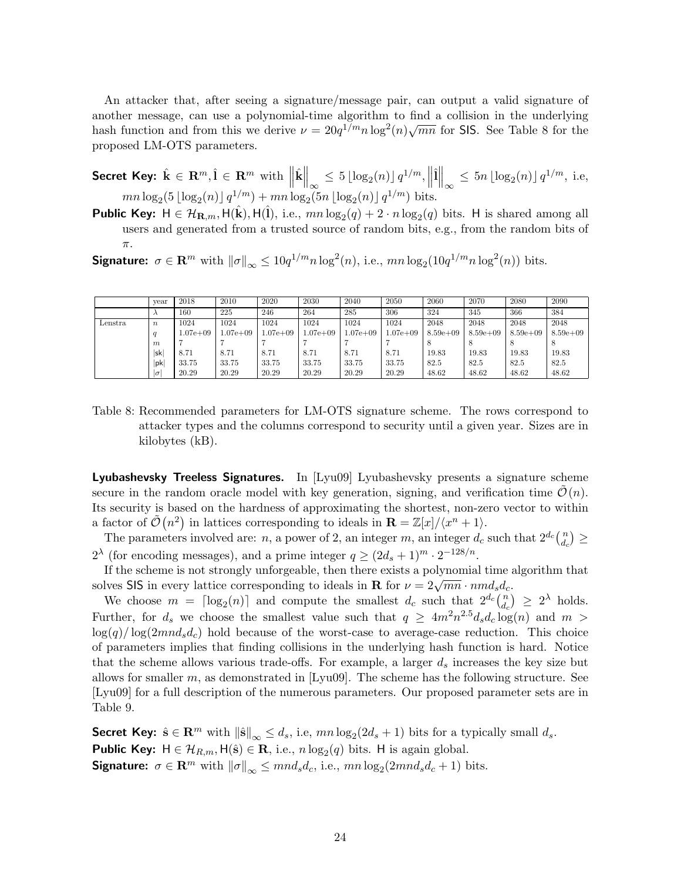An attacker that, after seeing a signature/message pair, can output a valid signature of another message, can use a polynomial-time algorithm to find a collision in the underlying hash function and from this we derive $\nu = 20q^{1/m} n \log^2(n)\sqrt{mn}$ for SIS. See Table 8 for the proposed LM-OTS parameters.

**Secret Key:** $\hat{\mathbf{k}} \in \mathbf{R}^m, \hat{\mathbf{l}} \in \mathbf{R}^m$ with $\left\|\hat{\mathbf{k}}\right\|_\infty \leq 5 \lfloor \log_2(n) \rfloor q^{1/m}, \left\|\hat{\mathbf{l}}\right\|_\infty \leq 5n \lfloor \log_2(n) \rfloor q^{1/m}$, i.e, $mn \log_2(5 \lfloor \log_2(n) \rfloor q^{1/m}) + mn \log_2(5n \lfloor \log_2(n) \rfloor q^{1/m})$ bits.

**Public Key:** $\mathsf{H} \in \mathcal{H}_{\mathbf{R},m}, \mathsf{H}(\hat{\mathbf{k}}), \mathsf{H}(\hat{\mathbf{l}})$, i.e., $mn \log_2(q) + 2 \cdot n \log_2(q)$ bits. H is shared among all users and generated from a trusted source of random bits, e.g., from the random bits of $\pi$.

**Signature:** $\sigma \in \mathbf{R}^m$ with $\|\sigma\|_\infty \leq 10q^{1/m} n \log^2(n)$, i.e., $mn \log_2(10q^{1/m} n \log^2(n))$ bits.

| | year | 2018 | 2010 | 2020 | 2030 | 2040 | 2050 | 2060 | 2070 | 2080 | 2090 |
|---|---|---|---|---|---|---|---|---|---|---|---|
| | $\lambda$ | 160 | 225 | 246 | 264 | 285 | 306 | 324 | 345 | 366 | 384 |
| Lenstra | $n$ | 1024 | 1024 | 1024 | 1024 | 1024 | 1024 | 2048 | 2048 | 2048 | 2048 |
| | $q$ | 1.07e+09 | 1.07e+09 | 1.07e+09 | 1.07e+09 | 1.07e+09 | 1.07e+09 | 8.59e+09 | 8.59e+09 | 8.59e+09 | 8.59e+09 |
| | $m$ | 7 | 7 | 7 | 7 | 7 | 7 | 8 | 8 | 8 | 8 |
| | $\|\mathsf{sk}\|$ | 8.71 | 8.71 | 8.71 | 8.71 | 8.71 | 8.71 | 19.83 | 19.83 | 19.83 | 19.83 |
| | $\|\mathsf{pk}\|$ | 33.75 | 33.75 | 33.75 | 33.75 | 33.75 | 33.75 | 82.5 | 82.5 | 82.5 | 82.5 |
| | $\|\sigma\|$ | 20.29 | 20.29 | 20.29 | 20.29 | 20.29 | 20.29 | 48.62 | 48.62 | 48.62 | 48.62 |

Table 8: Recommended parameters for LM-OTS signature scheme. The rows correspond to attacker types and the columns correspond to security until a given year. Sizes are in kilobytes (kB).

**Lyubashevsky Treeless Signatures.** In [Lyu09] Lyubashevsky presents a signature scheme secure in the random oracle model with key generation, signing, and verification time $\tilde{\mathcal{O}}(n)$. Its security is based on the hardness of approximating the shortest, non-zero vector to within a factor of $\tilde{\mathcal{O}}(n^2)$ in lattices corresponding to ideals in $\mathbf{R} = \mathbb{Z}[x]/\langle x^n + 1 \rangle$.

The parameters involved are: $n$, a power of 2, an integer $m$, an integer $d_c$ such that $2^{d_c}\binom{n}{d_c} \geq 2^\lambda$ (for encoding messages), and a prime integer $q \geq (2d_s + 1)^m \cdot 2^{-128/n}$.

If the scheme is not strongly unforgeable, then there exists a polynomial time algorithm that solves SIS in every lattice corresponding to ideals in $\mathbf{R}$ for $\nu = 2\sqrt{mn} \cdot nmd_s d_c$.

We choose $m = \lceil \log_2(n) \rceil$ and compute the smallest $d_c$ such that $2^{d_c}\binom{n}{d_c} \geq 2^\lambda$ holds. Further, for $d_s$ we choose the smallest value such that $q \geq 4m^2 n^{2.5} d_s d_c \log(n)$ and $m > \log(q)/\log(2mnd_s d_c)$ hold because of the worst-case to average-case reduction. This choice of parameters implies that finding collisions in the underlying hash function is hard. Notice that the scheme allows various trade-offs. For example, a larger $d_s$ increases the key size but allows for smaller $m$, as demonstrated in [Lyu09]. The scheme has the following structure. See [Lyu09] for a full description of the numerous parameters. Our proposed parameter sets are in Table 9.

**Secret Key:** $\hat{\mathbf{s}} \in \mathbf{R}^m$ with $\|\hat{\mathbf{s}}\|_\infty \leq d_s$, i.e, $mn \log_2(2d_s + 1)$ bits for a typically small $d_s$.

**Public Key:** $\mathsf{H} \in \mathcal{H}_{R,m}, \mathsf{H}(\hat{\mathbf{s}}) \in \mathbf{R}$, i.e., $n \log_2(q)$ bits. H is again global.

**Signature:** $\sigma \in \mathbf{R}^m$ with $\|\sigma\|_\infty \leq mnd_s d_c$, i.e., $mn \log_2(2mnd_s d_c + 1)$ bits.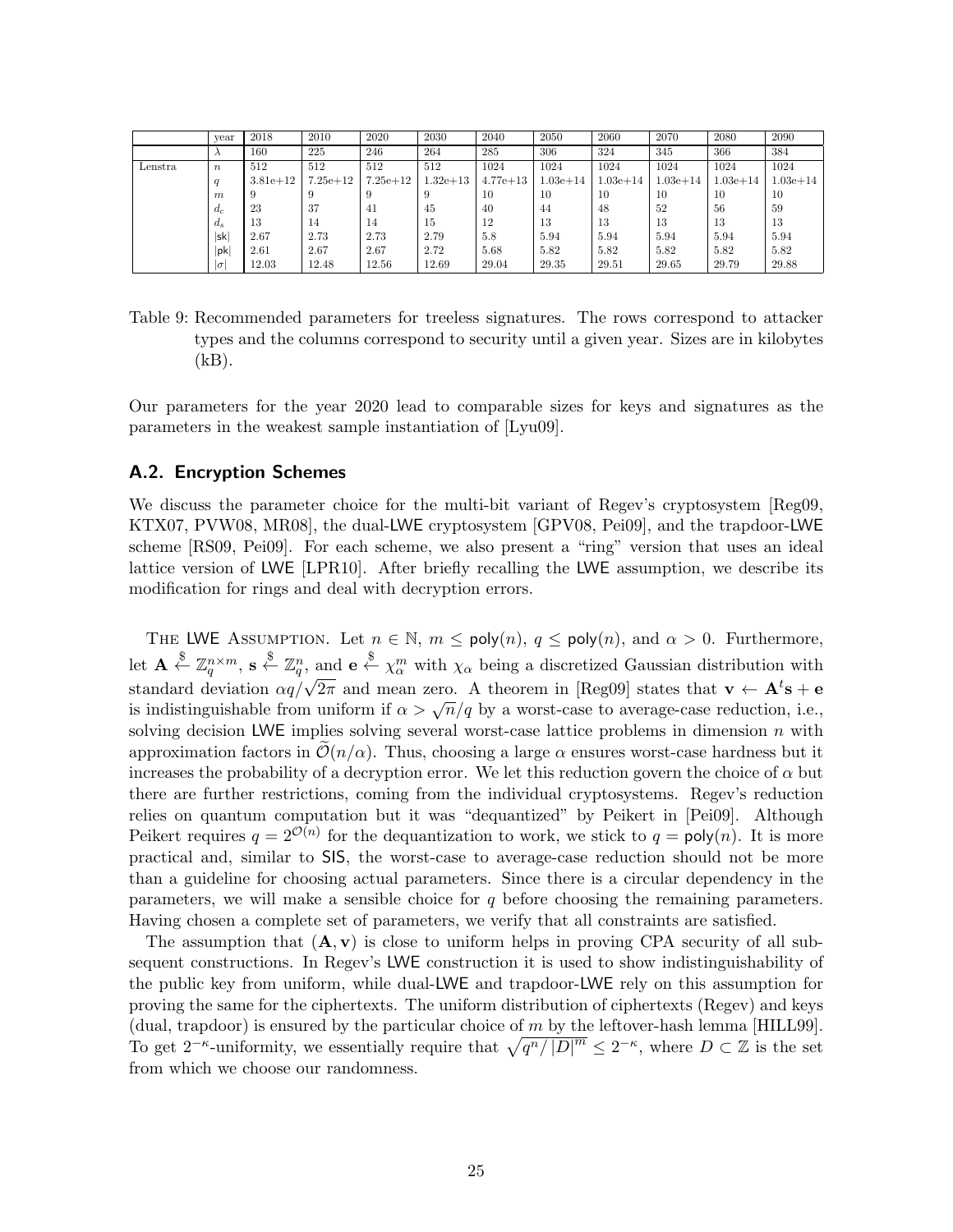| | year | 2018 | 2010 | 2020 | 2030 | 2040 | 2050 | 2060 | 2070 | 2080 | 2090 |
|---|---|---|---|---|---|---|---|---|---|---|---|
| | $\lambda$ | 160 | 225 | 246 | 264 | 285 | 306 | 324 | 345 | 366 | 384 |
| Lenstra | $n$ | 512 | 512 | 512 | 512 | 1024 | 1024 | 1024 | 1024 | 1024 | 1024 |
| | $q$ | 3.81e+12 | 7.25e+12 | 7.25e+12 | 1.32e+13 | 4.77e+13 | 1.03e+14 | 1.03e+14 | 1.03e+14 | 1.03e+14 | 1.03e+14 |
| | $m$ | 9 | 9 | 9 | 9 | 10 | 10 | 10 | 10 | 10 | 10 |
| | $d_c$ | 23 | 37 | 41 | 45 | 40 | 44 | 48 | 52 | 56 | 59 |
| | $d_s$ | 13 | 14 | 14 | 15 | 12 | 13 | 13 | 13 | 13 | 13 |
| | $\lvert\mathsf{sk}\rvert$ | 2.67 | 2.73 | 2.73 | 2.79 | 5.8 | 5.94 | 5.94 | 5.94 | 5.94 | 5.94 |
| | $\lvert\mathsf{pk}\rvert$ | 2.61 | 2.67 | 2.67 | 2.72 | 5.68 | 5.82 | 5.82 | 5.82 | 5.82 | 5.82 |
| | $\lvert\sigma\rvert$ | 12.03 | 12.48 | 12.56 | 12.69 | 29.04 | 29.35 | 29.51 | 29.65 | 29.79 | 29.88 |

Table 9: Recommended parameters for treeless signatures. The rows correspond to attacker types and the columns correspond to security until a given year. Sizes are in kilobytes (kB).

Our parameters for the year 2020 lead to comparable sizes for keys and signatures as the parameters in the weakest sample instantiation of [Lyu09].

## A.2. Encryption Schemes

We discuss the parameter choice for the multi-bit variant of Regev's cryptosystem [Reg09, KTX07, PVW08, MR08], the dual-LWE cryptosystem [GPV08, Pei09], and the trapdoor-LWE scheme [RS09, Pei09]. For each scheme, we also present a "ring" version that uses an ideal lattice version of LWE [LPR10]. After briefly recalling the LWE assumption, we describe its modification for rings and deal with decryption errors.

The LWE Assumption. Let $n \in \mathbb{N}$, $m \leq \mathsf{poly}(n)$, $q \leq \mathsf{poly}(n)$, and $\alpha > 0$. Furthermore, let $\mathbf{A} \xleftarrow{\$} \mathbb{Z}_q^{n \times m}$, $\mathbf{s} \xleftarrow{\$} \mathbb{Z}_q^n$, and $\mathbf{e} \xleftarrow{\$} \chi_\alpha^m$ with $\chi_\alpha$ being a discretized Gaussian distribution with standard deviation $\alpha q/\sqrt{2\pi}$ and mean zero. A theorem in [Reg09] states that $\mathbf{v} \leftarrow \mathbf{A}^t\mathbf{s} + \mathbf{e}$ is indistinguishable from uniform if $\alpha > \sqrt{n}/q$ by a worst-case to average-case reduction, i.e., solving decision LWE implies solving several worst-case lattice problems in dimension $n$ with approximation factors in $\widetilde{\mathcal{O}}(n/\alpha)$. Thus, choosing a large $\alpha$ ensures worst-case hardness but it increases the probability of a decryption error. We let this reduction govern the choice of $\alpha$ but there are further restrictions, coming from the individual cryptosystems. Regev's reduction relies on quantum computation but it was "dequantized" by Peikert in [Pei09]. Although Peikert requires $q = 2^{\mathcal{O}(n)}$ for the dequantization to work, we stick to $q = \mathsf{poly}(n)$. It is more practical and, similar to SIS, the worst-case to average-case reduction should not be more than a guideline for choosing actual parameters. Since there is a circular dependency in the parameters, we will make a sensible choice for $q$ before choosing the remaining parameters. Having chosen a complete set of parameters, we verify that all constraints are satisfied.

The assumption that $(\mathbf{A}, \mathbf{v})$ is close to uniform helps in proving CPA security of all subsequent constructions. In Regev's LWE construction it is used to show indistinguishability of the public key from uniform, while dual-LWE and trapdoor-LWE rely on this assumption for proving the same for the ciphertexts. The uniform distribution of ciphertexts (Regev) and keys (dual, trapdoor) is ensured by the particular choice of $m$ by the leftover-hash lemma [HILL99]. To get $2^{-\kappa}$-uniformity, we essentially require that $\sqrt{q^n/|D|^m} \leq 2^{-\kappa}$, where $D \subset \mathbb{Z}$ is the set from which we choose our randomness.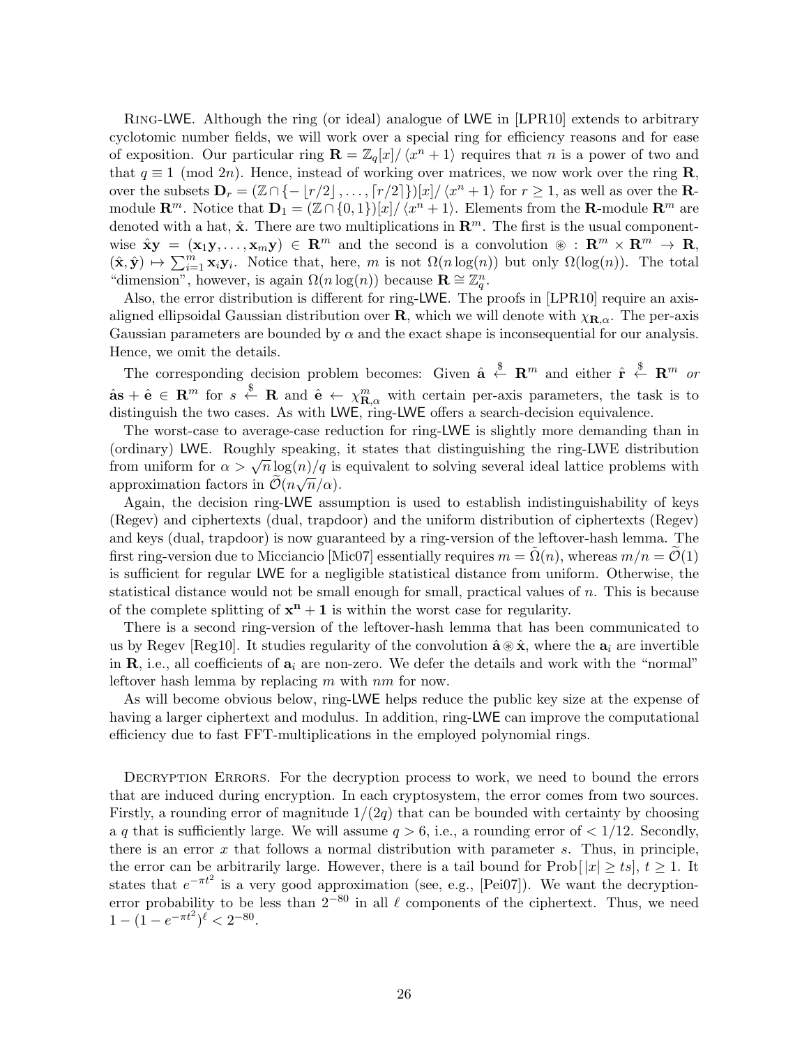RING-LWE. Although the ring (or ideal) analogue of LWE in [LPR10] extends to arbitrary cyclotomic number fields, we will work over a special ring for efficiency reasons and for ease of exposition. Our particular ring $\mathbf{R} = \mathbb{Z}_q[x]/\langle x^n + 1\rangle$ requires that $n$ is a power of two and that $q \equiv 1 \pmod{2n}$. Hence, instead of working over matrices, we now work over the ring $\mathbf{R}$, over the subsets $\mathbf{D}_r = (\mathbb{Z} \cap \{-\lfloor r/2 \rfloor, \ldots, \lceil r/2 \rceil\})[x]/\langle x^n + 1\rangle$ for $r \geq 1$, as well as over the $\mathbf{R}$-module $\mathbf{R}^m$. Notice that $\mathbf{D}_1 = (\mathbb{Z} \cap \{0, 1\})[x]/\langle x^n + 1\rangle$. Elements from the $\mathbf{R}$-module $\mathbf{R}^m$ are denoted with a hat, $\hat{\mathbf{x}}$. There are two multiplications in $\mathbf{R}^m$. The first is the usual component-wise $\hat{\mathbf{x}}\mathbf{y} = (\mathbf{x}_1\mathbf{y}, \ldots, \mathbf{x}_m\mathbf{y}) \in \mathbf{R}^m$ and the second is a convolution $\circledast : \mathbf{R}^m \times \mathbf{R}^m \to \mathbf{R}$, $(\hat{\mathbf{x}}, \hat{\mathbf{y}}) \mapsto \sum_{i=1}^m \mathbf{x}_i\mathbf{y}_i$. Notice that, here, $m$ is not $\Omega(n \log(n))$ but only $\Omega(\log(n))$. The total "dimension", however, is again $\Omega(n \log(n))$ because $\mathbf{R} \cong \mathbb{Z}_q^n$.

Also, the error distribution is different for ring-LWE. The proofs in [LPR10] require an axis-aligned ellipsoidal Gaussian distribution over $\mathbf{R}$, which we will denote with $\chi_{\mathbf{R},\alpha}$. The per-axis Gaussian parameters are bounded by $\alpha$ and the exact shape is inconsequential for our analysis. Hence, we omit the details.

The corresponding decision problem becomes: Given $\hat{\mathbf{a}} \xleftarrow{\$} \mathbf{R}^m$ and either $\hat{\mathbf{r}} \xleftarrow{\$} \mathbf{R}^m$ *or* $\hat{\mathbf{a}}\mathbf{s} + \hat{\mathbf{e}} \in \mathbf{R}^m$ for $s \xleftarrow{\$} \mathbf{R}$ and $\hat{\mathbf{e}} \leftarrow \chi_{\mathbf{R},\alpha}^m$ with certain per-axis parameters, the task is to distinguish the two cases. As with LWE, ring-LWE offers a search-decision equivalence.

The worst-case to average-case reduction for ring-LWE is slightly more demanding than in (ordinary) LWE. Roughly speaking, it states that distinguishing the ring-LWE distribution from uniform for $\alpha > \sqrt{n}\log(n)/q$ is equivalent to solving several ideal lattice problems with approximation factors in $\widetilde{\mathcal{O}}(n\sqrt{n}/\alpha)$.

Again, the decision ring-LWE assumption is used to establish indistinguishability of keys (Regev) and ciphertexts (dual, trapdoor) and the uniform distribution of ciphertexts (Regev) and keys (dual, trapdoor) is now guaranteed by a ring-version of the leftover-hash lemma. The first ring-version due to Micciancio [Mic07] essentially requires $m = \widetilde{\Omega}(n)$, whereas $m/n = \widetilde{\mathcal{O}}(1)$ is sufficient for regular LWE for a negligible statistical distance from uniform. Otherwise, the statistical distance would not be small enough for small, practical values of $n$. This is because of the complete splitting of $\mathbf{x^n + 1}$ is within the worst case for regularity.

There is a second ring-version of the leftover-hash lemma that has been communicated to us by Regev [Reg10]. It studies regularity of the convolution $\hat{\mathbf{a}} \circledast \hat{\mathbf{x}}$, where the $\mathbf{a}_i$ are invertible in $\mathbf{R}$, i.e., all coefficients of $\mathbf{a}_i$ are non-zero. We defer the details and work with the "normal" leftover hash lemma by replacing $m$ with $nm$ for now.

As will become obvious below, ring-LWE helps reduce the public key size at the expense of having a larger ciphertext and modulus. In addition, ring-LWE can improve the computational efficiency due to fast FFT-multiplications in the employed polynomial rings.

DECRYPTION ERRORS. For the decryption process to work, we need to bound the errors that are induced during encryption. In each cryptosystem, the error comes from two sources. Firstly, a rounding error of magnitude $1/(2q)$ that can be bounded with certainty by choosing a $q$ that is sufficiently large. We will assume $q > 6$, i.e., a rounding error of $< 1/12$. Secondly, there is an error $x$ that follows a normal distribution with parameter $s$. Thus, in principle, the error can be arbitrarily large. However, there is a tail bound for $\text{Prob}[\,|x| \geq ts]$, $t \geq 1$. It states that $e^{-\pi t^2}$ is a very good approximation (see, e.g., [Pei07]). We want the decryption-error probability to be less than $2^{-80}$ in all $\ell$ components of the ciphertext. Thus, we need $1 - (1 - e^{-\pi t^2})^\ell < 2^{-80}$.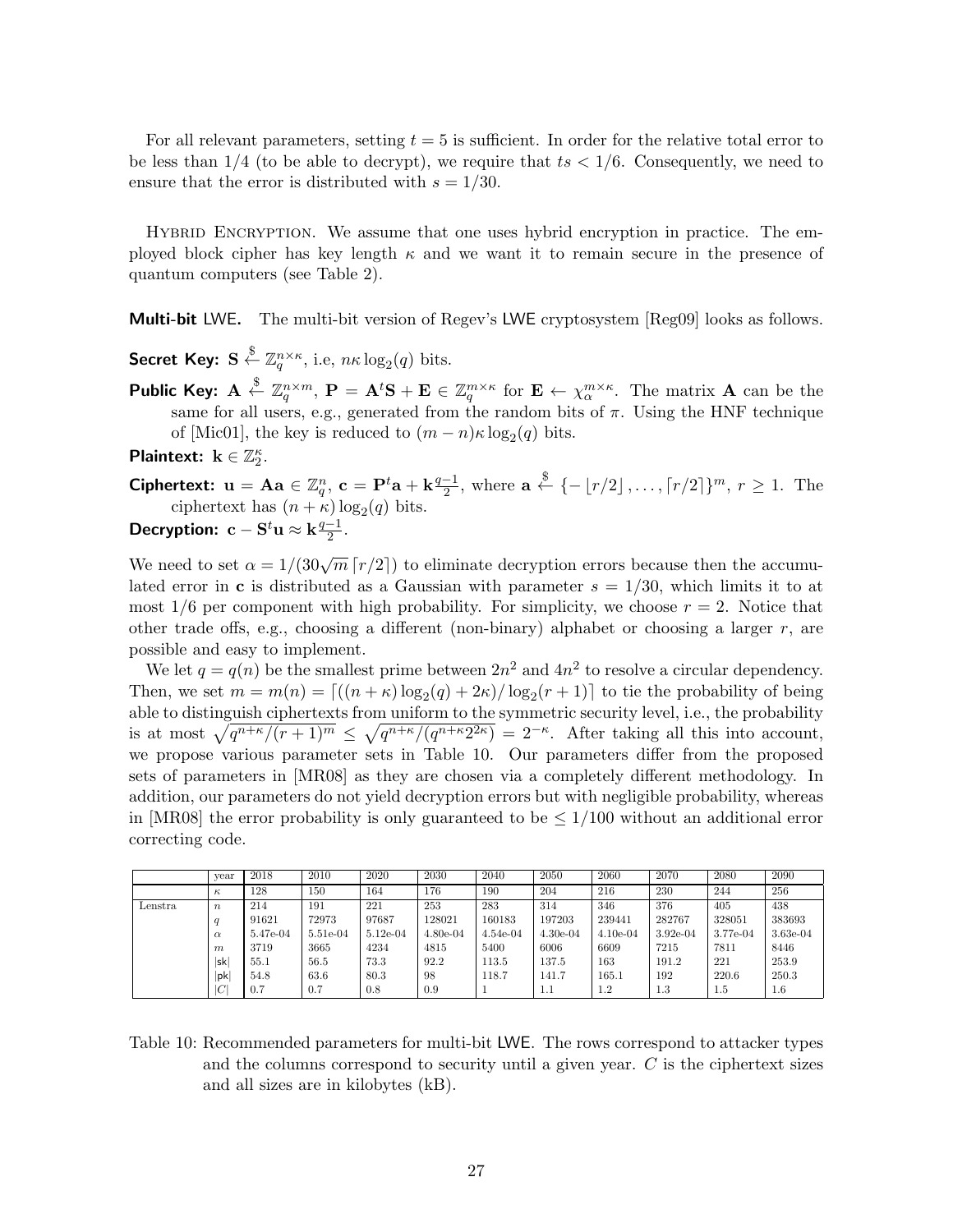For all relevant parameters, setting $t = 5$ is sufficient. In order for the relative total error to be less than $1/4$ (to be able to decrypt), we require that $ts < 1/6$. Consequently, we need to ensure that the error is distributed with $s = 1/30$.

Hybrid Encryption. We assume that one uses hybrid encryption in practice. The employed block cipher has key length $\kappa$ and we want it to remain secure in the presence of quantum computers (see Table 2).

**Multi-bit LWE.** The multi-bit version of Regev's LWE cryptosystem [Reg09] looks as follows.

**Secret Key:** $\mathbf{S} \xleftarrow{\$} \mathbb{Z}_q^{n \times \kappa}$, i.e, $n\kappa \log_2(q)$ bits.

**Public Key:** $\mathbf{A} \xleftarrow{\$} \mathbb{Z}_q^{n \times m}$, $\mathbf{P} = \mathbf{A}^t\mathbf{S} + \mathbf{E} \in \mathbb{Z}_q^{m \times \kappa}$ for $\mathbf{E} \leftarrow \chi_\alpha^{m \times \kappa}$. The matrix $\mathbf{A}$ can be the same for all users, e.g., generated from the random bits of $\pi$. Using the HNF technique of [Mic01], the key is reduced to $(m-n)\kappa \log_2(q)$ bits.

**Plaintext:** $\mathbf{k} \in \mathbb{Z}_2^{\kappa}$.

**Ciphertext:** $\mathbf{u} = \mathbf{A}\mathbf{a} \in \mathbb{Z}_q^n$, $\mathbf{c} = \mathbf{P}^t\mathbf{a} + \mathbf{k}\frac{q-1}{2}$, where $\mathbf{a} \xleftarrow{\$} \{-\lfloor r/2 \rfloor, \ldots, \lceil r/2 \rceil\}^m$, $r \geq 1$. The ciphertext has $(n + \kappa)\log_2(q)$ bits.

**Decryption:** $\mathbf{c} - \mathbf{S}^t\mathbf{u} \approx \mathbf{k}\frac{q-1}{2}$.

We need to set $\alpha = 1/(30\sqrt{m}\lceil r/2 \rceil)$ to eliminate decryption errors because then the accumulated error in $\mathbf{c}$ is distributed as a Gaussian with parameter $s = 1/30$, which limits it to at most $1/6$ per component with high probability. For simplicity, we choose $r = 2$. Notice that other trade offs, e.g., choosing a different (non-binary) alphabet or choosing a larger $r$, are possible and easy to implement.

We let $q = q(n)$ be the smallest prime between $2n^2$ and $4n^2$ to resolve a circular dependency. Then, we set $m = m(n) = \lceil ((n+\kappa)\log_2(q) + 2\kappa)/\log_2(r+1) \rceil$ to tie the probability of being able to distinguish ciphertexts from uniform to the symmetric security level, i.e., the probability is at most $\sqrt{q^{n+\kappa}/(r+1)^m} \leq \sqrt{q^{n+\kappa}/(q^{n+\kappa}2^{2\kappa})} = 2^{-\kappa}$. After taking all this into account, we propose various parameter sets in Table 10. Our parameters differ from the proposed sets of parameters in [MR08] as they are chosen via a completely different methodology. In addition, our parameters do not yield decryption errors but with negligible probability, whereas in [MR08] the error probability is only guaranteed to be $\leq 1/100$ without an additional error correcting code.

| | year | 2018 | 2010 | 2020 | 2030 | 2040 | 2050 | 2060 | 2070 | 2080 | 2090 |
|---|---|---|---|---|---|---|---|---|---|---|---|
| | $\kappa$ | 128 | 150 | 164 | 176 | 190 | 204 | 216 | 230 | 244 | 256 |
| Lenstra | $n$ | 214 | 191 | 221 | 253 | 283 | 314 | 346 | 376 | 405 | 438 |
| | $q$ | 91621 | 72973 | 97687 | 128021 | 160183 | 197203 | 239441 | 282767 | 328051 | 383693 |
| | $\alpha$ | 5.47e-04 | 5.51e-04 | 5.12e-04 | 4.80e-04 | 4.54e-04 | 4.30e-04 | 4.10e-04 | 3.92e-04 | 3.77e-04 | 3.63e-04 |
| | $m$ | 3719 | 3665 | 4234 | 4815 | 5400 | 6006 | 6609 | 7215 | 7811 | 8446 |
| | \|sk\| | 55.1 | 56.5 | 73.3 | 92.2 | 113.5 | 137.5 | 163 | 191.2 | 221 | 253.9 |
| | \|pk\| | 54.8 | 63.6 | 80.3 | 98 | 118.7 | 141.7 | 165.1 | 192 | 220.6 | 250.3 |
| | \|C\| | 0.7 | 0.7 | 0.8 | 0.9 | 1 | 1.1 | 1.2 | 1.3 | 1.5 | 1.6 |

Table 10: Recommended parameters for multi-bit LWE. The rows correspond to attacker types and the columns correspond to security until a given year. $C$ is the ciphertext sizes and all sizes are in kilobytes (kB).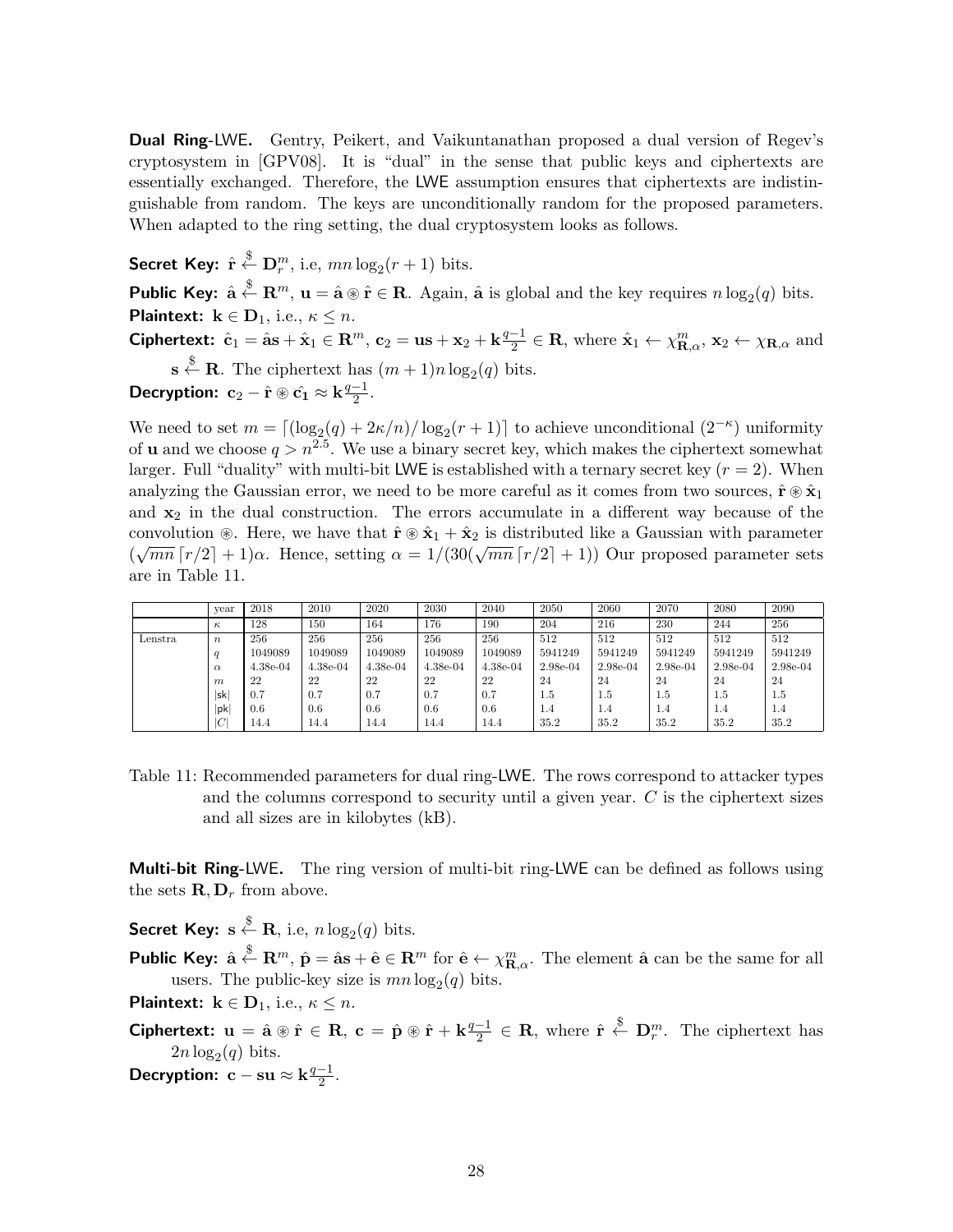**Dual Ring-LWE.** Gentry, Peikert, and Vaikuntanathan proposed a dual version of Regev's cryptosystem in [GPV08]. It is "dual" in the sense that public keys and ciphertexts are essentially exchanged. Therefore, the LWE assumption ensures that ciphertexts are indistinguishable from random. The keys are unconditionally random for the proposed parameters. When adapted to the ring setting, the dual cryptosystem looks as follows.

**Secret Key:** $\hat{\mathbf{r}} \xleftarrow{\$} \mathbf{D}_r^m$, i.e, $mn\log_2(r+1)$ bits.

**Public Key:** $\hat{\mathbf{a}} \xleftarrow{\$} \mathbf{R}^m$, $\mathbf{u} = \hat{\mathbf{a}} \circledast \hat{\mathbf{r}} \in \mathbf{R}$. Again, $\hat{\mathbf{a}}$ is global and the key requires $n\log_2(q)$ bits.

**Plaintext:** $\mathbf{k} \in \mathbf{D}_1$, i.e., $\kappa \leq n$.

**Ciphertext:** $\hat{\mathbf{c}}_1 = \hat{\mathbf{a}}\mathbf{s} + \hat{\mathbf{x}}_1 \in \mathbf{R}^m$, $\mathbf{c}_2 = \mathbf{u}\mathbf{s} + \mathbf{x}_2 + \mathbf{k}\frac{q-1}{2} \in \mathbf{R}$, where $\hat{\mathbf{x}}_1 \leftarrow \chi_{\mathbf{R},\alpha}^m$, $\mathbf{x}_2 \leftarrow \chi_{\mathbf{R},\alpha}$ and $\mathbf{s} \xleftarrow{\$} \mathbf{R}$. The ciphertext has $(m+1)n\log_2(q)$ bits.

**Decryption:** $\mathbf{c}_2 - \hat{\mathbf{r}} \circledast \hat{\mathbf{c}_1} \approx \mathbf{k}\frac{q-1}{2}$.

We need to set $m = \lceil (\log_2(q) + 2\kappa/n)/\log_2(r+1) \rceil$ to achieve unconditional $(2^{-\kappa})$ uniformity of $\mathbf{u}$ and we choose $q > n^{2.5}$. We use a binary secret key, which makes the ciphertext somewhat larger. Full "duality" with multi-bit LWE is established with a ternary secret key ($r = 2$). When analyzing the Gaussian error, we need to be more careful as it comes from two sources, $\hat{\mathbf{r}} \circledast \hat{\mathbf{x}}_1$ and $\mathbf{x}_2$ in the dual construction. The errors accumulate in a different way because of the convolution $\circledast$. Here, we have that $\hat{\mathbf{r}} \circledast \hat{\mathbf{x}}_1 + \hat{\mathbf{x}}_2$ is distributed like a Gaussian with parameter $(\sqrt{mn}\lceil r/2 \rceil + 1)\alpha$. Hence, setting $\alpha = 1/(30(\sqrt{mn}\lceil r/2 \rceil + 1))$ Our proposed parameter sets are in Table 11.

| | year | 2018 | 2010 | 2020 | 2030 | 2040 | 2050 | 2060 | 2070 | 2080 | 2090 |
|---|---|---|---|---|---|---|---|---|---|---|---|
| | $\kappa$ | 128 | 150 | 164 | 176 | 190 | 204 | 216 | 230 | 244 | 256 |
| Lenstra | $n$ | 256 | 256 | 256 | 256 | 256 | 512 | 512 | 512 | 512 | 512 |
| | $q$ | 1049089 | 1049089 | 1049089 | 1049089 | 1049089 | 5941249 | 5941249 | 5941249 | 5941249 | 5941249 |
| | $\alpha$ | 4.38e-04 | 4.38e-04 | 4.38e-04 | 4.38e-04 | 4.38e-04 | 2.98e-04 | 2.98e-04 | 2.98e-04 | 2.98e-04 | 2.98e-04 |
| | $m$ | 22 | 22 | 22 | 22 | 22 | 24 | 24 | 24 | 24 | 24 |
| | \|sk\| | 0.7 | 0.7 | 0.7 | 0.7 | 0.7 | 1.5 | 1.5 | 1.5 | 1.5 | 1.5 |
| | \|pk\| | 0.6 | 0.6 | 0.6 | 0.6 | 0.6 | 1.4 | 1.4 | 1.4 | 1.4 | 1.4 |
| | $\|C\|$ | 14.4 | 14.4 | 14.4 | 14.4 | 14.4 | 35.2 | 35.2 | 35.2 | 35.2 | 35.2 |

Table 11: Recommended parameters for dual ring-LWE. The rows correspond to attacker types and the columns correspond to security until a given year. $C$ is the ciphertext sizes and all sizes are in kilobytes (kB).

**Multi-bit Ring-LWE.** The ring version of multi-bit ring-LWE can be defined as follows using the sets $\mathbf{R}, \mathbf{D}_r$ from above.

**Secret Key:** $\mathbf{s} \xleftarrow{\$} \mathbf{R}$, i.e, $n\log_2(q)$ bits.

**Public Key:** $\hat{\mathbf{a}} \xleftarrow{\$} \mathbf{R}^m$, $\hat{\mathbf{p}} = \hat{\mathbf{a}}\mathbf{s} + \hat{\mathbf{e}} \in \mathbf{R}^m$ for $\hat{\mathbf{e}} \leftarrow \chi_{\mathbf{R},\alpha}^m$. The element $\hat{\mathbf{a}}$ can be the same for all users. The public-key size is $mn\log_2(q)$ bits.

**Plaintext:** $\mathbf{k} \in \mathbf{D}_1$, i.e., $\kappa \leq n$.

**Ciphertext:** $\mathbf{u} = \hat{\mathbf{a}} \circledast \hat{\mathbf{r}} \in \mathbf{R}$, $\mathbf{c} = \hat{\mathbf{p}} \circledast \hat{\mathbf{r}} + \mathbf{k}\frac{q-1}{2} \in \mathbf{R}$, where $\hat{\mathbf{r}} \xleftarrow{\$} \mathbf{D}_r^m$. The ciphertext has $2n\log_2(q)$ bits.

**Decryption:** $\mathbf{c} - \mathbf{s}\mathbf{u} \approx \mathbf{k}\frac{q-1}{2}$.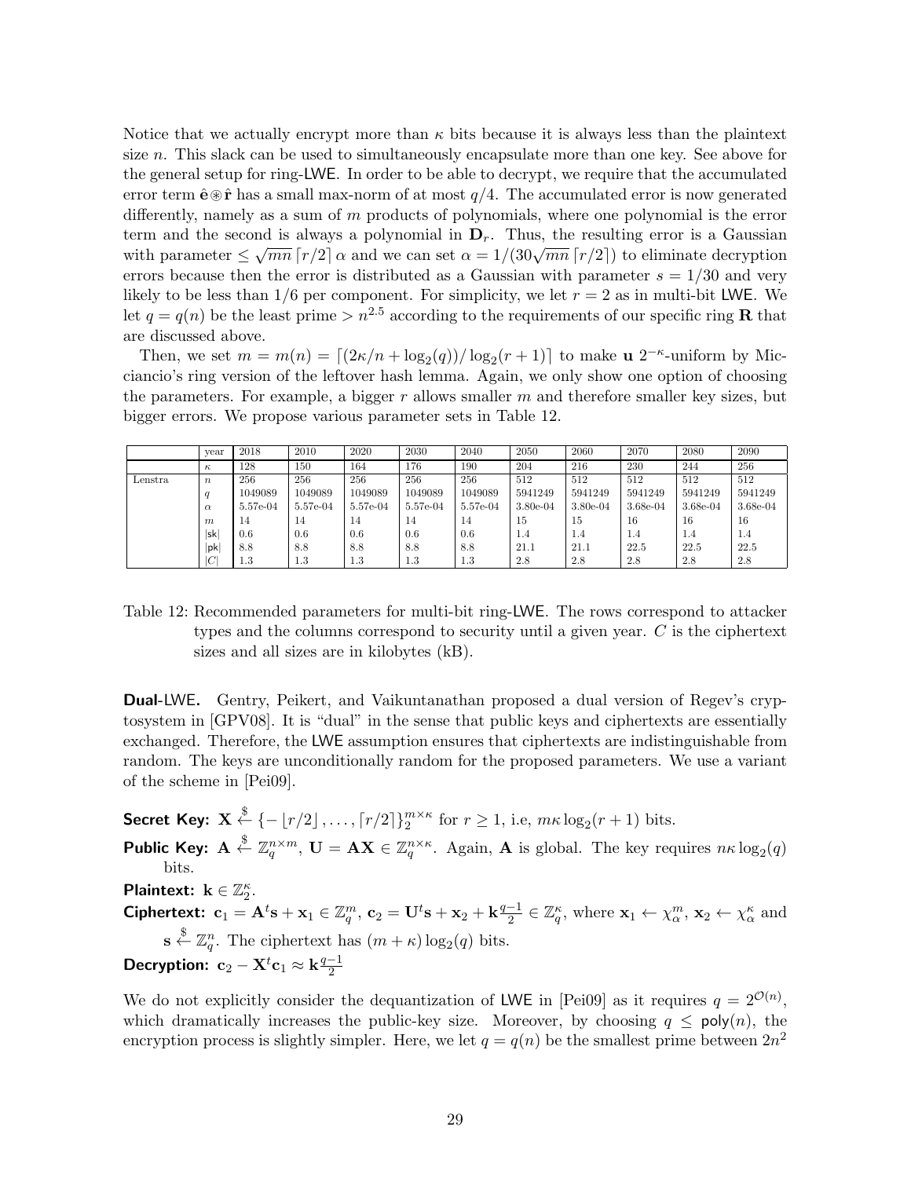Notice that we actually encrypt more than $\kappa$ bits because it is always less than the plaintext size $n$. This slack can be used to simultaneously encapsulate more than one key. See above for the general setup for ring-LWE. In order to be able to decrypt, we require that the accumulated error term $\hat{\mathbf{e}} \circledast \hat{\mathbf{r}}$ has a small max-norm of at most $q/4$. The accumulated error is now generated differently, namely as a sum of $m$ products of polynomials, where one polynomial is the error term and the second is always a polynomial in $\mathbf{D}_r$. Thus, the resulting error is a Gaussian with parameter $\leq \sqrt{mn}\lceil r/2 \rceil \alpha$ and we can set $\alpha = 1/(30\sqrt{mn}\lceil r/2 \rceil)$ to eliminate decryption errors because then the error is distributed as a Gaussian with parameter $s = 1/30$ and very likely to be less than $1/6$ per component. For simplicity, we let $r = 2$ as in multi-bit LWE. We let $q = q(n)$ be the least prime $> n^{2.5}$ according to the requirements of our specific ring $\mathbf{R}$ that are discussed above.

Then, we set $m = m(n) = \lceil (2\kappa/n + \log_2(q))/\log_2(r+1) \rceil$ to make $\mathbf{u}$ $2^{-\kappa}$-uniform by Micciancio's ring version of the leftover hash lemma. Again, we only show one option of choosing the parameters. For example, a bigger $r$ allows smaller $m$ and therefore smaller key sizes, but bigger errors. We propose various parameter sets in Table 12.

| | year | 2018 | 2010 | 2020 | 2030 | 2040 | 2050 | 2060 | 2070 | 2080 | 2090 |
|---|---|---|---|---|---|---|---|---|---|---|---|
| | $\kappa$ | 128 | 150 | 164 | 176 | 190 | 204 | 216 | 230 | 244 | 256 |
| Lenstra | $n$ | 256 | 256 | 256 | 256 | 256 | 512 | 512 | 512 | 512 | 512 |
| | $q$ | 1049089 | 1049089 | 1049089 | 1049089 | 1049089 | 5941249 | 5941249 | 5941249 | 5941249 | 5941249 |
| | $\alpha$ | 5.57e-04 | 5.57e-04 | 5.57e-04 | 5.57e-04 | 5.57e-04 | 3.80e-04 | 3.80e-04 | 3.68e-04 | 3.68e-04 | 3.68e-04 |
| | $m$ | 14 | 14 | 14 | 14 | 14 | 15 | 15 | 16 | 16 | 16 |
| | $\lvert\mathsf{sk}\rvert$ | 0.6 | 0.6 | 0.6 | 0.6 | 0.6 | 1.4 | 1.4 | 1.4 | 1.4 | 1.4 |
| | $\lvert\mathsf{pk}\rvert$ | 8.8 | 8.8 | 8.8 | 8.8 | 8.8 | 21.1 | 21.1 | 22.5 | 22.5 | 22.5 |
| | $\lvert C\rvert$ | 1.3 | 1.3 | 1.3 | 1.3 | 1.3 | 2.8 | 2.8 | 2.8 | 2.8 | 2.8 |

Table 12: Recommended parameters for multi-bit ring-LWE. The rows correspond to attacker types and the columns correspond to security until a given year. $C$ is the ciphertext sizes and all sizes are in kilobytes (kB).

**Dual-LWE.** Gentry, Peikert, and Vaikuntanathan proposed a dual version of Regev's cryptosystem in [GPV08]. It is "dual" in the sense that public keys and ciphertexts are essentially exchanged. Therefore, the LWE assumption ensures that ciphertexts are indistinguishable from random. The keys are unconditionally random for the proposed parameters. We use a variant of the scheme in [Pei09].

**Secret Key:** $\mathbf{X} \xleftarrow{\$} \{-\lfloor r/2 \rfloor, \ldots, \lceil r/2 \rceil\}_2^{m \times \kappa}$ for $r \geq 1$, i.e, $m\kappa \log_2(r+1)$ bits.

**Public Key:** $\mathbf{A} \xleftarrow{\$} \mathbb{Z}_q^{n \times m}$, $\mathbf{U} = \mathbf{AX} \in \mathbb{Z}_q^{n \times \kappa}$. Again, $\mathbf{A}$ is global. The key requires $n\kappa \log_2(q)$ bits.

**Plaintext:** $\mathbf{k} \in \mathbb{Z}_2^{\kappa}$.

**Ciphertext:** $\mathbf{c}_1 = \mathbf{A}^t\mathbf{s} + \mathbf{x}_1 \in \mathbb{Z}_q^m$, $\mathbf{c}_2 = \mathbf{U}^t\mathbf{s} + \mathbf{x}_2 + \mathbf{k}\frac{q-1}{2} \in \mathbb{Z}_q^{\kappa}$, where $\mathbf{x}_1 \leftarrow \chi_\alpha^m$, $\mathbf{x}_2 \leftarrow \chi_\alpha^\kappa$ and $\mathbf{s} \xleftarrow{\$} \mathbb{Z}_q^n$. The ciphertext has $(m+\kappa)\log_2(q)$ bits.

**Decryption:** $\mathbf{c}_2 - \mathbf{X}^t\mathbf{c}_1 \approx \mathbf{k}\frac{q-1}{2}$

We do not explicitly consider the dequantization of LWE in [Pei09] as it requires $q = 2^{\mathcal{O}(n)}$, which dramatically increases the public-key size. Moreover, by choosing $q \leq \mathsf{poly}(n)$, the encryption process is slightly simpler. Here, we let $q = q(n)$ be the smallest prime between $2n^2$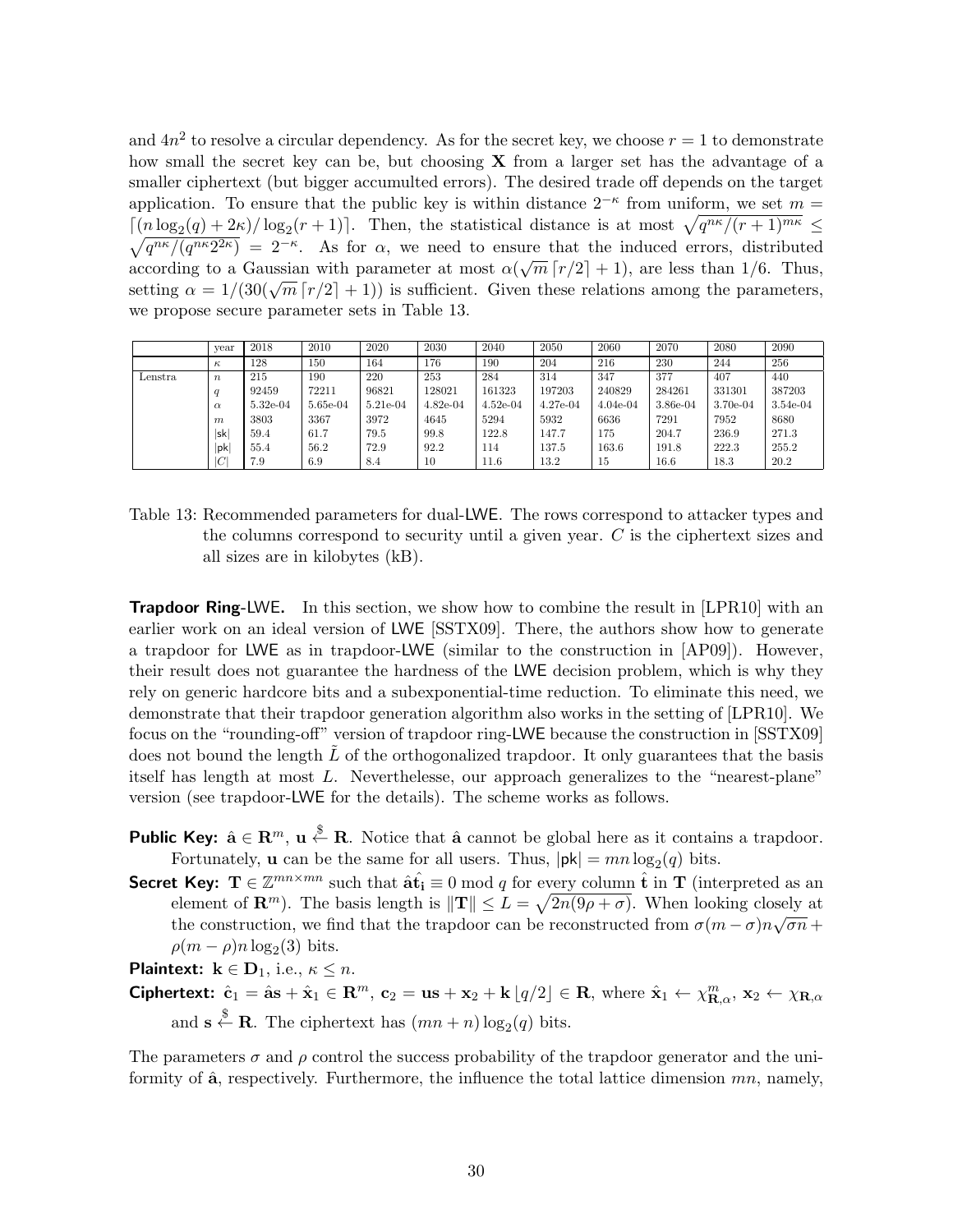and $4n^2$ to resolve a circular dependency. As for the secret key, we choose $r = 1$ to demonstrate how small the secret key can be, but choosing $\mathbf{X}$ from a larger set has the advantage of a smaller ciphertext (but bigger accumulted errors). The desired trade off depends on the target application. To ensure that the public key is within distance $2^{-\kappa}$ from uniform, we set $m = \lceil (n \log_2(q) + 2\kappa)/\log_2(r+1) \rceil$. Then, the statistical distance is at most $\sqrt{q^{n\kappa}/(r+1)^{m\kappa}} \leq \sqrt{q^{n\kappa}/(q^{n\kappa}2^{2\kappa})} = 2^{-\kappa}$. As for $\alpha$, we need to ensure that the induced errors, distributed according to a Gaussian with parameter at most $\alpha(\sqrt{m}\lceil r/2 \rceil + 1)$, are less than 1/6. Thus, setting $\alpha = 1/(30(\sqrt{m}\lceil r/2 \rceil + 1))$ is sufficient. Given these relations among the parameters, we propose secure parameter sets in Table 13.

| | year | 2018 | 2010 | 2020 | 2030 | 2040 | 2050 | 2060 | 2070 | 2080 | 2090 |
|---|---|---|---|---|---|---|---|---|---|---|---|
| | $\kappa$ | 128 | 150 | 164 | 176 | 190 | 204 | 216 | 230 | 244 | 256 |
| Lenstra | $n$ | 215 | 190 | 220 | 253 | 284 | 314 | 347 | 377 | 407 | 440 |
| | $q$ | 92459 | 72211 | 96821 | 128021 | 161323 | 197203 | 240829 | 284261 | 331301 | 387203 |
| | $\alpha$ | 5.32e-04 | 5.65e-04 | 5.21e-04 | 4.82e-04 | 4.52e-04 | 4.27e-04 | 4.04e-04 | 3.86e-04 | 3.70e-04 | 3.54e-04 |
| | $m$ | 3803 | 3367 | 3972 | 4645 | 5294 | 5932 | 6636 | 7291 | 7952 | 8680 |
| | $\lvert\mathsf{sk}\rvert$ | 59.4 | 61.7 | 79.5 | 99.8 | 122.8 | 147.7 | 175 | 204.7 | 236.9 | 271.3 |
| | $\lvert\mathsf{pk}\rvert$ | 55.4 | 56.2 | 72.9 | 92.2 | 114 | 137.5 | 163.6 | 191.8 | 222.3 | 255.2 |
| | $\lvert C\rvert$ | 7.9 | 6.9 | 8.4 | 10 | 11.6 | 13.2 | 15 | 16.6 | 18.3 | 20.2 |

Table 13: Recommended parameters for dual-LWE. The rows correspond to attacker types and the columns correspond to security until a given year. $C$ is the ciphertext sizes and all sizes are in kilobytes (kB).

**Trapdoor Ring-LWE.** In this section, we show how to combine the result in [LPR10] with an earlier work on an ideal version of LWE [SSTX09]. There, the authors show how to generate a trapdoor for LWE as in trapdoor-LWE (similar to the construction in [AP09]). However, their result does not guarantee the hardness of the LWE decision problem, which is why they rely on generic hardcore bits and a subexponential-time reduction. To eliminate this need, we demonstrate that their trapdoor generation algorithm also works in the setting of [LPR10]. We focus on the "rounding-off" version of trapdoor ring-LWE because the construction in [SSTX09] does not bound the length $\tilde{L}$ of the orthogonalized trapdoor. It only guarantees that the basis itself has length at most $L$. Neverthelesse, our approach generalizes to the "nearest-plane" version (see trapdoor-LWE for the details). The scheme works as follows.

**Public Key:** $\hat{\mathbf{a}} \in \mathbf{R}^m$, $\mathbf{u} \xleftarrow{\$} \mathbf{R}$. Notice that $\hat{\mathbf{a}}$ cannot be global here as it contains a trapdoor. Fortunately, $\mathbf{u}$ can be the same for all users. Thus, $|\mathsf{pk}| = mn\log_2(q)$ bits.

**Secret Key:** $\mathbf{T} \in \mathbb{Z}^{mn \times mn}$ such that $\hat{\mathbf{a}}\hat{\mathbf{t_i}} \equiv 0 \bmod q$ for every column $\hat{\mathbf{t}}$ in $\mathbf{T}$ (interpreted as an element of $\mathbf{R}^m$). The basis length is $\|\mathbf{T}\| \leq L = \sqrt{2n(9\rho + \sigma)}$. When looking closely at the construction, we find that the trapdoor can be reconstructed from $\sigma(m-\sigma)n\sqrt{\sigma n} + \rho(m-\rho)n\log_2(3)$ bits.

**Plaintext:** $\mathbf{k} \in \mathbf{D}_1$, i.e., $\kappa \leq n$.

**Ciphertext:** $\hat{\mathbf{c}}_1 = \hat{\mathbf{a}}\mathbf{s} + \hat{\mathbf{x}}_1 \in \mathbf{R}^m$, $\mathbf{c}_2 = \mathbf{u}\mathbf{s} + \mathbf{x}_2 + \mathbf{k}\lfloor q/2 \rfloor \in \mathbf{R}$, where $\hat{\mathbf{x}}_1 \leftarrow \chi^m_{\mathbf{R},\alpha}$, $\mathbf{x}_2 \leftarrow \chi_{\mathbf{R},\alpha}$ and $\mathbf{s} \xleftarrow{\$} \mathbf{R}$. The ciphertext has $(mn+n)\log_2(q)$ bits.

The parameters $\sigma$ and $\rho$ control the success probability of the trapdoor generator and the uniformity of $\hat{\mathbf{a}}$, respectively. Furthermore, the influence the total lattice dimension $mn$, namely,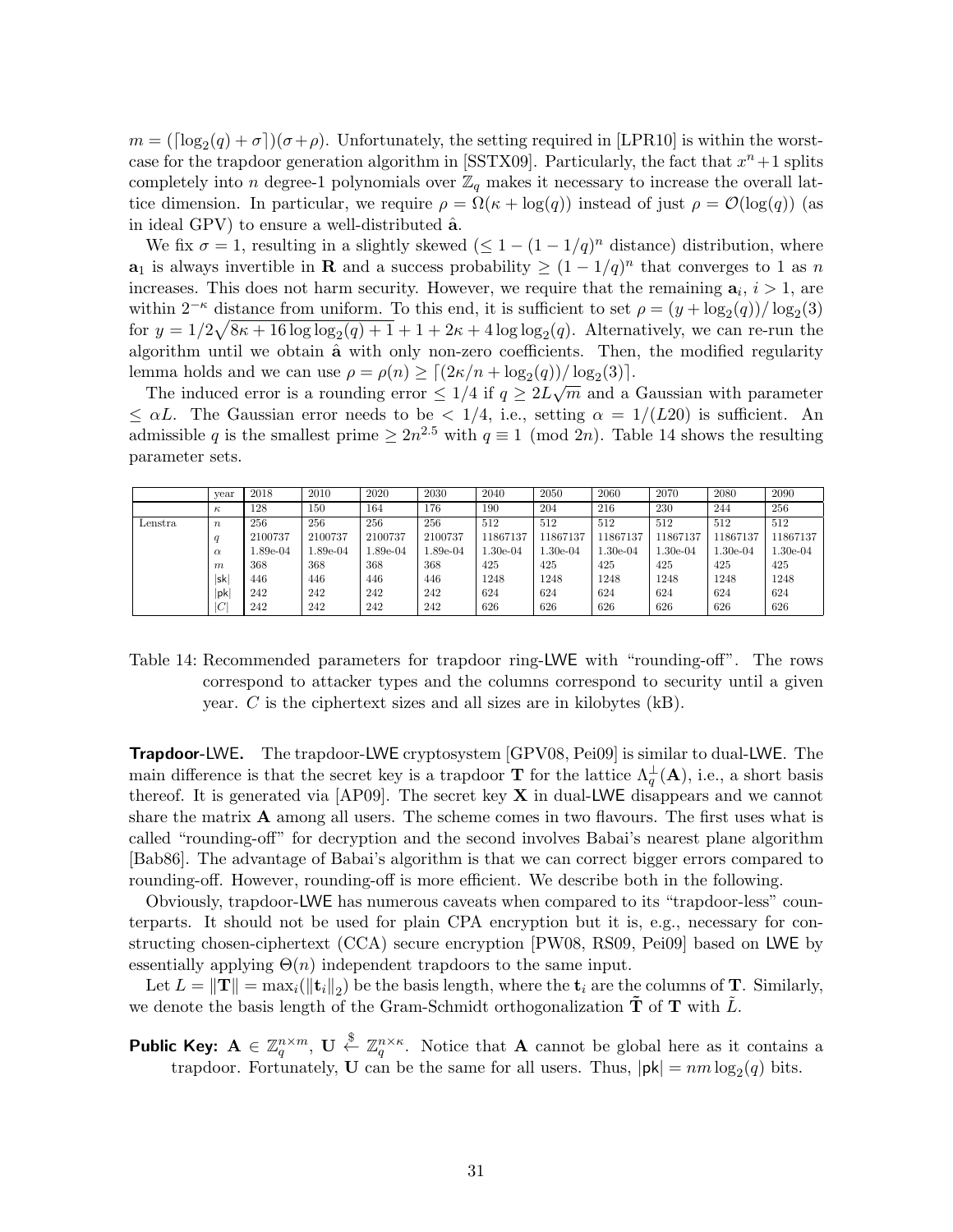$m = (\lceil \log_2(q) + \sigma \rceil)(\sigma + \rho)$. Unfortunately, the setting required in [LPR10] is within the worst-case for the trapdoor generation algorithm in [SSTX09]. Particularly, the fact that $x^n + 1$ splits completely into $n$ degree-1 polynomials over $\mathbb{Z}_q$ makes it necessary to increase the overall lattice dimension. In particular, we require $\rho = \Omega(\kappa + \log(q))$ instead of just $\rho = \mathcal{O}(\log(q))$ (as in ideal GPV) to ensure a well-distributed $\hat{\mathbf{a}}$.

We fix $\sigma = 1$, resulting in a slightly skewed ($\leq 1 - (1 - 1/q)^n$ distance) distribution, where $\mathbf{a}_1$ is always invertible in $\mathbf{R}$ and a success probability $\geq (1 - 1/q)^n$ that converges to 1 as $n$ increases. This does not harm security. However, we require that the remaining $\mathbf{a}_i$, $i > 1$, are within $2^{-\kappa}$ distance from uniform. To this end, it is sufficient to set $\rho = (y + \log_2(q))/\log_2(3)$ for $y = 1/2\sqrt{8\kappa + 16 \log \log_2(q) + 1} + 1 + 2\kappa + 4 \log \log_2(q)$. Alternatively, we can re-run the algorithm until we obtain $\hat{\mathbf{a}}$ with only non-zero coefficients. Then, the modified regularity lemma holds and we can use $\rho = \rho(n) \geq \lceil (2\kappa/n + \log_2(q))/\log_2(3) \rceil$.

The induced error is a rounding error $\leq 1/4$ if $q \geq 2L\sqrt{m}$ and a Gaussian with parameter $\leq \alpha L$. The Gaussian error needs to be $< 1/4$, i.e., setting $\alpha = 1/(L20)$ is sufficient. An admissible $q$ is the smallest prime $\geq 2n^{2.5}$ with $q \equiv 1 \pmod{2n}$. Table 14 shows the resulting parameter sets.

| | year | 2018 | 2010 | 2020 | 2030 | 2040 | 2050 | 2060 | 2070 | 2080 | 2090 |
|---|---|---|---|---|---|---|---|---|---|---|---|
| | $\kappa$ | 128 | 150 | 164 | 176 | 190 | 204 | 216 | 230 | 244 | 256 |
| Lenstra | $n$ | 256 | 256 | 256 | 256 | 512 | 512 | 512 | 512 | 512 | 512 |
| | $q$ | 2100737 | 2100737 | 2100737 | 2100737 | 11867137 | 11867137 | 11867137 | 11867137 | 11867137 | 11867137 |
| | $\alpha$ | 1.89e-04 | 1.89e-04 | 1.89e-04 | 1.89e-04 | 1.30e-04 | 1.30e-04 | 1.30e-04 | 1.30e-04 | 1.30e-04 | 1.30e-04 |
| | $m$ | 368 | 368 | 368 | 368 | 425 | 425 | 425 | 425 | 425 | 425 |
| | $\lvert\mathsf{sk}\rvert$ | 446 | 446 | 446 | 446 | 1248 | 1248 | 1248 | 1248 | 1248 | 1248 |
| | $\lvert\mathsf{pk}\rvert$ | 242 | 242 | 242 | 242 | 624 | 624 | 624 | 624 | 624 | 624 |
| | $\lvert C\rvert$ | 242 | 242 | 242 | 242 | 626 | 626 | 626 | 626 | 626 | 626 |

Table 14: Recommended parameters for trapdoor ring-LWE with "rounding-off". The rows correspond to attacker types and the columns correspond to security until a given year. $C$ is the ciphertext sizes and all sizes are in kilobytes (kB).

**Trapdoor-LWE.** The trapdoor-LWE cryptosystem [GPV08, Pei09] is similar to dual-LWE. The main difference is that the secret key is a trapdoor $\mathbf{T}$ for the lattice $\Lambda_q^{\perp}(\mathbf{A})$, i.e., a short basis thereof. It is generated via [AP09]. The secret key $\mathbf{X}$ in dual-LWE disappears and we cannot share the matrix $\mathbf{A}$ among all users. The scheme comes in two flavours. The first uses what is called "rounding-off" for decryption and the second involves Babai's nearest plane algorithm [Bab86]. The advantage of Babai's algorithm is that we can correct bigger errors compared to rounding-off. However, rounding-off is more efficient. We describe both in the following.

Obviously, trapdoor-LWE has numerous caveats when compared to its "trapdoor-less" counterparts. It should not be used for plain CPA encryption but it is, e.g., necessary for constructing chosen-ciphertext (CCA) secure encryption [PW08, RS09, Pei09] based on LWE by essentially applying $\Theta(n)$ independent trapdoors to the same input.

Let $L = \|\mathbf{T}\| = \max_i(\|\mathbf{t}_i\|_2)$ be the basis length, where the $\mathbf{t}_i$ are the columns of $\mathbf{T}$. Similarly, we denote the basis length of the Gram-Schmidt orthogonalization $\tilde{\mathbf{T}}$ of $\mathbf{T}$ with $\tilde{L}$.

**Public Key:** $\mathbf{A} \in \mathbb{Z}_q^{n \times m}$, $\mathbf{U} \overset{\$}{\leftarrow} \mathbb{Z}_q^{n \times \kappa}$. Notice that $\mathbf{A}$ cannot be global here as it contains a trapdoor. Fortunately, $\mathbf{U}$ can be the same for all users. Thus, $|\mathsf{pk}| = nm \log_2(q)$ bits.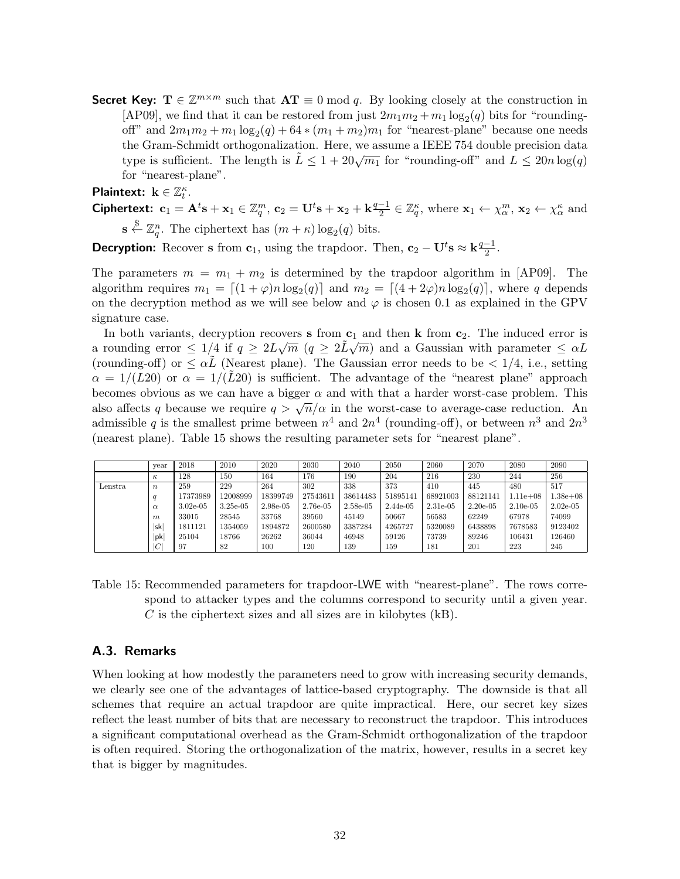**Secret Key:** $\mathbf{T} \in \mathbb{Z}^{m \times m}$ such that $\mathbf{AT} \equiv 0 \bmod q$. By looking closely at the construction in [AP09], we find that it can be restored from just $2m_1m_2 + m_1 \log_2(q)$ bits for "rounding-off" and $2m_1m_2 + m_1 \log_2(q) + 64 * (m_1 + m_2)m_1$ for "nearest-plane" because one needs the Gram-Schmidt orthogonalization. Here, we assume a IEEE 754 double precision data type is sufficient. The length is $\tilde{L} \leq 1 + 20\sqrt{m_1}$ for "rounding-off" and $L \leq 20n\log(q)$ for "nearest-plane".

**Plaintext:** $\mathbf{k} \in \mathbb{Z}_t^{\kappa}$.

**Ciphertext:** $\mathbf{c}_1 = \mathbf{A}^t\mathbf{s} + \mathbf{x}_1 \in \mathbb{Z}_q^m$, $\mathbf{c}_2 = \mathbf{U}^t\mathbf{s} + \mathbf{x}_2 + \mathbf{k}\frac{q-1}{2} \in \mathbb{Z}_q^{\kappa}$, where $\mathbf{x}_1 \leftarrow \chi_\alpha^m$, $\mathbf{x}_2 \leftarrow \chi_\alpha^\kappa$ and $\mathbf{s} \overset{\$}{\leftarrow} \mathbb{Z}_q^n$. The ciphertext has $(m + \kappa)\log_2(q)$ bits.

**Decryption:** Recover $\mathbf{s}$ from $\mathbf{c}_1$, using the trapdoor. Then, $\mathbf{c}_2 - \mathbf{U}^t\mathbf{s} \approx \mathbf{k}\frac{q-1}{2}$.

The parameters $m = m_1 + m_2$ is determined by the trapdoor algorithm in [AP09]. The algorithm requires $m_1 = \lceil (1+\varphi)n\log_2(q)\rceil$ and $m_2 = \lceil (4+2\varphi)n\log_2(q)\rceil$, where $q$ depends on the decryption method as we will see below and $\varphi$ is chosen 0.1 as explained in the GPV signature case.

In both variants, decryption recovers $\mathbf{s}$ from $\mathbf{c}_1$ and then $\mathbf{k}$ from $\mathbf{c}_2$. The induced error is a rounding error $\leq 1/4$ if $q \geq 2L\sqrt{m}$ ($q \geq 2\tilde{L}\sqrt{m}$) and a Gaussian with parameter $\leq \alpha L$ (rounding-off) or $\leq \alpha\tilde{L}$ (Nearest plane). The Gaussian error needs to be $< 1/4$, i.e., setting $\alpha = 1/(L20)$ or $\alpha = 1/(\tilde{L}20)$ is sufficient. The advantage of the "nearest plane" approach becomes obvious as we can have a bigger $\alpha$ and with that a harder worst-case problem. This also affects $q$ because we require $q > \sqrt{n}/\alpha$ in the worst-case to average-case reduction. An admissible $q$ is the smallest prime between $n^4$ and $2n^4$ (rounding-off), or between $n^3$ and $2n^3$ (nearest plane). Table 15 shows the resulting parameter sets for "nearest plane".

| | year | 2018 | 2010 | 2020 | 2030 | 2040 | 2050 | 2060 | 2070 | 2080 | 2090 |
|---|---|---|---|---|---|---|---|---|---|---|---|
| | $\kappa$ | 128 | 150 | 164 | 176 | 190 | 204 | 216 | 230 | 244 | 256 |
| Lenstra | $n$ | 259 | 229 | 264 | 302 | 338 | 373 | 410 | 445 | 480 | 517 |
| | $q$ | 17373989 | 12008999 | 18399749 | 27543611 | 38614483 | 51895141 | 68921003 | 88121141 | 1.11e+08 | 1.38e+08 |
| | $\alpha$ | 3.02e-05 | 3.25e-05 | 2.98e-05 | 2.76e-05 | 2.58e-05 | 2.44e-05 | 2.31e-05 | 2.20e-05 | 2.10e-05 | 2.02e-05 |
| | $m$ | 33015 | 28545 | 33768 | 39560 | 45149 | 50667 | 56583 | 62249 | 67978 | 74099 |
| | \|sk\| | 1811121 | 1354059 | 1894872 | 2600580 | 3387284 | 4265727 | 5320089 | 6438898 | 7678583 | 9123402 |
| | \|pk\| | 25104 | 18766 | 26262 | 36044 | 46948 | 59126 | 73739 | 89246 | 106431 | 126460 |
| | $\|C\|$ | 97 | 82 | 100 | 120 | 139 | 159 | 181 | 201 | 223 | 245 |

Table 15: Recommended parameters for trapdoor-LWE with "nearest-plane". The rows correspond to attacker types and the columns correspond to security until a given year. $C$ is the ciphertext sizes and all sizes are in kilobytes (kB).

## A.3. Remarks

When looking at how modestly the parameters need to grow with increasing security demands, we clearly see one of the advantages of lattice-based cryptography. The downside is that all schemes that require an actual trapdoor are quite impractical. Here, our secret key sizes reflect the least number of bits that are necessary to reconstruct the trapdoor. This introduces a significant computational overhead as the Gram-Schmidt orthogonalization of the trapdoor is often required. Storing the orthogonalization of the matrix, however, results in a secret key that is bigger by magnitudes.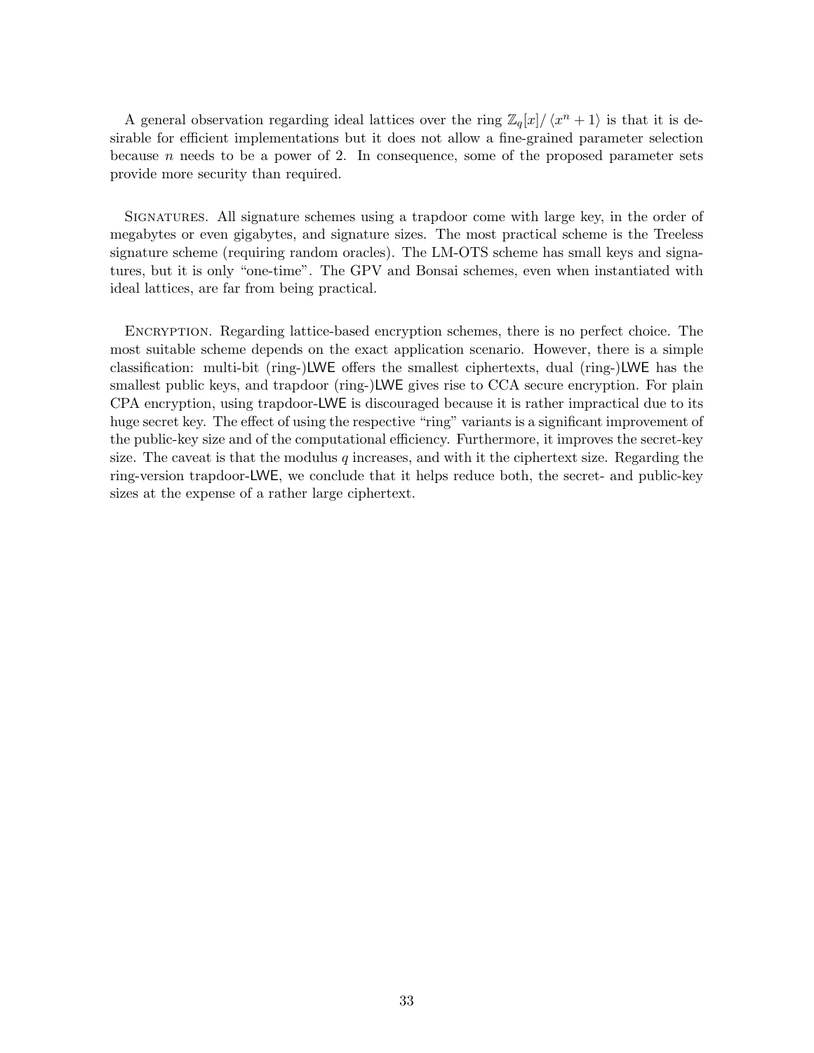A general observation regarding ideal lattices over the ring $\mathbb{Z}_q[x]/\langle x^n + 1\rangle$ is that it is desirable for efficient implementations but it does not allow a fine-grained parameter selection because $n$ needs to be a power of 2. In consequence, some of the proposed parameter sets provide more security than required.

Signatures. All signature schemes using a trapdoor come with large key, in the order of megabytes or even gigabytes, and signature sizes. The most practical scheme is the Treeless signature scheme (requiring random oracles). The LM-OTS scheme has small keys and signatures, but it is only "one-time". The GPV and Bonsai schemes, even when instantiated with ideal lattices, are far from being practical.

Encryption. Regarding lattice-based encryption schemes, there is no perfect choice. The most suitable scheme depends on the exact application scenario. However, there is a simple classification: multi-bit (ring-)LWE offers the smallest ciphertexts, dual (ring-)LWE has the smallest public keys, and trapdoor (ring-)LWE gives rise to CCA secure encryption. For plain CPA encryption, using trapdoor-LWE is discouraged because it is rather impractical due to its huge secret key. The effect of using the respective "ring" variants is a significant improvement of the public-key size and of the computational efficiency. Furthermore, it improves the secret-key size. The caveat is that the modulus $q$ increases, and with it the ciphertext size. Regarding the ring-version trapdoor-LWE, we conclude that it helps reduce both, the secret- and public-key sizes at the expense of a rather large ciphertext.